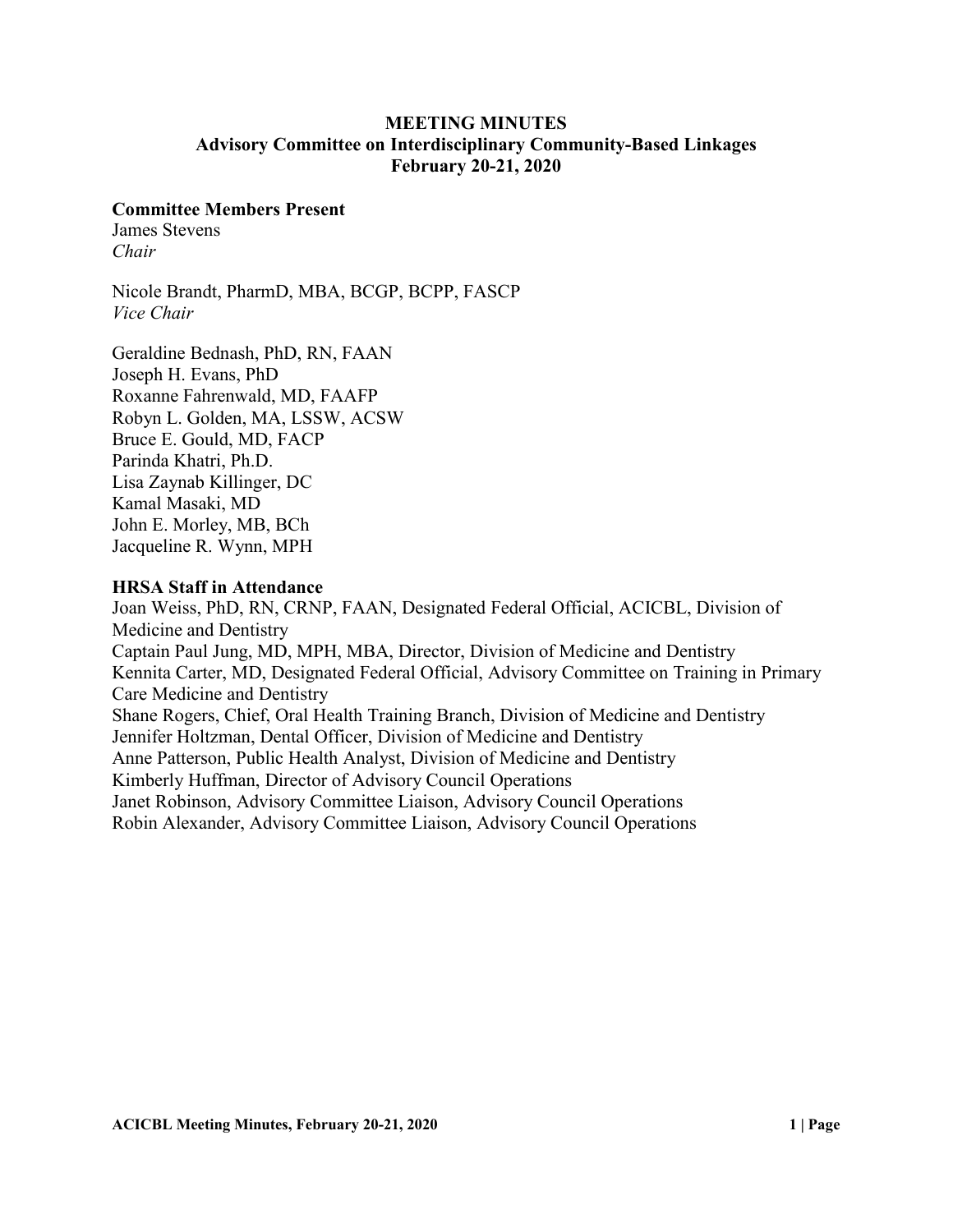# MEETING MINUTES
## Advisory Committee on Interdisciplinary Community-Based Linkages
## February 20-21, 2020

### Committee Members Present

James Stevens
*Chair*

Nicole Brandt, PharmD, MBA, BCGP, BCPP, FASCP
*Vice Chair*

Geraldine Bednash, PhD, RN, FAAN
Joseph H. Evans, PhD
Roxanne Fahrenwald, MD, FAAFP
Robyn L. Golden, MA, LSSW, ACSW
Bruce E. Gould, MD, FACP
Parinda Khatri, Ph.D.
Lisa Zaynab Killinger, DC
Kamal Masaki, MD
John E. Morley, MB, BCh
Jacqueline R. Wynn, MPH

### HRSA Staff in Attendance

Joan Weiss, PhD, RN, CRNP, FAAN, Designated Federal Official, ACICBL, Division of Medicine and Dentistry
Captain Paul Jung, MD, MPH, MBA, Director, Division of Medicine and Dentistry
Kennita Carter, MD, Designated Federal Official, Advisory Committee on Training in Primary Care Medicine and Dentistry
Shane Rogers, Chief, Oral Health Training Branch, Division of Medicine and Dentistry
Jennifer Holtzman, Dental Officer, Division of Medicine and Dentistry
Anne Patterson, Public Health Analyst, Division of Medicine and Dentistry
Kimberly Huffman, Director of Advisory Council Operations
Janet Robinson, Advisory Committee Liaison, Advisory Council Operations
Robin Alexander, Advisory Committee Liaison, Advisory Council Operations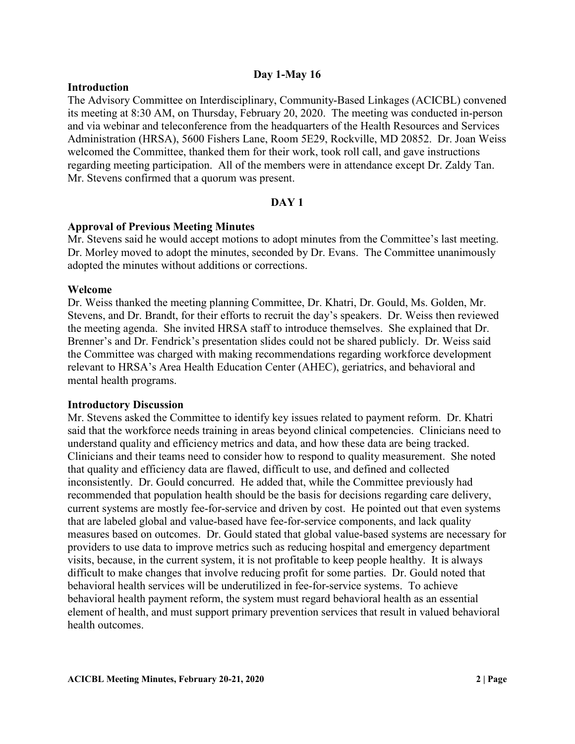**Day 1-May 16**

## Introduction

The Advisory Committee on Interdisciplinary, Community-Based Linkages (ACICBL) convened its meeting at 8:30 AM, on Thursday, February 20, 2020. The meeting was conducted in-person and via webinar and teleconference from the headquarters of the Health Resources and Services Administration (HRSA), 5600 Fishers Lane, Room 5E29, Rockville, MD 20852. Dr. Joan Weiss welcomed the Committee, thanked them for their work, took roll call, and gave instructions regarding meeting participation. All of the members were in attendance except Dr. Zaldy Tan. Mr. Stevens confirmed that a quorum was present.

## DAY 1

### Approval of Previous Meeting Minutes

Mr. Stevens said he would accept motions to adopt minutes from the Committee's last meeting. Dr. Morley moved to adopt the minutes, seconded by Dr. Evans. The Committee unanimously adopted the minutes without additions or corrections.

### Welcome

Dr. Weiss thanked the meeting planning Committee, Dr. Khatri, Dr. Gould, Ms. Golden, Mr. Stevens, and Dr. Brandt, for their efforts to recruit the day's speakers. Dr. Weiss then reviewed the meeting agenda. She invited HRSA staff to introduce themselves. She explained that Dr. Brenner's and Dr. Fendrick's presentation slides could not be shared publicly. Dr. Weiss said the Committee was charged with making recommendations regarding workforce development relevant to HRSA's Area Health Education Center (AHEC), geriatrics, and behavioral and mental health programs.

### Introductory Discussion

Mr. Stevens asked the Committee to identify key issues related to payment reform. Dr. Khatri said that the workforce needs training in areas beyond clinical competencies. Clinicians need to understand quality and efficiency metrics and data, and how these data are being tracked. Clinicians and their teams need to consider how to respond to quality measurement. She noted that quality and efficiency data are flawed, difficult to use, and defined and collected inconsistently. Dr. Gould concurred. He added that, while the Committee previously had recommended that population health should be the basis for decisions regarding care delivery, current systems are mostly fee-for-service and driven by cost. He pointed out that even systems that are labeled global and value-based have fee-for-service components, and lack quality measures based on outcomes. Dr. Gould stated that global value-based systems are necessary for providers to use data to improve metrics such as reducing hospital and emergency department visits, because, in the current system, it is not profitable to keep people healthy. It is always difficult to make changes that involve reducing profit for some parties. Dr. Gould noted that behavioral health services will be underutilized in fee-for-service systems. To achieve behavioral health payment reform, the system must regard behavioral health as an essential element of health, and must support primary prevention services that result in valued behavioral health outcomes.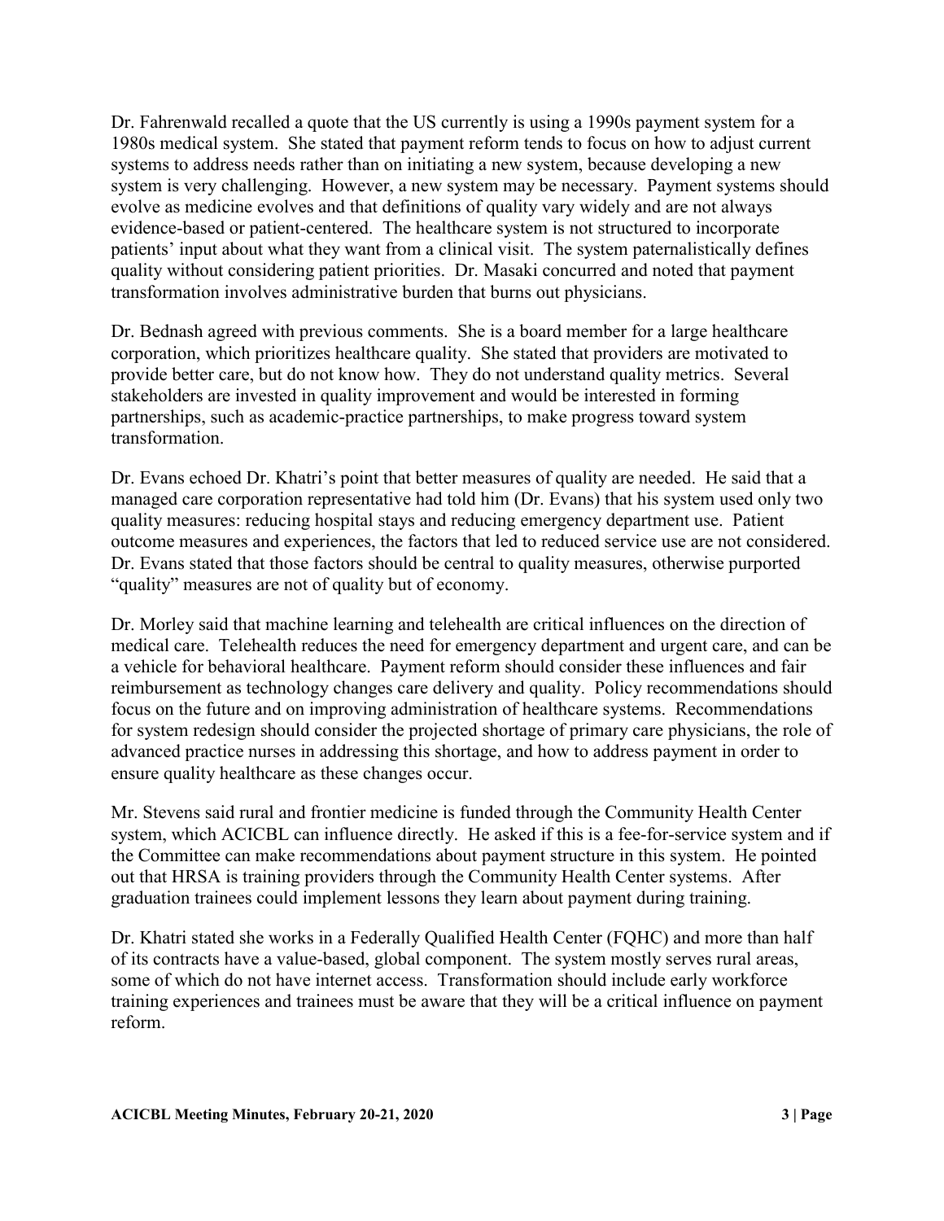Dr. Fahrenwald recalled a quote that the US currently is using a 1990s payment system for a 1980s medical system. She stated that payment reform tends to focus on how to adjust current systems to address needs rather than on initiating a new system, because developing a new system is very challenging. However, a new system may be necessary. Payment systems should evolve as medicine evolves and that definitions of quality vary widely and are not always evidence-based or patient-centered. The healthcare system is not structured to incorporate patients' input about what they want from a clinical visit. The system paternalistically defines quality without considering patient priorities. Dr. Masaki concurred and noted that payment transformation involves administrative burden that burns out physicians.

Dr. Bednash agreed with previous comments. She is a board member for a large healthcare corporation, which prioritizes healthcare quality. She stated that providers are motivated to provide better care, but do not know how. They do not understand quality metrics. Several stakeholders are invested in quality improvement and would be interested in forming partnerships, such as academic-practice partnerships, to make progress toward system transformation.

Dr. Evans echoed Dr. Khatri's point that better measures of quality are needed. He said that a managed care corporation representative had told him (Dr. Evans) that his system used only two quality measures: reducing hospital stays and reducing emergency department use. Patient outcome measures and experiences, the factors that led to reduced service use are not considered. Dr. Evans stated that those factors should be central to quality measures, otherwise purported "quality" measures are not of quality but of economy.

Dr. Morley said that machine learning and telehealth are critical influences on the direction of medical care. Telehealth reduces the need for emergency department and urgent care, and can be a vehicle for behavioral healthcare. Payment reform should consider these influences and fair reimbursement as technology changes care delivery and quality. Policy recommendations should focus on the future and on improving administration of healthcare systems. Recommendations for system redesign should consider the projected shortage of primary care physicians, the role of advanced practice nurses in addressing this shortage, and how to address payment in order to ensure quality healthcare as these changes occur.

Mr. Stevens said rural and frontier medicine is funded through the Community Health Center system, which ACICBL can influence directly. He asked if this is a fee-for-service system and if the Committee can make recommendations about payment structure in this system. He pointed out that HRSA is training providers through the Community Health Center systems. After graduation trainees could implement lessons they learn about payment during training.

Dr. Khatri stated she works in a Federally Qualified Health Center (FQHC) and more than half of its contracts have a value-based, global component. The system mostly serves rural areas, some of which do not have internet access. Transformation should include early workforce training experiences and trainees must be aware that they will be a critical influence on payment reform.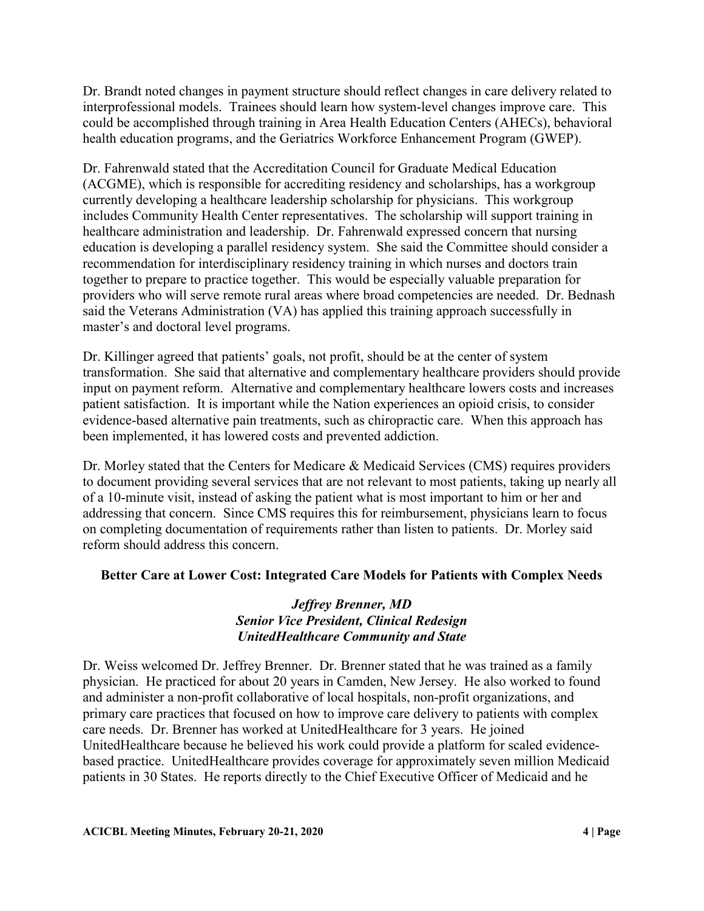Dr. Brandt noted changes in payment structure should reflect changes in care delivery related to interprofessional models. Trainees should learn how system-level changes improve care. This could be accomplished through training in Area Health Education Centers (AHECs), behavioral health education programs, and the Geriatrics Workforce Enhancement Program (GWEP).

Dr. Fahrenwald stated that the Accreditation Council for Graduate Medical Education (ACGME), which is responsible for accrediting residency and scholarships, has a workgroup currently developing a healthcare leadership scholarship for physicians. This workgroup includes Community Health Center representatives. The scholarship will support training in healthcare administration and leadership. Dr. Fahrenwald expressed concern that nursing education is developing a parallel residency system. She said the Committee should consider a recommendation for interdisciplinary residency training in which nurses and doctors train together to prepare to practice together. This would be especially valuable preparation for providers who will serve remote rural areas where broad competencies are needed. Dr. Bednash said the Veterans Administration (VA) has applied this training approach successfully in master's and doctoral level programs.

Dr. Killinger agreed that patients' goals, not profit, should be at the center of system transformation. She said that alternative and complementary healthcare providers should provide input on payment reform. Alternative and complementary healthcare lowers costs and increases patient satisfaction. It is important while the Nation experiences an opioid crisis, to consider evidence-based alternative pain treatments, such as chiropractic care. When this approach has been implemented, it has lowered costs and prevented addiction.

Dr. Morley stated that the Centers for Medicare & Medicaid Services (CMS) requires providers to document providing several services that are not relevant to most patients, taking up nearly all of a 10-minute visit, instead of asking the patient what is most important to him or her and addressing that concern. Since CMS requires this for reimbursement, physicians learn to focus on completing documentation of requirements rather than listen to patients. Dr. Morley said reform should address this concern.

## Better Care at Lower Cost: Integrated Care Models for Patients with Complex Needs

***Jeffrey Brenner, MD***
***Senior Vice President, Clinical Redesign***
***UnitedHealthcare Community and State***

Dr. Weiss welcomed Dr. Jeffrey Brenner. Dr. Brenner stated that he was trained as a family physician. He practiced for about 20 years in Camden, New Jersey. He also worked to found and administer a non-profit collaborative of local hospitals, non-profit organizations, and primary care practices that focused on how to improve care delivery to patients with complex care needs. Dr. Brenner has worked at UnitedHealthcare for 3 years. He joined UnitedHealthcare because he believed his work could provide a platform for scaled evidence-based practice. UnitedHealthcare provides coverage for approximately seven million Medicaid patients in 30 States. He reports directly to the Chief Executive Officer of Medicaid and he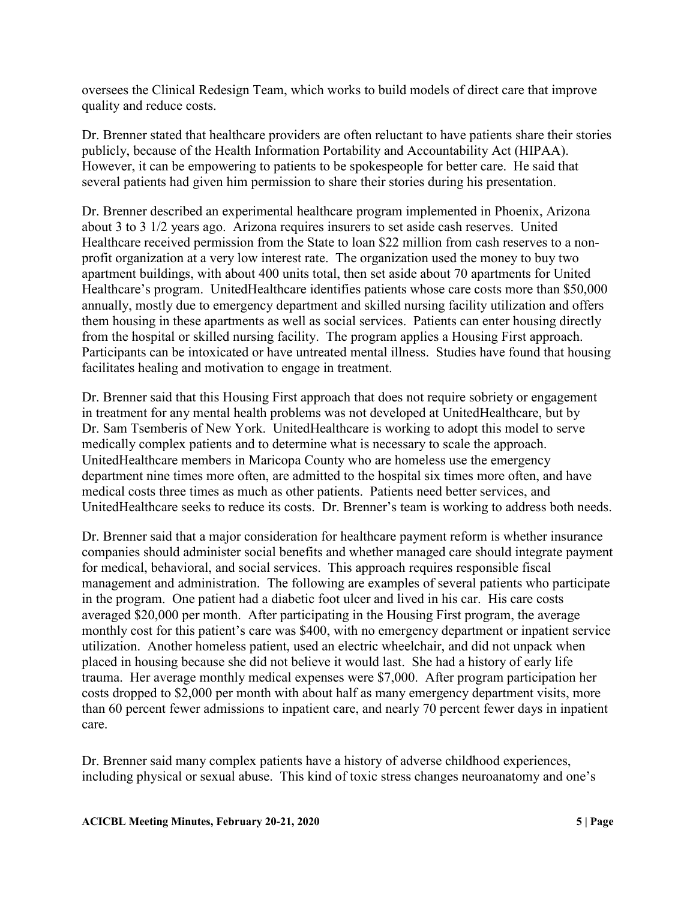oversees the Clinical Redesign Team, which works to build models of direct care that improve quality and reduce costs.

Dr. Brenner stated that healthcare providers are often reluctant to have patients share their stories publicly, because of the Health Information Portability and Accountability Act (HIPAA). However, it can be empowering to patients to be spokespeople for better care. He said that several patients had given him permission to share their stories during his presentation.

Dr. Brenner described an experimental healthcare program implemented in Phoenix, Arizona about 3 to 3 1/2 years ago. Arizona requires insurers to set aside cash reserves. United Healthcare received permission from the State to loan $22 million from cash reserves to a non-profit organization at a very low interest rate. The organization used the money to buy two apartment buildings, with about 400 units total, then set aside about 70 apartments for United Healthcare's program. UnitedHealthcare identifies patients whose care costs more than $50,000 annually, mostly due to emergency department and skilled nursing facility utilization and offers them housing in these apartments as well as social services. Patients can enter housing directly from the hospital or skilled nursing facility. The program applies a Housing First approach. Participants can be intoxicated or have untreated mental illness. Studies have found that housing facilitates healing and motivation to engage in treatment.

Dr. Brenner said that this Housing First approach that does not require sobriety or engagement in treatment for any mental health problems was not developed at UnitedHealthcare, but by Dr. Sam Tsemberis of New York. UnitedHealthcare is working to adopt this model to serve medically complex patients and to determine what is necessary to scale the approach. UnitedHealthcare members in Maricopa County who are homeless use the emergency department nine times more often, are admitted to the hospital six times more often, and have medical costs three times as much as other patients. Patients need better services, and UnitedHealthcare seeks to reduce its costs. Dr. Brenner's team is working to address both needs.

Dr. Brenner said that a major consideration for healthcare payment reform is whether insurance companies should administer social benefits and whether managed care should integrate payment for medical, behavioral, and social services. This approach requires responsible fiscal management and administration. The following are examples of several patients who participate in the program. One patient had a diabetic foot ulcer and lived in his car. His care costs averaged $20,000 per month. After participating in the Housing First program, the average monthly cost for this patient's care was $400, with no emergency department or inpatient service utilization. Another homeless patient, used an electric wheelchair, and did not unpack when placed in housing because she did not believe it would last. She had a history of early life trauma. Her average monthly medical expenses were $7,000. After program participation her costs dropped to $2,000 per month with about half as many emergency department visits, more than 60 percent fewer admissions to inpatient care, and nearly 70 percent fewer days in inpatient care.

Dr. Brenner said many complex patients have a history of adverse childhood experiences, including physical or sexual abuse. This kind of toxic stress changes neuroanatomy and one's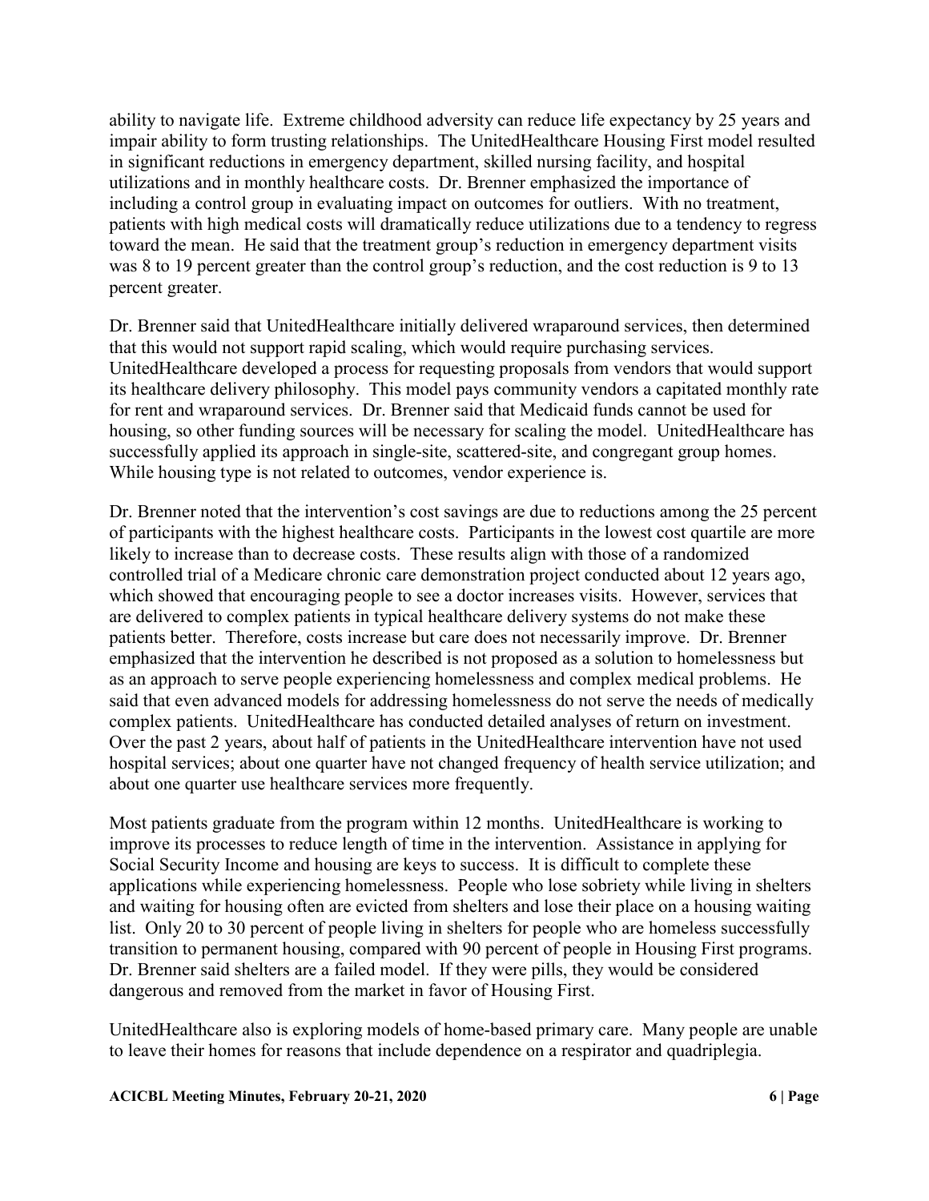ability to navigate life. Extreme childhood adversity can reduce life expectancy by 25 years and impair ability to form trusting relationships. The UnitedHealthcare Housing First model resulted in significant reductions in emergency department, skilled nursing facility, and hospital utilizations and in monthly healthcare costs. Dr. Brenner emphasized the importance of including a control group in evaluating impact on outcomes for outliers. With no treatment, patients with high medical costs will dramatically reduce utilizations due to a tendency to regress toward the mean. He said that the treatment group's reduction in emergency department visits was 8 to 19 percent greater than the control group's reduction, and the cost reduction is 9 to 13 percent greater.

Dr. Brenner said that UnitedHealthcare initially delivered wraparound services, then determined that this would not support rapid scaling, which would require purchasing services. UnitedHealthcare developed a process for requesting proposals from vendors that would support its healthcare delivery philosophy. This model pays community vendors a capitated monthly rate for rent and wraparound services. Dr. Brenner said that Medicaid funds cannot be used for housing, so other funding sources will be necessary for scaling the model. UnitedHealthcare has successfully applied its approach in single-site, scattered-site, and congregant group homes. While housing type is not related to outcomes, vendor experience is.

Dr. Brenner noted that the intervention's cost savings are due to reductions among the 25 percent of participants with the highest healthcare costs. Participants in the lowest cost quartile are more likely to increase than to decrease costs. These results align with those of a randomized controlled trial of a Medicare chronic care demonstration project conducted about 12 years ago, which showed that encouraging people to see a doctor increases visits. However, services that are delivered to complex patients in typical healthcare delivery systems do not make these patients better. Therefore, costs increase but care does not necessarily improve. Dr. Brenner emphasized that the intervention he described is not proposed as a solution to homelessness but as an approach to serve people experiencing homelessness and complex medical problems. He said that even advanced models for addressing homelessness do not serve the needs of medically complex patients. UnitedHealthcare has conducted detailed analyses of return on investment. Over the past 2 years, about half of patients in the UnitedHealthcare intervention have not used hospital services; about one quarter have not changed frequency of health service utilization; and about one quarter use healthcare services more frequently.

Most patients graduate from the program within 12 months. UnitedHealthcare is working to improve its processes to reduce length of time in the intervention. Assistance in applying for Social Security Income and housing are keys to success. It is difficult to complete these applications while experiencing homelessness. People who lose sobriety while living in shelters and waiting for housing often are evicted from shelters and lose their place on a housing waiting list. Only 20 to 30 percent of people living in shelters for people who are homeless successfully transition to permanent housing, compared with 90 percent of people in Housing First programs. Dr. Brenner said shelters are a failed model. If they were pills, they would be considered dangerous and removed from the market in favor of Housing First.

UnitedHealthcare also is exploring models of home-based primary care. Many people are unable to leave their homes for reasons that include dependence on a respirator and quadriplegia.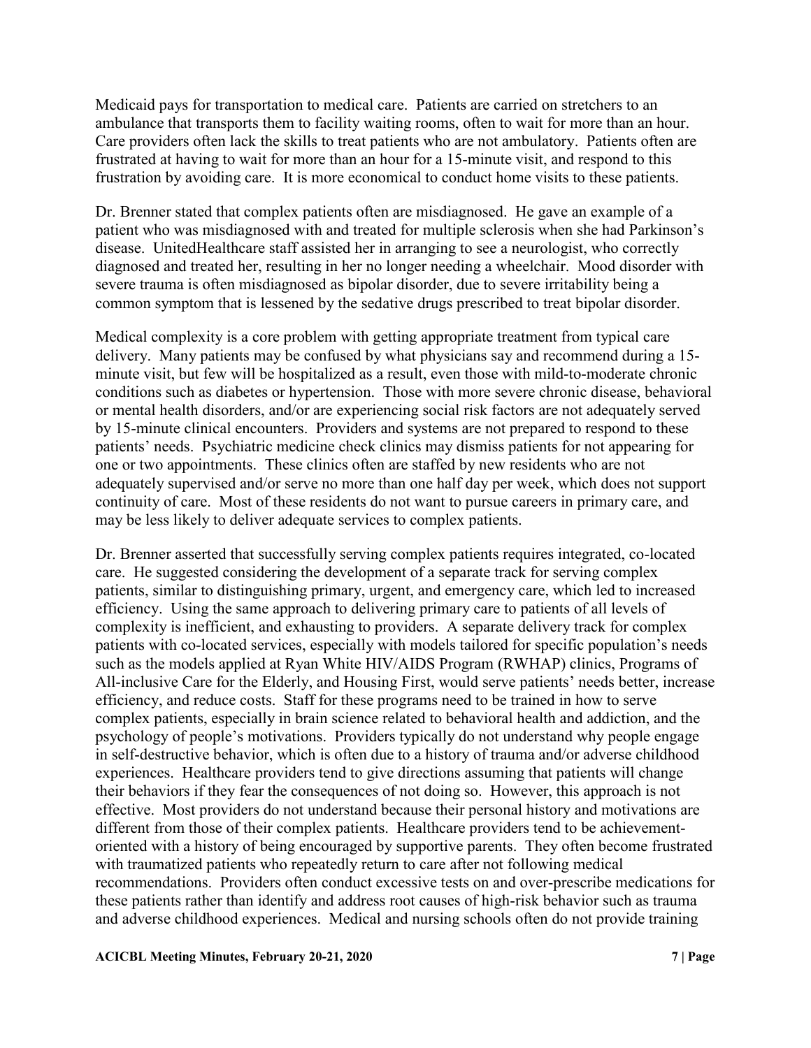Medicaid pays for transportation to medical care. Patients are carried on stretchers to an ambulance that transports them to facility waiting rooms, often to wait for more than an hour. Care providers often lack the skills to treat patients who are not ambulatory. Patients often are frustrated at having to wait for more than an hour for a 15-minute visit, and respond to this frustration by avoiding care. It is more economical to conduct home visits to these patients.

Dr. Brenner stated that complex patients often are misdiagnosed. He gave an example of a patient who was misdiagnosed with and treated for multiple sclerosis when she had Parkinson's disease. UnitedHealthcare staff assisted her in arranging to see a neurologist, who correctly diagnosed and treated her, resulting in her no longer needing a wheelchair. Mood disorder with severe trauma is often misdiagnosed as bipolar disorder, due to severe irritability being a common symptom that is lessened by the sedative drugs prescribed to treat bipolar disorder.

Medical complexity is a core problem with getting appropriate treatment from typical care delivery. Many patients may be confused by what physicians say and recommend during a 15-minute visit, but few will be hospitalized as a result, even those with mild-to-moderate chronic conditions such as diabetes or hypertension. Those with more severe chronic disease, behavioral or mental health disorders, and/or are experiencing social risk factors are not adequately served by 15-minute clinical encounters. Providers and systems are not prepared to respond to these patients' needs. Psychiatric medicine check clinics may dismiss patients for not appearing for one or two appointments. These clinics often are staffed by new residents who are not adequately supervised and/or serve no more than one half day per week, which does not support continuity of care. Most of these residents do not want to pursue careers in primary care, and may be less likely to deliver adequate services to complex patients.

Dr. Brenner asserted that successfully serving complex patients requires integrated, co-located care. He suggested considering the development of a separate track for serving complex patients, similar to distinguishing primary, urgent, and emergency care, which led to increased efficiency. Using the same approach to delivering primary care to patients of all levels of complexity is inefficient, and exhausting to providers. A separate delivery track for complex patients with co-located services, especially with models tailored for specific population's needs such as the models applied at Ryan White HIV/AIDS Program (RWHAP) clinics, Programs of All-inclusive Care for the Elderly, and Housing First, would serve patients' needs better, increase efficiency, and reduce costs. Staff for these programs need to be trained in how to serve complex patients, especially in brain science related to behavioral health and addiction, and the psychology of people's motivations. Providers typically do not understand why people engage in self-destructive behavior, which is often due to a history of trauma and/or adverse childhood experiences. Healthcare providers tend to give directions assuming that patients will change their behaviors if they fear the consequences of not doing so. However, this approach is not effective. Most providers do not understand because their personal history and motivations are different from those of their complex patients. Healthcare providers tend to be achievement-oriented with a history of being encouraged by supportive parents. They often become frustrated with traumatized patients who repeatedly return to care after not following medical recommendations. Providers often conduct excessive tests on and over-prescribe medications for these patients rather than identify and address root causes of high-risk behavior such as trauma and adverse childhood experiences. Medical and nursing schools often do not provide training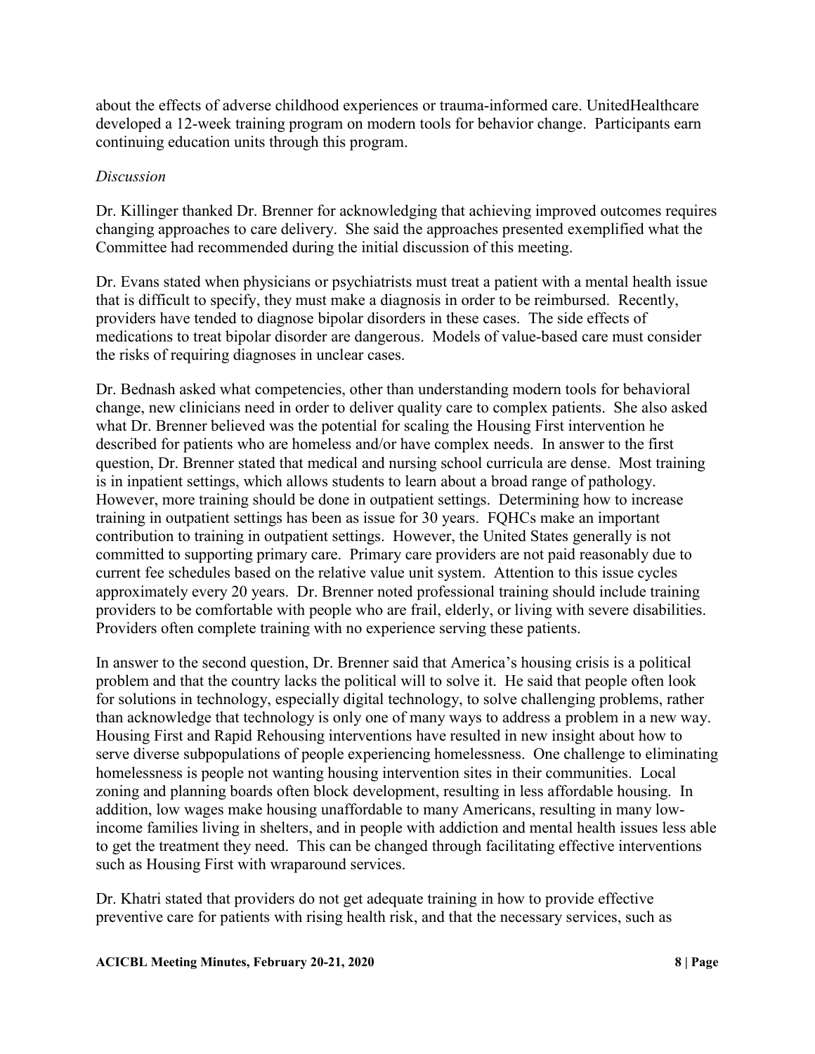about the effects of adverse childhood experiences or trauma-informed care. UnitedHealthcare developed a 12-week training program on modern tools for behavior change. Participants earn continuing education units through this program.

*Discussion*

Dr. Killinger thanked Dr. Brenner for acknowledging that achieving improved outcomes requires changing approaches to care delivery. She said the approaches presented exemplified what the Committee had recommended during the initial discussion of this meeting.

Dr. Evans stated when physicians or psychiatrists must treat a patient with a mental health issue that is difficult to specify, they must make a diagnosis in order to be reimbursed. Recently, providers have tended to diagnose bipolar disorders in these cases. The side effects of medications to treat bipolar disorder are dangerous. Models of value-based care must consider the risks of requiring diagnoses in unclear cases.

Dr. Bednash asked what competencies, other than understanding modern tools for behavioral change, new clinicians need in order to deliver quality care to complex patients. She also asked what Dr. Brenner believed was the potential for scaling the Housing First intervention he described for patients who are homeless and/or have complex needs. In answer to the first question, Dr. Brenner stated that medical and nursing school curricula are dense. Most training is in inpatient settings, which allows students to learn about a broad range of pathology. However, more training should be done in outpatient settings. Determining how to increase training in outpatient settings has been as issue for 30 years. FQHCs make an important contribution to training in outpatient settings. However, the United States generally is not committed to supporting primary care. Primary care providers are not paid reasonably due to current fee schedules based on the relative value unit system. Attention to this issue cycles approximately every 20 years. Dr. Brenner noted professional training should include training providers to be comfortable with people who are frail, elderly, or living with severe disabilities. Providers often complete training with no experience serving these patients.

In answer to the second question, Dr. Brenner said that America's housing crisis is a political problem and that the country lacks the political will to solve it. He said that people often look for solutions in technology, especially digital technology, to solve challenging problems, rather than acknowledge that technology is only one of many ways to address a problem in a new way. Housing First and Rapid Rehousing interventions have resulted in new insight about how to serve diverse subpopulations of people experiencing homelessness. One challenge to eliminating homelessness is people not wanting housing intervention sites in their communities. Local zoning and planning boards often block development, resulting in less affordable housing. In addition, low wages make housing unaffordable to many Americans, resulting in many low-income families living in shelters, and in people with addiction and mental health issues less able to get the treatment they need. This can be changed through facilitating effective interventions such as Housing First with wraparound services.

Dr. Khatri stated that providers do not get adequate training in how to provide effective preventive care for patients with rising health risk, and that the necessary services, such as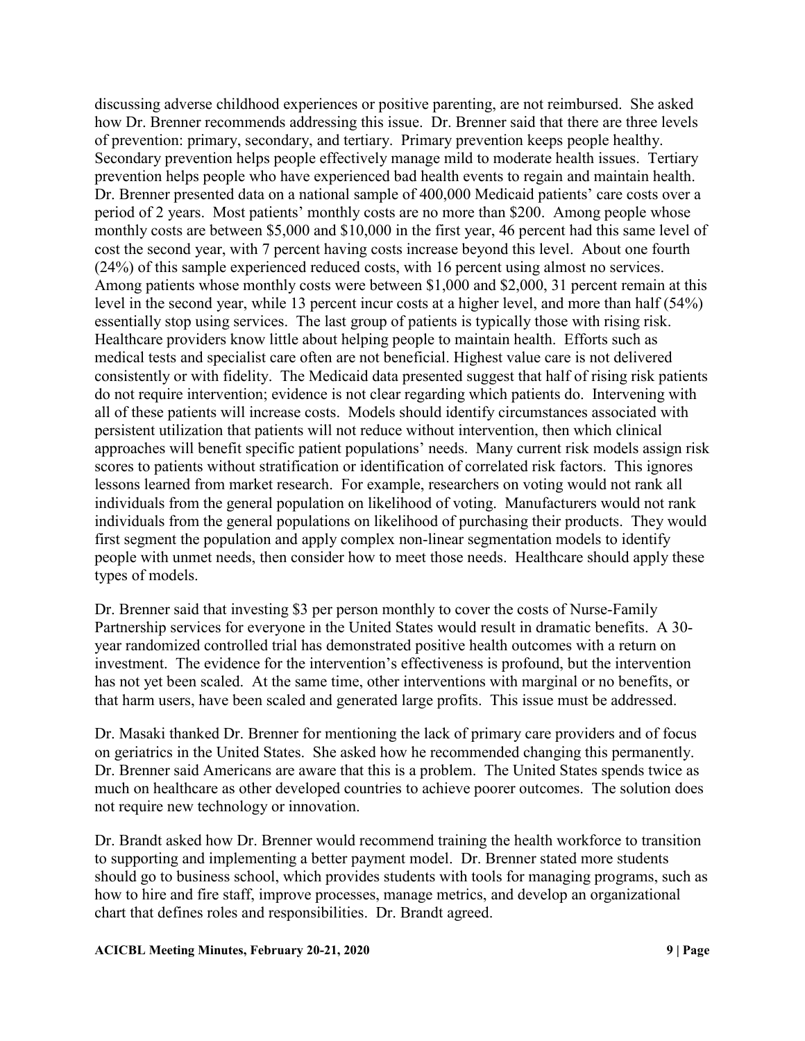discussing adverse childhood experiences or positive parenting, are not reimbursed. She asked how Dr. Brenner recommends addressing this issue. Dr. Brenner said that there are three levels of prevention: primary, secondary, and tertiary. Primary prevention keeps people healthy. Secondary prevention helps people effectively manage mild to moderate health issues. Tertiary prevention helps people who have experienced bad health events to regain and maintain health. Dr. Brenner presented data on a national sample of 400,000 Medicaid patients' care costs over a period of 2 years. Most patients' monthly costs are no more than \$200. Among people whose monthly costs are between \$5,000 and \$10,000 in the first year, 46 percent had this same level of cost the second year, with 7 percent having costs increase beyond this level. About one fourth (24%) of this sample experienced reduced costs, with 16 percent using almost no services. Among patients whose monthly costs were between \$1,000 and \$2,000, 31 percent remain at this level in the second year, while 13 percent incur costs at a higher level, and more than half (54%) essentially stop using services. The last group of patients is typically those with rising risk. Healthcare providers know little about helping people to maintain health. Efforts such as medical tests and specialist care often are not beneficial. Highest value care is not delivered consistently or with fidelity. The Medicaid data presented suggest that half of rising risk patients do not require intervention; evidence is not clear regarding which patients do. Intervening with all of these patients will increase costs. Models should identify circumstances associated with persistent utilization that patients will not reduce without intervention, then which clinical approaches will benefit specific patient populations' needs. Many current risk models assign risk scores to patients without stratification or identification of correlated risk factors. This ignores lessons learned from market research. For example, researchers on voting would not rank all individuals from the general population on likelihood of voting. Manufacturers would not rank individuals from the general populations on likelihood of purchasing their products. They would first segment the population and apply complex non-linear segmentation models to identify people with unmet needs, then consider how to meet those needs. Healthcare should apply these types of models.

Dr. Brenner said that investing \$3 per person monthly to cover the costs of Nurse-Family Partnership services for everyone in the United States would result in dramatic benefits. A 30-year randomized controlled trial has demonstrated positive health outcomes with a return on investment. The evidence for the intervention's effectiveness is profound, but the intervention has not yet been scaled. At the same time, other interventions with marginal or no benefits, or that harm users, have been scaled and generated large profits. This issue must be addressed.

Dr. Masaki thanked Dr. Brenner for mentioning the lack of primary care providers and of focus on geriatrics in the United States. She asked how he recommended changing this permanently. Dr. Brenner said Americans are aware that this is a problem. The United States spends twice as much on healthcare as other developed countries to achieve poorer outcomes. The solution does not require new technology or innovation.

Dr. Brandt asked how Dr. Brenner would recommend training the health workforce to transition to supporting and implementing a better payment model. Dr. Brenner stated more students should go to business school, which provides students with tools for managing programs, such as how to hire and fire staff, improve processes, manage metrics, and develop an organizational chart that defines roles and responsibilities. Dr. Brandt agreed.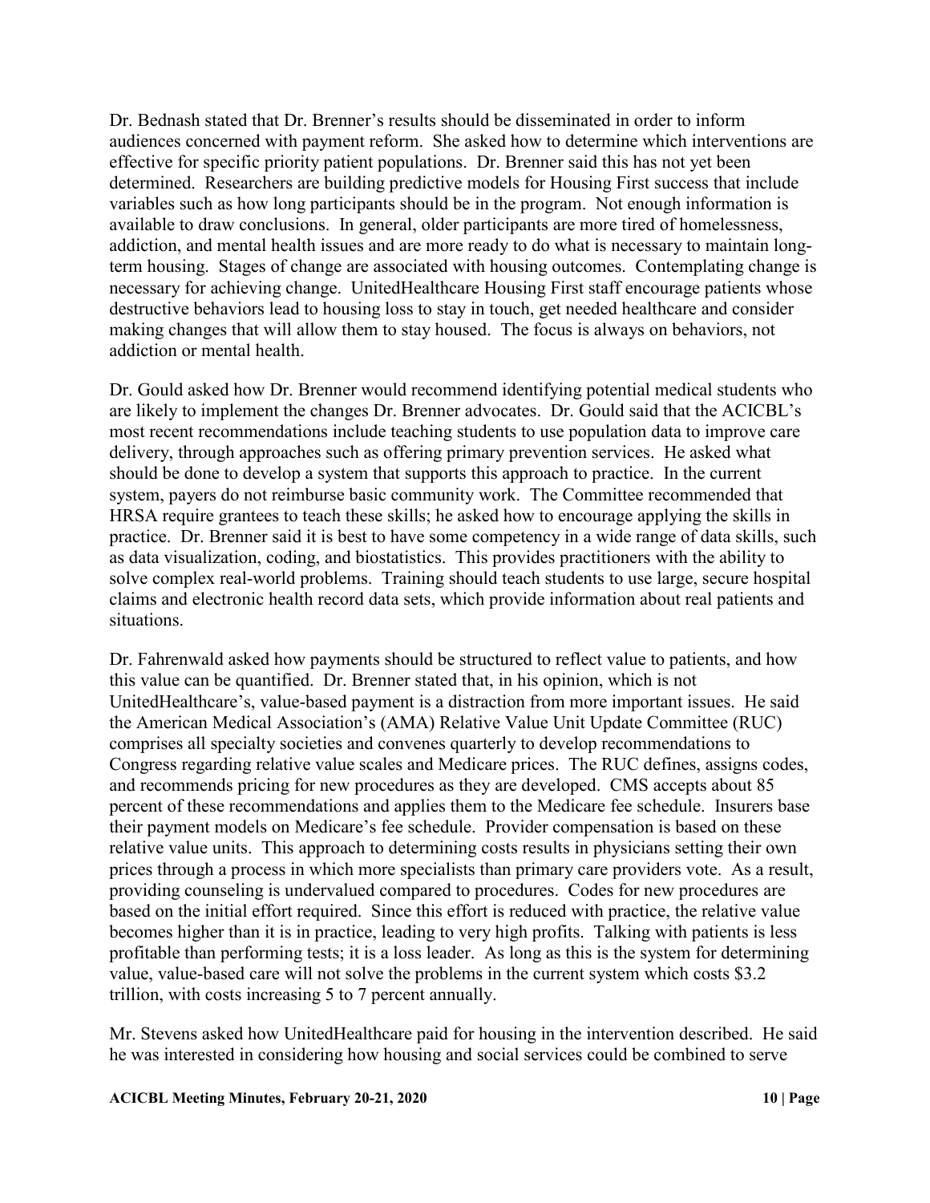Dr. Bednash stated that Dr. Brenner's results should be disseminated in order to inform audiences concerned with payment reform. She asked how to determine which interventions are effective for specific priority patient populations. Dr. Brenner said this has not yet been determined. Researchers are building predictive models for Housing First success that include variables such as how long participants should be in the program. Not enough information is available to draw conclusions. In general, older participants are more tired of homelessness, addiction, and mental health issues and are more ready to do what is necessary to maintain long-term housing. Stages of change are associated with housing outcomes. Contemplating change is necessary for achieving change. UnitedHealthcare Housing First staff encourage patients whose destructive behaviors lead to housing loss to stay in touch, get needed healthcare and consider making changes that will allow them to stay housed. The focus is always on behaviors, not addiction or mental health.

Dr. Gould asked how Dr. Brenner would recommend identifying potential medical students who are likely to implement the changes Dr. Brenner advocates. Dr. Gould said that the ACICBL's most recent recommendations include teaching students to use population data to improve care delivery, through approaches such as offering primary prevention services. He asked what should be done to develop a system that supports this approach to practice. In the current system, payers do not reimburse basic community work. The Committee recommended that HRSA require grantees to teach these skills; he asked how to encourage applying the skills in practice. Dr. Brenner said it is best to have some competency in a wide range of data skills, such as data visualization, coding, and biostatistics. This provides practitioners with the ability to solve complex real-world problems. Training should teach students to use large, secure hospital claims and electronic health record data sets, which provide information about real patients and situations.

Dr. Fahrenwald asked how payments should be structured to reflect value to patients, and how this value can be quantified. Dr. Brenner stated that, in his opinion, which is not UnitedHealthcare's, value-based payment is a distraction from more important issues. He said the American Medical Association's (AMA) Relative Value Unit Update Committee (RUC) comprises all specialty societies and convenes quarterly to develop recommendations to Congress regarding relative value scales and Medicare prices. The RUC defines, assigns codes, and recommends pricing for new procedures as they are developed. CMS accepts about 85 percent of these recommendations and applies them to the Medicare fee schedule. Insurers base their payment models on Medicare's fee schedule. Provider compensation is based on these relative value units. This approach to determining costs results in physicians setting their own prices through a process in which more specialists than primary care providers vote. As a result, providing counseling is undervalued compared to procedures. Codes for new procedures are based on the initial effort required. Since this effort is reduced with practice, the relative value becomes higher than it is in practice, leading to very high profits. Talking with patients is less profitable than performing tests; it is a loss leader. As long as this is the system for determining value, value-based care will not solve the problems in the current system which costs $3.2 trillion, with costs increasing 5 to 7 percent annually.

Mr. Stevens asked how UnitedHealthcare paid for housing in the intervention described. He said he was interested in considering how housing and social services could be combined to serve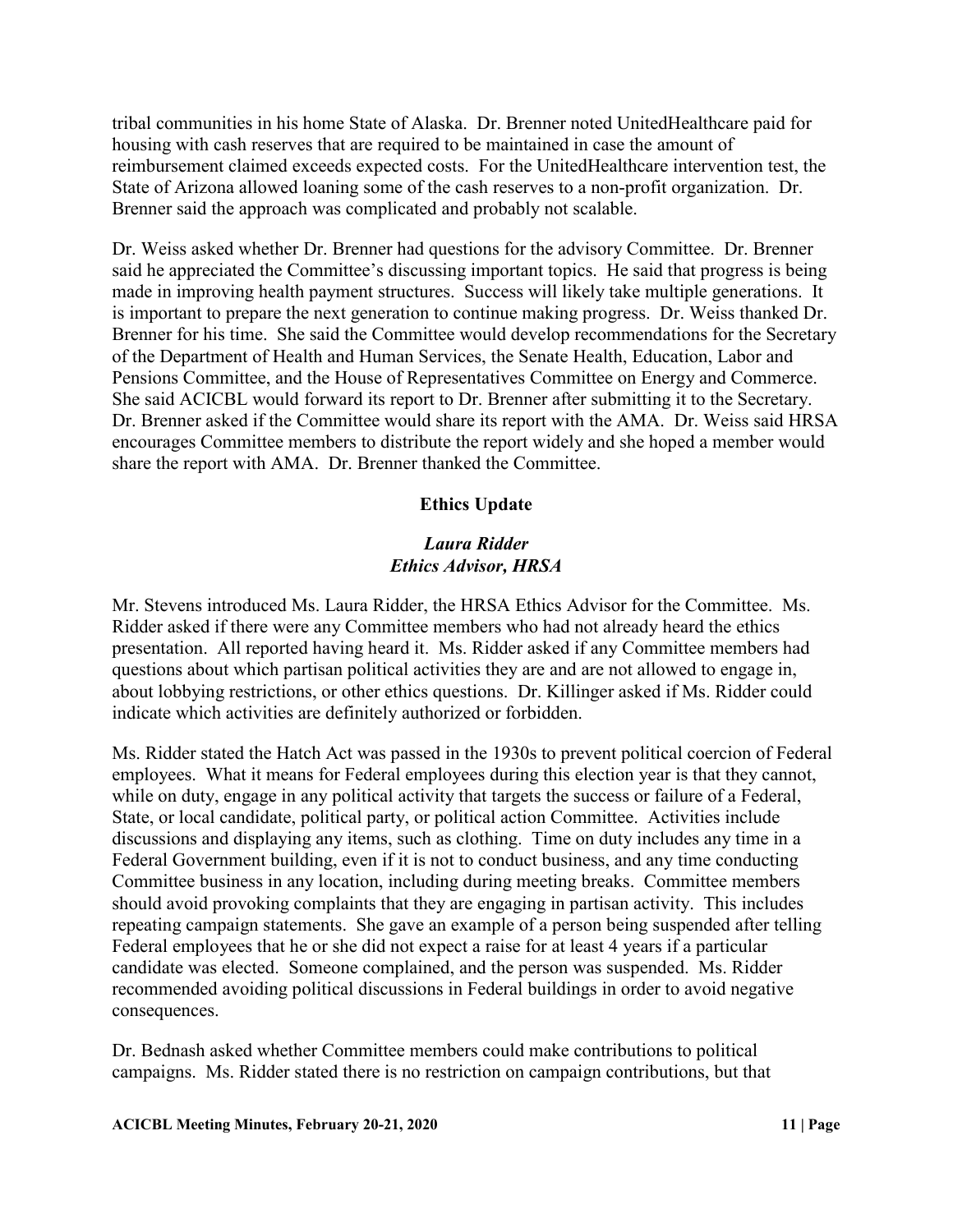tribal communities in his home State of Alaska. Dr. Brenner noted UnitedHealthcare paid for housing with cash reserves that are required to be maintained in case the amount of reimbursement claimed exceeds expected costs. For the UnitedHealthcare intervention test, the State of Arizona allowed loaning some of the cash reserves to a non-profit organization. Dr. Brenner said the approach was complicated and probably not scalable.

Dr. Weiss asked whether Dr. Brenner had questions for the advisory Committee. Dr. Brenner said he appreciated the Committee's discussing important topics. He said that progress is being made in improving health payment structures. Success will likely take multiple generations. It is important to prepare the next generation to continue making progress. Dr. Weiss thanked Dr. Brenner for his time. She said the Committee would develop recommendations for the Secretary of the Department of Health and Human Services, the Senate Health, Education, Labor and Pensions Committee, and the House of Representatives Committee on Energy and Commerce. She said ACICBL would forward its report to Dr. Brenner after submitting it to the Secretary. Dr. Brenner asked if the Committee would share its report with the AMA. Dr. Weiss said HRSA encourages Committee members to distribute the report widely and she hoped a member would share the report with AMA. Dr. Brenner thanked the Committee.

## Ethics Update

***Laura Ridder***
***Ethics Advisor, HRSA***

Mr. Stevens introduced Ms. Laura Ridder, the HRSA Ethics Advisor for the Committee. Ms. Ridder asked if there were any Committee members who had not already heard the ethics presentation. All reported having heard it. Ms. Ridder asked if any Committee members had questions about which partisan political activities they are and are not allowed to engage in, about lobbying restrictions, or other ethics questions. Dr. Killinger asked if Ms. Ridder could indicate which activities are definitely authorized or forbidden.

Ms. Ridder stated the Hatch Act was passed in the 1930s to prevent political coercion of Federal employees. What it means for Federal employees during this election year is that they cannot, while on duty, engage in any political activity that targets the success or failure of a Federal, State, or local candidate, political party, or political action Committee. Activities include discussions and displaying any items, such as clothing. Time on duty includes any time in a Federal Government building, even if it is not to conduct business, and any time conducting Committee business in any location, including during meeting breaks. Committee members should avoid provoking complaints that they are engaging in partisan activity. This includes repeating campaign statements. She gave an example of a person being suspended after telling Federal employees that he or she did not expect a raise for at least 4 years if a particular candidate was elected. Someone complained, and the person was suspended. Ms. Ridder recommended avoiding political discussions in Federal buildings in order to avoid negative consequences.

Dr. Bednash asked whether Committee members could make contributions to political campaigns. Ms. Ridder stated there is no restriction on campaign contributions, but that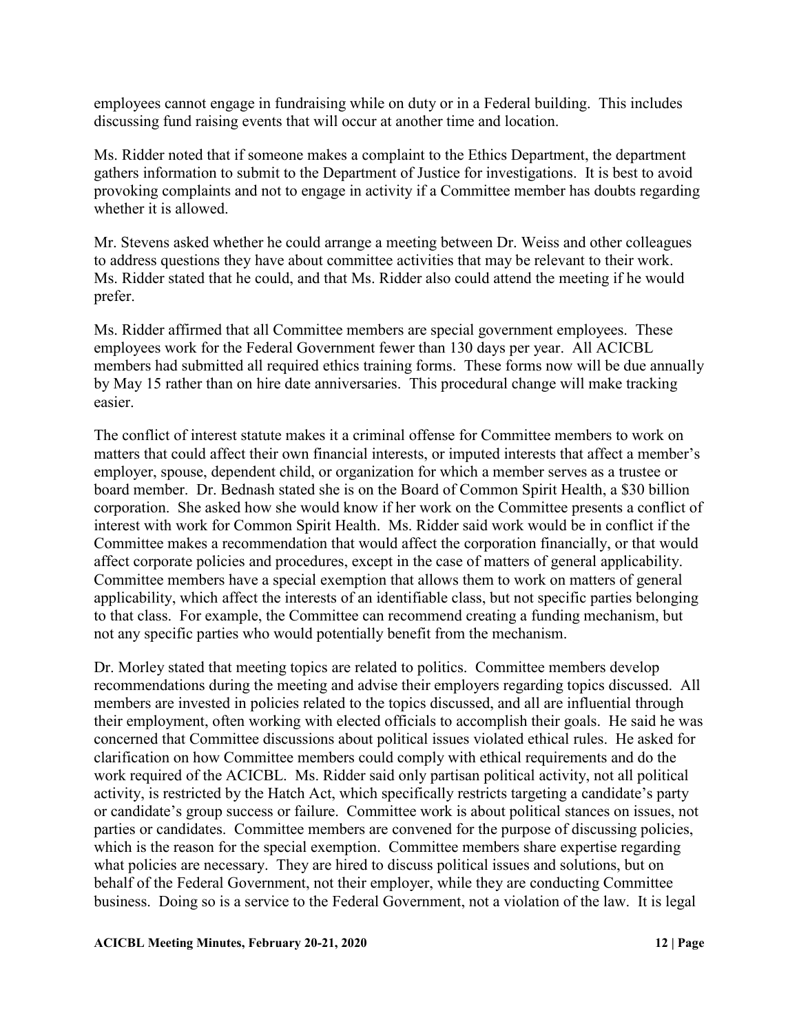employees cannot engage in fundraising while on duty or in a Federal building. This includes discussing fund raising events that will occur at another time and location.

Ms. Ridder noted that if someone makes a complaint to the Ethics Department, the department gathers information to submit to the Department of Justice for investigations. It is best to avoid provoking complaints and not to engage in activity if a Committee member has doubts regarding whether it is allowed.

Mr. Stevens asked whether he could arrange a meeting between Dr. Weiss and other colleagues to address questions they have about committee activities that may be relevant to their work. Ms. Ridder stated that he could, and that Ms. Ridder also could attend the meeting if he would prefer.

Ms. Ridder affirmed that all Committee members are special government employees. These employees work for the Federal Government fewer than 130 days per year. All ACICBL members had submitted all required ethics training forms. These forms now will be due annually by May 15 rather than on hire date anniversaries. This procedural change will make tracking easier.

The conflict of interest statute makes it a criminal offense for Committee members to work on matters that could affect their own financial interests, or imputed interests that affect a member's employer, spouse, dependent child, or organization for which a member serves as a trustee or board member. Dr. Bednash stated she is on the Board of Common Spirit Health, a $30 billion corporation. She asked how she would know if her work on the Committee presents a conflict of interest with work for Common Spirit Health. Ms. Ridder said work would be in conflict if the Committee makes a recommendation that would affect the corporation financially, or that would affect corporate policies and procedures, except in the case of matters of general applicability. Committee members have a special exemption that allows them to work on matters of general applicability, which affect the interests of an identifiable class, but not specific parties belonging to that class. For example, the Committee can recommend creating a funding mechanism, but not any specific parties who would potentially benefit from the mechanism.

Dr. Morley stated that meeting topics are related to politics. Committee members develop recommendations during the meeting and advise their employers regarding topics discussed. All members are invested in policies related to the topics discussed, and all are influential through their employment, often working with elected officials to accomplish their goals. He said he was concerned that Committee discussions about political issues violated ethical rules. He asked for clarification on how Committee members could comply with ethical requirements and do the work required of the ACICBL. Ms. Ridder said only partisan political activity, not all political activity, is restricted by the Hatch Act, which specifically restricts targeting a candidate's party or candidate's group success or failure. Committee work is about political stances on issues, not parties or candidates. Committee members are convened for the purpose of discussing policies, which is the reason for the special exemption. Committee members share expertise regarding what policies are necessary. They are hired to discuss political issues and solutions, but on behalf of the Federal Government, not their employer, while they are conducting Committee business. Doing so is a service to the Federal Government, not a violation of the law. It is legal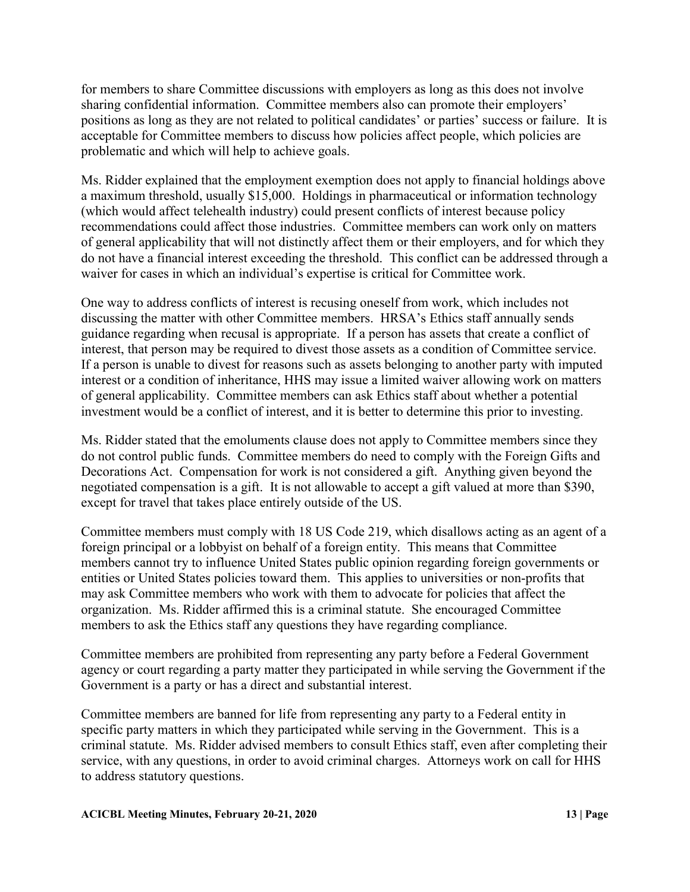for members to share Committee discussions with employers as long as this does not involve sharing confidential information. Committee members also can promote their employers' positions as long as they are not related to political candidates' or parties' success or failure. It is acceptable for Committee members to discuss how policies affect people, which policies are problematic and which will help to achieve goals.

Ms. Ridder explained that the employment exemption does not apply to financial holdings above a maximum threshold, usually $15,000. Holdings in pharmaceutical or information technology (which would affect telehealth industry) could present conflicts of interest because policy recommendations could affect those industries. Committee members can work only on matters of general applicability that will not distinctly affect them or their employers, and for which they do not have a financial interest exceeding the threshold. This conflict can be addressed through a waiver for cases in which an individual's expertise is critical for Committee work.

One way to address conflicts of interest is recusing oneself from work, which includes not discussing the matter with other Committee members. HRSA's Ethics staff annually sends guidance regarding when recusal is appropriate. If a person has assets that create a conflict of interest, that person may be required to divest those assets as a condition of Committee service. If a person is unable to divest for reasons such as assets belonging to another party with imputed interest or a condition of inheritance, HHS may issue a limited waiver allowing work on matters of general applicability. Committee members can ask Ethics staff about whether a potential investment would be a conflict of interest, and it is better to determine this prior to investing.

Ms. Ridder stated that the emoluments clause does not apply to Committee members since they do not control public funds. Committee members do need to comply with the Foreign Gifts and Decorations Act. Compensation for work is not considered a gift. Anything given beyond the negotiated compensation is a gift. It is not allowable to accept a gift valued at more than $390, except for travel that takes place entirely outside of the US.

Committee members must comply with 18 US Code 219, which disallows acting as an agent of a foreign principal or a lobbyist on behalf of a foreign entity. This means that Committee members cannot try to influence United States public opinion regarding foreign governments or entities or United States policies toward them. This applies to universities or non-profits that may ask Committee members who work with them to advocate for policies that affect the organization. Ms. Ridder affirmed this is a criminal statute. She encouraged Committee members to ask the Ethics staff any questions they have regarding compliance.

Committee members are prohibited from representing any party before a Federal Government agency or court regarding a party matter they participated in while serving the Government if the Government is a party or has a direct and substantial interest.

Committee members are banned for life from representing any party to a Federal entity in specific party matters in which they participated while serving in the Government. This is a criminal statute. Ms. Ridder advised members to consult Ethics staff, even after completing their service, with any questions, in order to avoid criminal charges. Attorneys work on call for HHS to address statutory questions.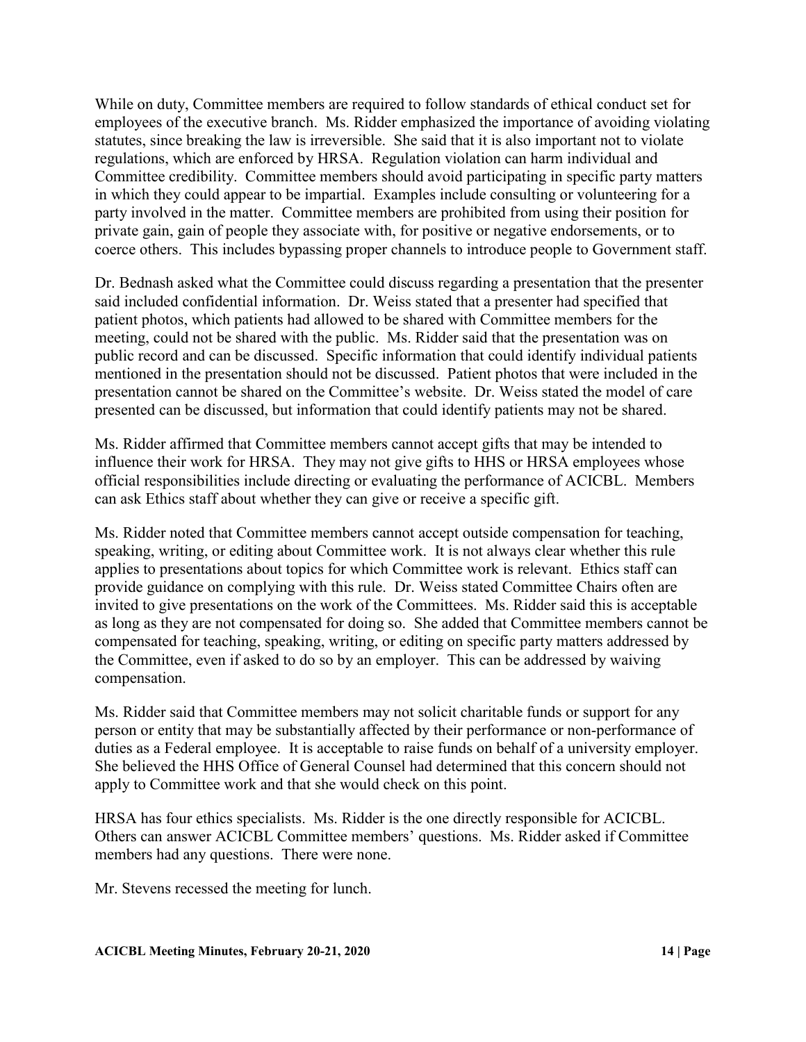While on duty, Committee members are required to follow standards of ethical conduct set for employees of the executive branch. Ms. Ridder emphasized the importance of avoiding violating statutes, since breaking the law is irreversible. She said that it is also important not to violate regulations, which are enforced by HRSA. Regulation violation can harm individual and Committee credibility. Committee members should avoid participating in specific party matters in which they could appear to be impartial. Examples include consulting or volunteering for a party involved in the matter. Committee members are prohibited from using their position for private gain, gain of people they associate with, for positive or negative endorsements, or to coerce others. This includes bypassing proper channels to introduce people to Government staff.

Dr. Bednash asked what the Committee could discuss regarding a presentation that the presenter said included confidential information. Dr. Weiss stated that a presenter had specified that patient photos, which patients had allowed to be shared with Committee members for the meeting, could not be shared with the public. Ms. Ridder said that the presentation was on public record and can be discussed. Specific information that could identify individual patients mentioned in the presentation should not be discussed. Patient photos that were included in the presentation cannot be shared on the Committee's website. Dr. Weiss stated the model of care presented can be discussed, but information that could identify patients may not be shared.

Ms. Ridder affirmed that Committee members cannot accept gifts that may be intended to influence their work for HRSA. They may not give gifts to HHS or HRSA employees whose official responsibilities include directing or evaluating the performance of ACICBL. Members can ask Ethics staff about whether they can give or receive a specific gift.

Ms. Ridder noted that Committee members cannot accept outside compensation for teaching, speaking, writing, or editing about Committee work. It is not always clear whether this rule applies to presentations about topics for which Committee work is relevant. Ethics staff can provide guidance on complying with this rule. Dr. Weiss stated Committee Chairs often are invited to give presentations on the work of the Committees. Ms. Ridder said this is acceptable as long as they are not compensated for doing so. She added that Committee members cannot be compensated for teaching, speaking, writing, or editing on specific party matters addressed by the Committee, even if asked to do so by an employer. This can be addressed by waiving compensation.

Ms. Ridder said that Committee members may not solicit charitable funds or support for any person or entity that may be substantially affected by their performance or non-performance of duties as a Federal employee. It is acceptable to raise funds on behalf of a university employer. She believed the HHS Office of General Counsel had determined that this concern should not apply to Committee work and that she would check on this point.

HRSA has four ethics specialists. Ms. Ridder is the one directly responsible for ACICBL. Others can answer ACICBL Committee members' questions. Ms. Ridder asked if Committee members had any questions. There were none.

Mr. Stevens recessed the meeting for lunch.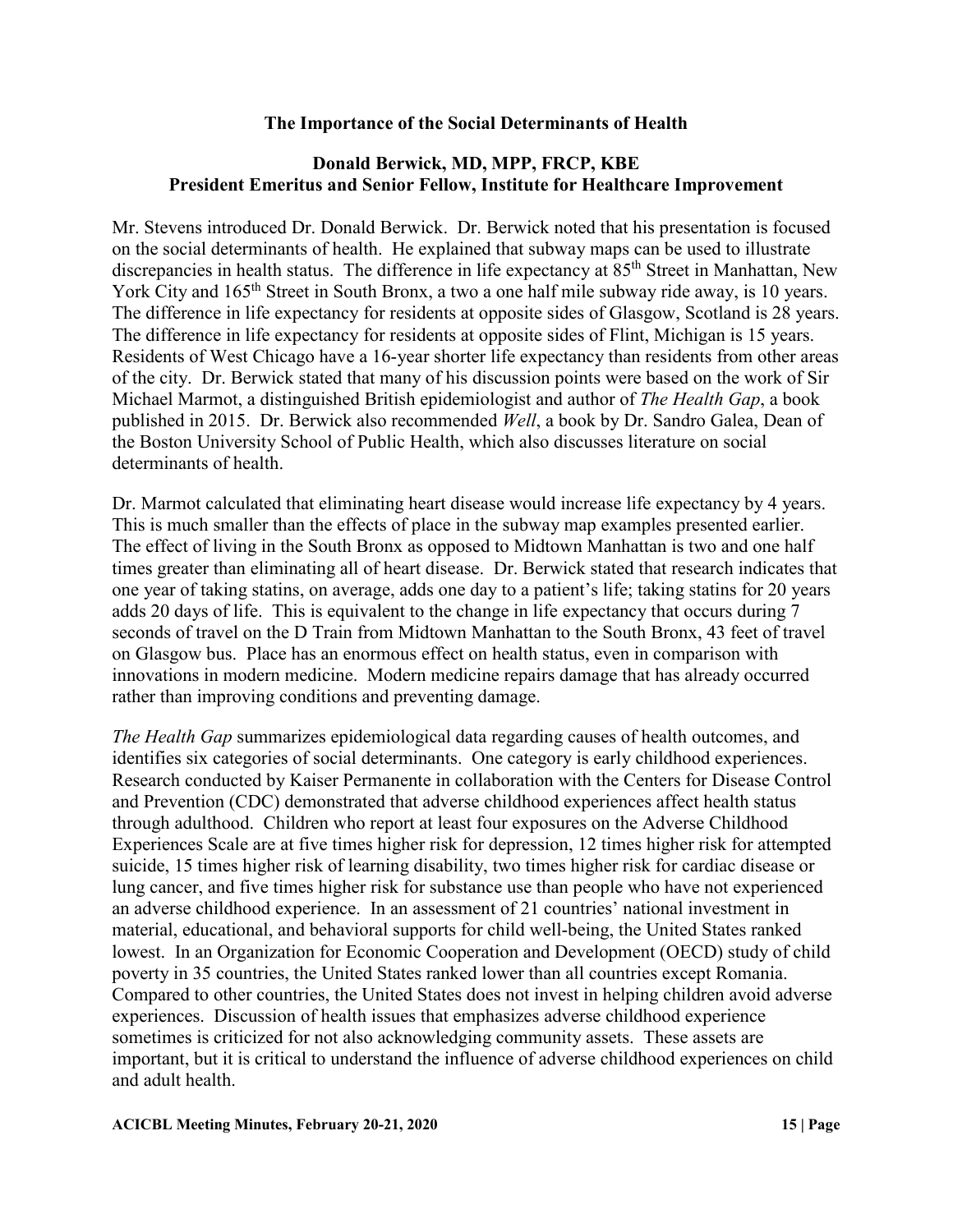**The Importance of the Social Determinants of Health**

**Donald Berwick, MD, MPP, FRCP, KBE**
**President Emeritus and Senior Fellow, Institute for Healthcare Improvement**

Mr. Stevens introduced Dr. Donald Berwick. Dr. Berwick noted that his presentation is focused on the social determinants of health. He explained that subway maps can be used to illustrate discrepancies in health status. The difference in life expectancy at 85th Street in Manhattan, New York City and 165th Street in South Bronx, a two a one half mile subway ride away, is 10 years. The difference in life expectancy for residents at opposite sides of Glasgow, Scotland is 28 years. The difference in life expectancy for residents at opposite sides of Flint, Michigan is 15 years. Residents of West Chicago have a 16-year shorter life expectancy than residents from other areas of the city. Dr. Berwick stated that many of his discussion points were based on the work of Sir Michael Marmot, a distinguished British epidemiologist and author of *The Health Gap*, a book published in 2015. Dr. Berwick also recommended *Well*, a book by Dr. Sandro Galea, Dean of the Boston University School of Public Health, which also discusses literature on social determinants of health.

Dr. Marmot calculated that eliminating heart disease would increase life expectancy by 4 years. This is much smaller than the effects of place in the subway map examples presented earlier. The effect of living in the South Bronx as opposed to Midtown Manhattan is two and one half times greater than eliminating all of heart disease. Dr. Berwick stated that research indicates that one year of taking statins, on average, adds one day to a patient's life; taking statins for 20 years adds 20 days of life. This is equivalent to the change in life expectancy that occurs during 7 seconds of travel on the D Train from Midtown Manhattan to the South Bronx, 43 feet of travel on Glasgow bus. Place has an enormous effect on health status, even in comparison with innovations in modern medicine. Modern medicine repairs damage that has already occurred rather than improving conditions and preventing damage.

*The Health Gap* summarizes epidemiological data regarding causes of health outcomes, and identifies six categories of social determinants. One category is early childhood experiences. Research conducted by Kaiser Permanente in collaboration with the Centers for Disease Control and Prevention (CDC) demonstrated that adverse childhood experiences affect health status through adulthood. Children who report at least four exposures on the Adverse Childhood Experiences Scale are at five times higher risk for depression, 12 times higher risk for attempted suicide, 15 times higher risk of learning disability, two times higher risk for cardiac disease or lung cancer, and five times higher risk for substance use than people who have not experienced an adverse childhood experience. In an assessment of 21 countries' national investment in material, educational, and behavioral supports for child well-being, the United States ranked lowest. In an Organization for Economic Cooperation and Development (OECD) study of child poverty in 35 countries, the United States ranked lower than all countries except Romania. Compared to other countries, the United States does not invest in helping children avoid adverse experiences. Discussion of health issues that emphasizes adverse childhood experience sometimes is criticized for not also acknowledging community assets. These assets are important, but it is critical to understand the influence of adverse childhood experiences on child and adult health.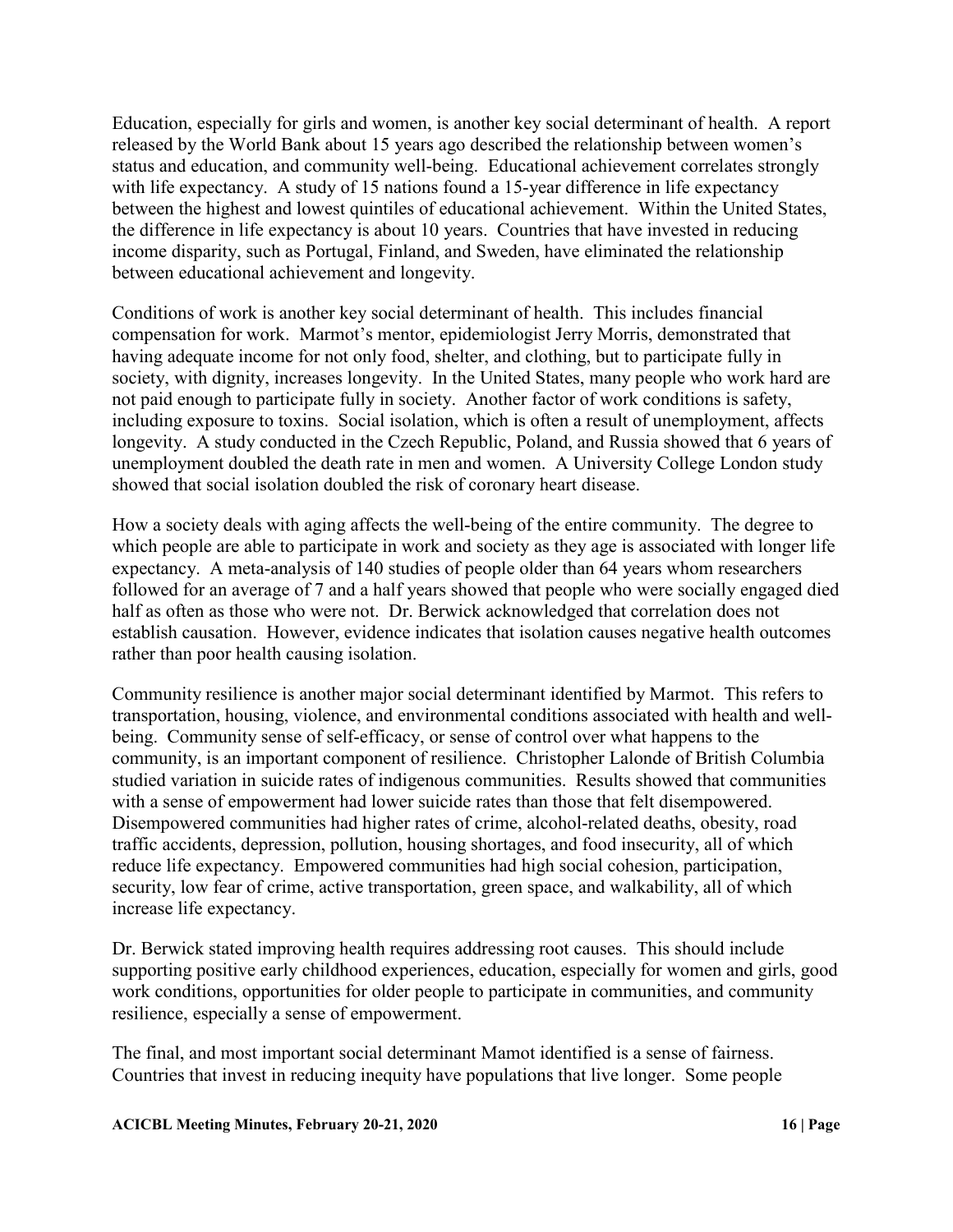Education, especially for girls and women, is another key social determinant of health. A report released by the World Bank about 15 years ago described the relationship between women's status and education, and community well-being. Educational achievement correlates strongly with life expectancy. A study of 15 nations found a 15-year difference in life expectancy between the highest and lowest quintiles of educational achievement. Within the United States, the difference in life expectancy is about 10 years. Countries that have invested in reducing income disparity, such as Portugal, Finland, and Sweden, have eliminated the relationship between educational achievement and longevity.

Conditions of work is another key social determinant of health. This includes financial compensation for work. Marmot's mentor, epidemiologist Jerry Morris, demonstrated that having adequate income for not only food, shelter, and clothing, but to participate fully in society, with dignity, increases longevity. In the United States, many people who work hard are not paid enough to participate fully in society. Another factor of work conditions is safety, including exposure to toxins. Social isolation, which is often a result of unemployment, affects longevity. A study conducted in the Czech Republic, Poland, and Russia showed that 6 years of unemployment doubled the death rate in men and women. A University College London study showed that social isolation doubled the risk of coronary heart disease.

How a society deals with aging affects the well-being of the entire community. The degree to which people are able to participate in work and society as they age is associated with longer life expectancy. A meta-analysis of 140 studies of people older than 64 years whom researchers followed for an average of 7 and a half years showed that people who were socially engaged died half as often as those who were not. Dr. Berwick acknowledged that correlation does not establish causation. However, evidence indicates that isolation causes negative health outcomes rather than poor health causing isolation.

Community resilience is another major social determinant identified by Marmot. This refers to transportation, housing, violence, and environmental conditions associated with health and well-being. Community sense of self-efficacy, or sense of control over what happens to the community, is an important component of resilience. Christopher Lalonde of British Columbia studied variation in suicide rates of indigenous communities. Results showed that communities with a sense of empowerment had lower suicide rates than those that felt disempowered. Disempowered communities had higher rates of crime, alcohol-related deaths, obesity, road traffic accidents, depression, pollution, housing shortages, and food insecurity, all of which reduce life expectancy. Empowered communities had high social cohesion, participation, security, low fear of crime, active transportation, green space, and walkability, all of which increase life expectancy.

Dr. Berwick stated improving health requires addressing root causes. This should include supporting positive early childhood experiences, education, especially for women and girls, good work conditions, opportunities for older people to participate in communities, and community resilience, especially a sense of empowerment.

The final, and most important social determinant Mamot identified is a sense of fairness. Countries that invest in reducing inequity have populations that live longer. Some people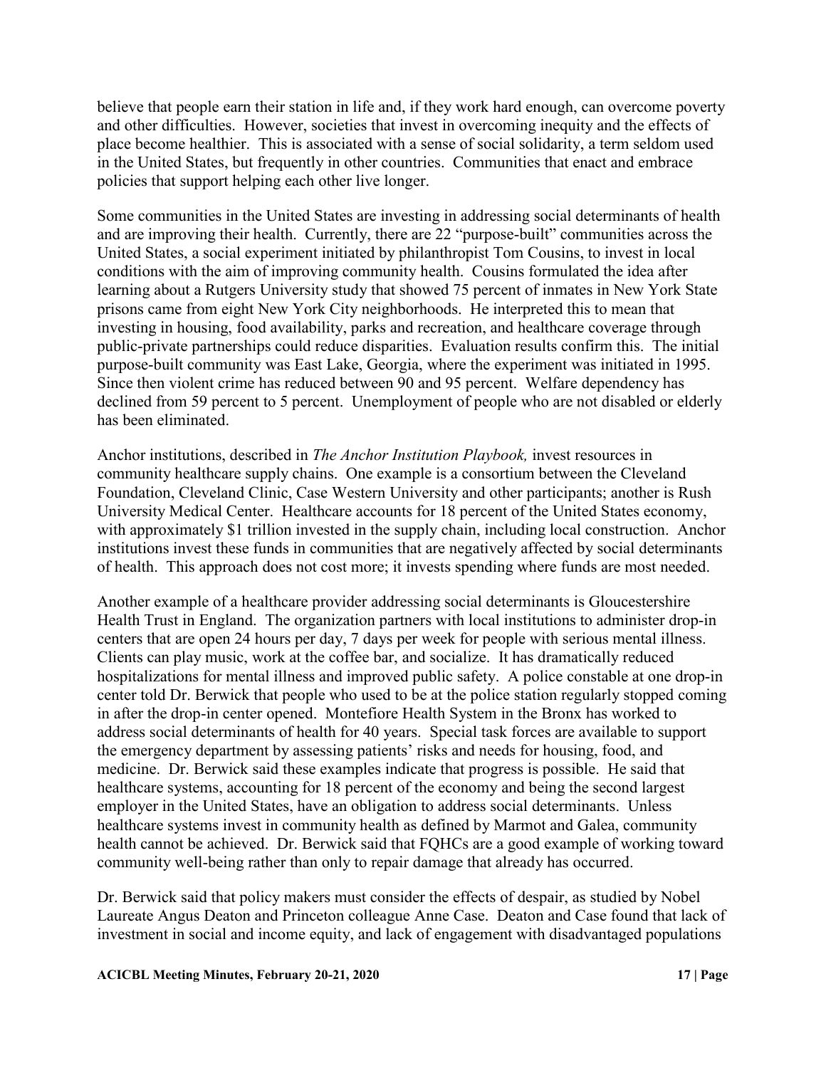believe that people earn their station in life and, if they work hard enough, can overcome poverty and other difficulties. However, societies that invest in overcoming inequity and the effects of place become healthier. This is associated with a sense of social solidarity, a term seldom used in the United States, but frequently in other countries. Communities that enact and embrace policies that support helping each other live longer.

Some communities in the United States are investing in addressing social determinants of health and are improving their health. Currently, there are 22 "purpose-built" communities across the United States, a social experiment initiated by philanthropist Tom Cousins, to invest in local conditions with the aim of improving community health. Cousins formulated the idea after learning about a Rutgers University study that showed 75 percent of inmates in New York State prisons came from eight New York City neighborhoods. He interpreted this to mean that investing in housing, food availability, parks and recreation, and healthcare coverage through public-private partnerships could reduce disparities. Evaluation results confirm this. The initial purpose-built community was East Lake, Georgia, where the experiment was initiated in 1995. Since then violent crime has reduced between 90 and 95 percent. Welfare dependency has declined from 59 percent to 5 percent. Unemployment of people who are not disabled or elderly has been eliminated.

Anchor institutions, described in *The Anchor Institution Playbook,* invest resources in community healthcare supply chains. One example is a consortium between the Cleveland Foundation, Cleveland Clinic, Case Western University and other participants; another is Rush University Medical Center. Healthcare accounts for 18 percent of the United States economy, with approximately $1 trillion invested in the supply chain, including local construction. Anchor institutions invest these funds in communities that are negatively affected by social determinants of health. This approach does not cost more; it invests spending where funds are most needed.

Another example of a healthcare provider addressing social determinants is Gloucestershire Health Trust in England. The organization partners with local institutions to administer drop-in centers that are open 24 hours per day, 7 days per week for people with serious mental illness. Clients can play music, work at the coffee bar, and socialize. It has dramatically reduced hospitalizations for mental illness and improved public safety. A police constable at one drop-in center told Dr. Berwick that people who used to be at the police station regularly stopped coming in after the drop-in center opened. Montefiore Health System in the Bronx has worked to address social determinants of health for 40 years. Special task forces are available to support the emergency department by assessing patients' risks and needs for housing, food, and medicine. Dr. Berwick said these examples indicate that progress is possible. He said that healthcare systems, accounting for 18 percent of the economy and being the second largest employer in the United States, have an obligation to address social determinants. Unless healthcare systems invest in community health as defined by Marmot and Galea, community health cannot be achieved. Dr. Berwick said that FQHCs are a good example of working toward community well-being rather than only to repair damage that already has occurred.

Dr. Berwick said that policy makers must consider the effects of despair, as studied by Nobel Laureate Angus Deaton and Princeton colleague Anne Case. Deaton and Case found that lack of investment in social and income equity, and lack of engagement with disadvantaged populations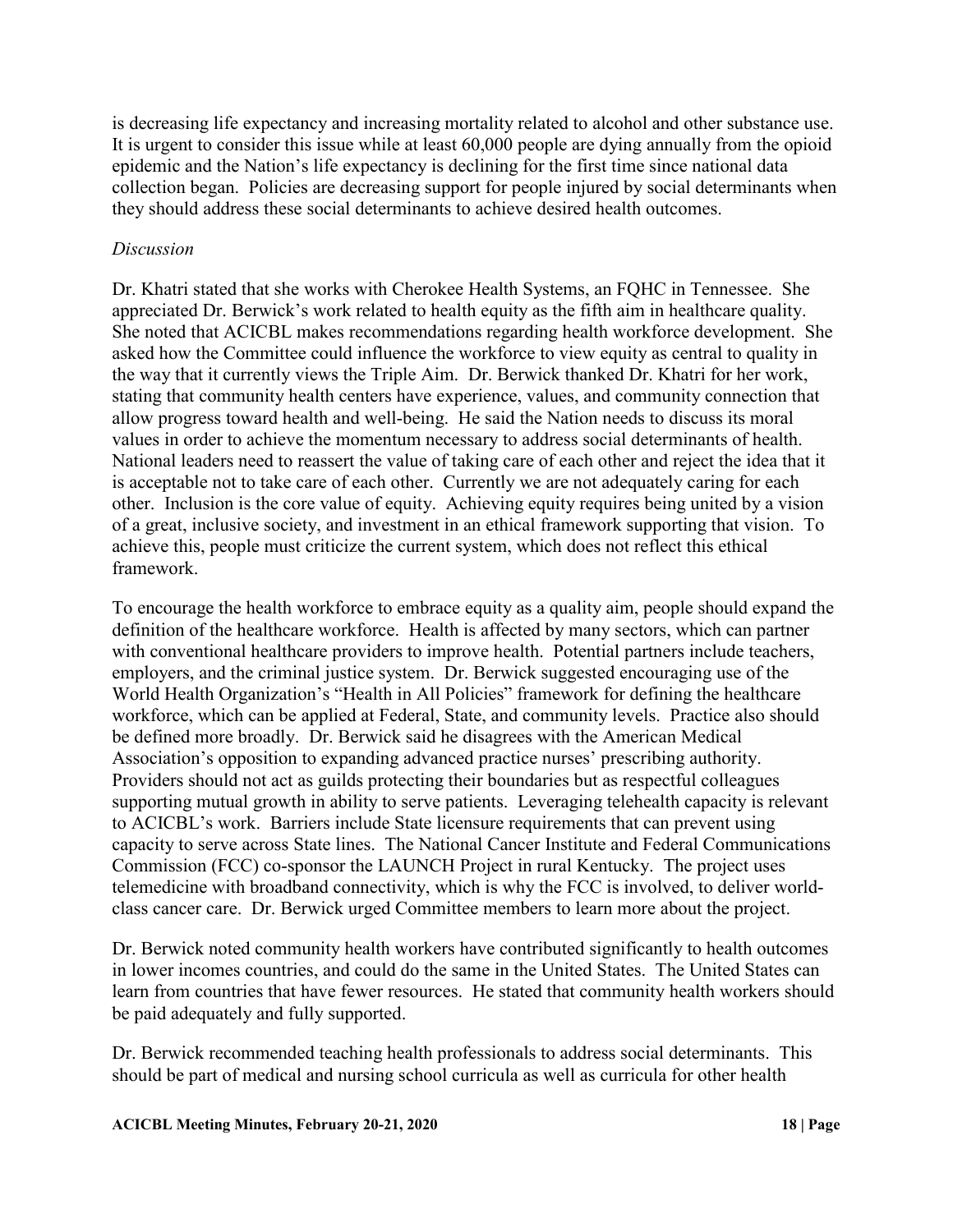is decreasing life expectancy and increasing mortality related to alcohol and other substance use. It is urgent to consider this issue while at least 60,000 people are dying annually from the opioid epidemic and the Nation's life expectancy is declining for the first time since national data collection began. Policies are decreasing support for people injured by social determinants when they should address these social determinants to achieve desired health outcomes.

*Discussion*

Dr. Khatri stated that she works with Cherokee Health Systems, an FQHC in Tennessee. She appreciated Dr. Berwick's work related to health equity as the fifth aim in healthcare quality. She noted that ACICBL makes recommendations regarding health workforce development. She asked how the Committee could influence the workforce to view equity as central to quality in the way that it currently views the Triple Aim. Dr. Berwick thanked Dr. Khatri for her work, stating that community health centers have experience, values, and community connection that allow progress toward health and well-being. He said the Nation needs to discuss its moral values in order to achieve the momentum necessary to address social determinants of health. National leaders need to reassert the value of taking care of each other and reject the idea that it is acceptable not to take care of each other. Currently we are not adequately caring for each other. Inclusion is the core value of equity. Achieving equity requires being united by a vision of a great, inclusive society, and investment in an ethical framework supporting that vision. To achieve this, people must criticize the current system, which does not reflect this ethical framework.

To encourage the health workforce to embrace equity as a quality aim, people should expand the definition of the healthcare workforce. Health is affected by many sectors, which can partner with conventional healthcare providers to improve health. Potential partners include teachers, employers, and the criminal justice system. Dr. Berwick suggested encouraging use of the World Health Organization's "Health in All Policies" framework for defining the healthcare workforce, which can be applied at Federal, State, and community levels. Practice also should be defined more broadly. Dr. Berwick said he disagrees with the American Medical Association's opposition to expanding advanced practice nurses' prescribing authority. Providers should not act as guilds protecting their boundaries but as respectful colleagues supporting mutual growth in ability to serve patients. Leveraging telehealth capacity is relevant to ACICBL's work. Barriers include State licensure requirements that can prevent using capacity to serve across State lines. The National Cancer Institute and Federal Communications Commission (FCC) co-sponsor the LAUNCH Project in rural Kentucky. The project uses telemedicine with broadband connectivity, which is why the FCC is involved, to deliver world-class cancer care. Dr. Berwick urged Committee members to learn more about the project.

Dr. Berwick noted community health workers have contributed significantly to health outcomes in lower incomes countries, and could do the same in the United States. The United States can learn from countries that have fewer resources. He stated that community health workers should be paid adequately and fully supported.

Dr. Berwick recommended teaching health professionals to address social determinants. This should be part of medical and nursing school curricula as well as curricula for other health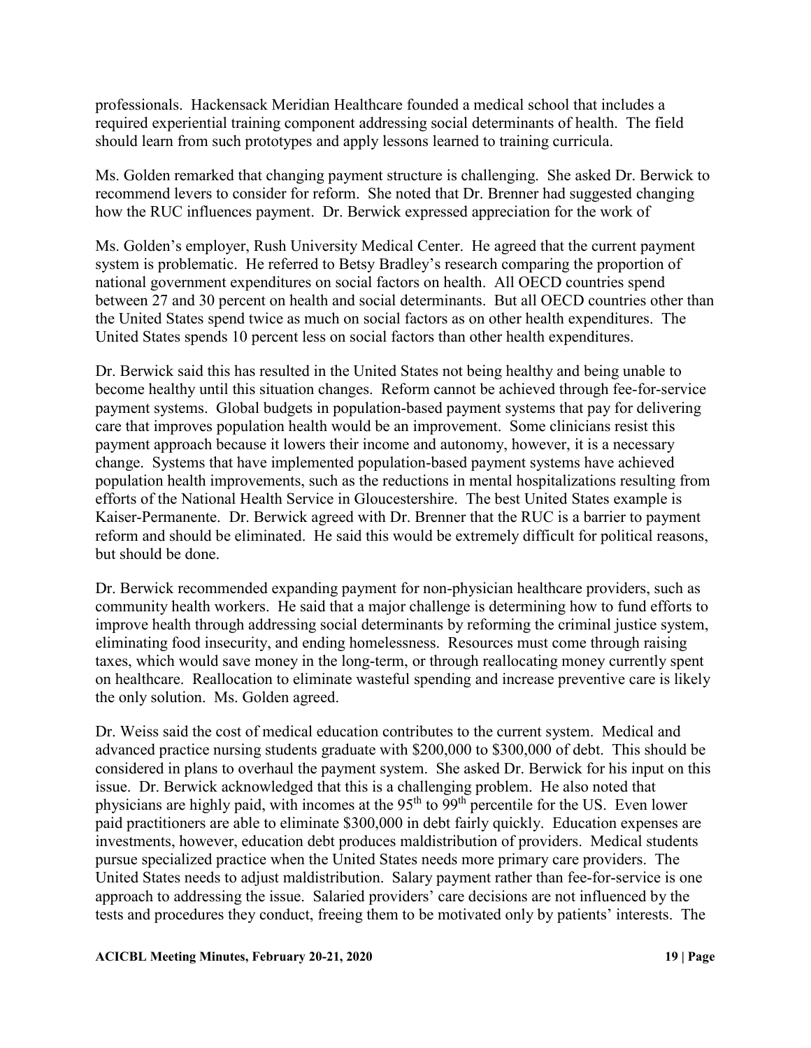professionals. Hackensack Meridian Healthcare founded a medical school that includes a required experiential training component addressing social determinants of health. The field should learn from such prototypes and apply lessons learned to training curricula.

Ms. Golden remarked that changing payment structure is challenging. She asked Dr. Berwick to recommend levers to consider for reform. She noted that Dr. Brenner had suggested changing how the RUC influences payment. Dr. Berwick expressed appreciation for the work of

Ms. Golden's employer, Rush University Medical Center. He agreed that the current payment system is problematic. He referred to Betsy Bradley's research comparing the proportion of national government expenditures on social factors on health. All OECD countries spend between 27 and 30 percent on health and social determinants. But all OECD countries other than the United States spend twice as much on social factors as on other health expenditures. The United States spends 10 percent less on social factors than other health expenditures.

Dr. Berwick said this has resulted in the United States not being healthy and being unable to become healthy until this situation changes. Reform cannot be achieved through fee-for-service payment systems. Global budgets in population-based payment systems that pay for delivering care that improves population health would be an improvement. Some clinicians resist this payment approach because it lowers their income and autonomy, however, it is a necessary change. Systems that have implemented population-based payment systems have achieved population health improvements, such as the reductions in mental hospitalizations resulting from efforts of the National Health Service in Gloucestershire. The best United States example is Kaiser-Permanente. Dr. Berwick agreed with Dr. Brenner that the RUC is a barrier to payment reform and should be eliminated. He said this would be extremely difficult for political reasons, but should be done.

Dr. Berwick recommended expanding payment for non-physician healthcare providers, such as community health workers. He said that a major challenge is determining how to fund efforts to improve health through addressing social determinants by reforming the criminal justice system, eliminating food insecurity, and ending homelessness. Resources must come through raising taxes, which would save money in the long-term, or through reallocating money currently spent on healthcare. Reallocation to eliminate wasteful spending and increase preventive care is likely the only solution. Ms. Golden agreed.

Dr. Weiss said the cost of medical education contributes to the current system. Medical and advanced practice nursing students graduate with $200,000 to $300,000 of debt. This should be considered in plans to overhaul the payment system. She asked Dr. Berwick for his input on this issue. Dr. Berwick acknowledged that this is a challenging problem. He also noted that physicians are highly paid, with incomes at the 95th to 99th percentile for the US. Even lower paid practitioners are able to eliminate $300,000 in debt fairly quickly. Education expenses are investments, however, education debt produces maldistribution of providers. Medical students pursue specialized practice when the United States needs more primary care providers. The United States needs to adjust maldistribution. Salary payment rather than fee-for-service is one approach to addressing the issue. Salaried providers' care decisions are not influenced by the tests and procedures they conduct, freeing them to be motivated only by patients' interests. The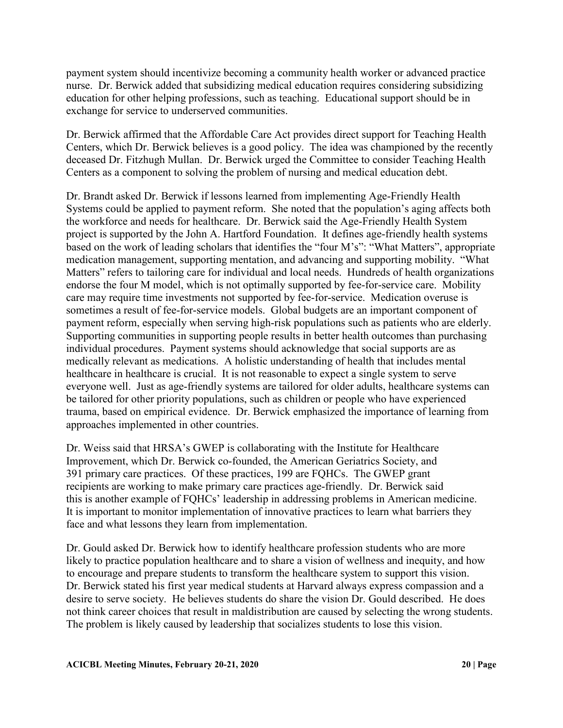payment system should incentivize becoming a community health worker or advanced practice nurse. Dr. Berwick added that subsidizing medical education requires considering subsidizing education for other helping professions, such as teaching. Educational support should be in exchange for service to underserved communities.

Dr. Berwick affirmed that the Affordable Care Act provides direct support for Teaching Health Centers, which Dr. Berwick believes is a good policy. The idea was championed by the recently deceased Dr. Fitzhugh Mullan. Dr. Berwick urged the Committee to consider Teaching Health Centers as a component to solving the problem of nursing and medical education debt.

Dr. Brandt asked Dr. Berwick if lessons learned from implementing Age-Friendly Health Systems could be applied to payment reform. She noted that the population's aging affects both the workforce and needs for healthcare. Dr. Berwick said the Age-Friendly Health System project is supported by the John A. Hartford Foundation. It defines age-friendly health systems based on the work of leading scholars that identifies the "four M's": "What Matters", appropriate medication management, supporting mentation, and advancing and supporting mobility. "What Matters" refers to tailoring care for individual and local needs. Hundreds of health organizations endorse the four M model, which is not optimally supported by fee-for-service care. Mobility care may require time investments not supported by fee-for-service. Medication overuse is sometimes a result of fee-for-service models. Global budgets are an important component of payment reform, especially when serving high-risk populations such as patients who are elderly. Supporting communities in supporting people results in better health outcomes than purchasing individual procedures. Payment systems should acknowledge that social supports are as medically relevant as medications. A holistic understanding of health that includes mental healthcare in healthcare is crucial. It is not reasonable to expect a single system to serve everyone well. Just as age-friendly systems are tailored for older adults, healthcare systems can be tailored for other priority populations, such as children or people who have experienced trauma, based on empirical evidence. Dr. Berwick emphasized the importance of learning from approaches implemented in other countries.

Dr. Weiss said that HRSA's GWEP is collaborating with the Institute for Healthcare Improvement, which Dr. Berwick co-founded, the American Geriatrics Society, and 391 primary care practices. Of these practices, 199 are FQHCs. The GWEP grant recipients are working to make primary care practices age-friendly. Dr. Berwick said this is another example of FQHCs' leadership in addressing problems in American medicine. It is important to monitor implementation of innovative practices to learn what barriers they face and what lessons they learn from implementation.

Dr. Gould asked Dr. Berwick how to identify healthcare profession students who are more likely to practice population healthcare and to share a vision of wellness and inequity, and how to encourage and prepare students to transform the healthcare system to support this vision. Dr. Berwick stated his first year medical students at Harvard always express compassion and a desire to serve society. He believes students do share the vision Dr. Gould described. He does not think career choices that result in maldistribution are caused by selecting the wrong students. The problem is likely caused by leadership that socializes students to lose this vision.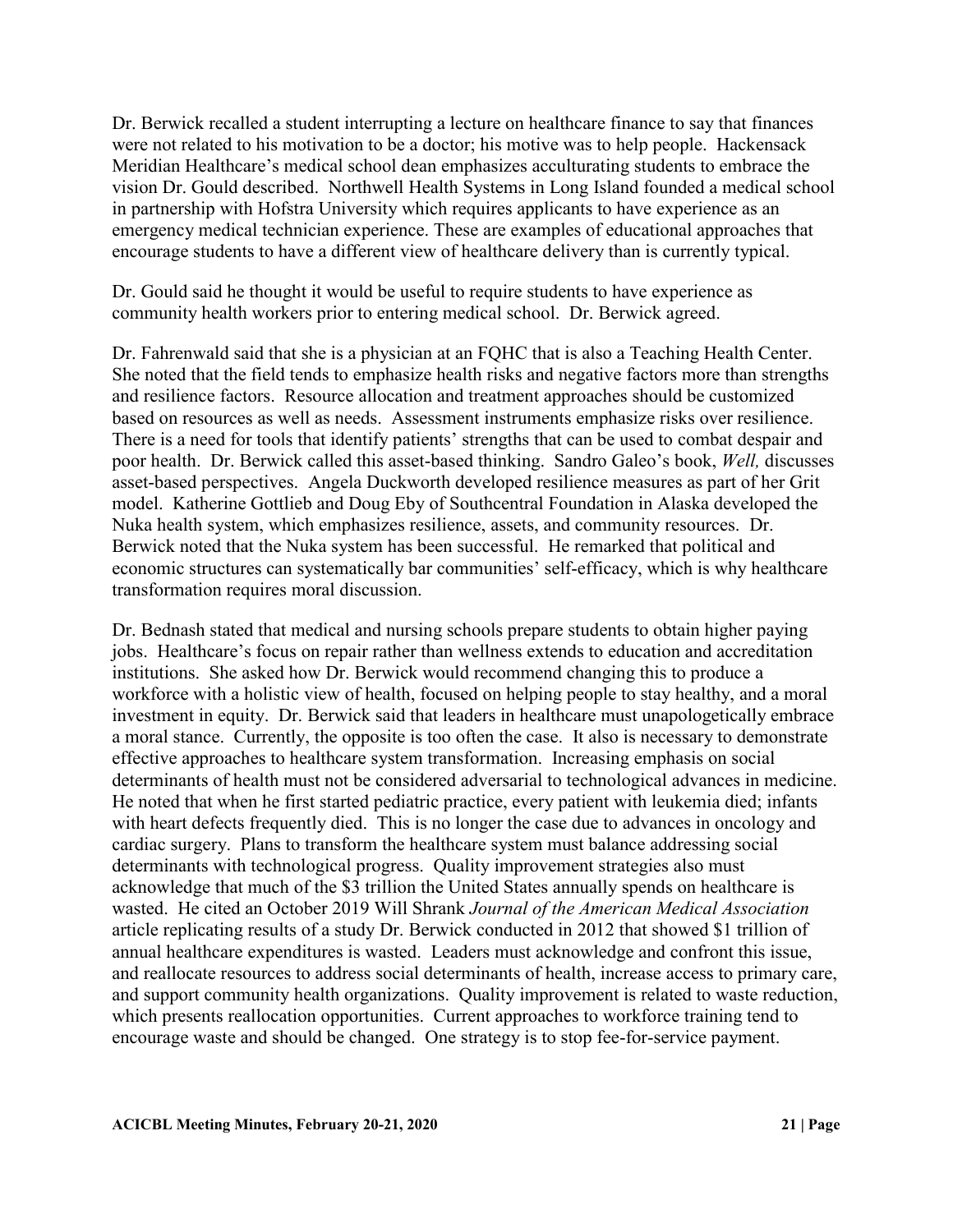Dr. Berwick recalled a student interrupting a lecture on healthcare finance to say that finances were not related to his motivation to be a doctor; his motive was to help people. Hackensack Meridian Healthcare's medical school dean emphasizes acculturating students to embrace the vision Dr. Gould described. Northwell Health Systems in Long Island founded a medical school in partnership with Hofstra University which requires applicants to have experience as an emergency medical technician experience. These are examples of educational approaches that encourage students to have a different view of healthcare delivery than is currently typical.

Dr. Gould said he thought it would be useful to require students to have experience as community health workers prior to entering medical school. Dr. Berwick agreed.

Dr. Fahrenwald said that she is a physician at an FQHC that is also a Teaching Health Center. She noted that the field tends to emphasize health risks and negative factors more than strengths and resilience factors. Resource allocation and treatment approaches should be customized based on resources as well as needs. Assessment instruments emphasize risks over resilience. There is a need for tools that identify patients' strengths that can be used to combat despair and poor health. Dr. Berwick called this asset-based thinking. Sandro Galeo's book, *Well,* discusses asset-based perspectives. Angela Duckworth developed resilience measures as part of her Grit model. Katherine Gottlieb and Doug Eby of Southcentral Foundation in Alaska developed the Nuka health system, which emphasizes resilience, assets, and community resources. Dr. Berwick noted that the Nuka system has been successful. He remarked that political and economic structures can systematically bar communities' self-efficacy, which is why healthcare transformation requires moral discussion.

Dr. Bednash stated that medical and nursing schools prepare students to obtain higher paying jobs. Healthcare's focus on repair rather than wellness extends to education and accreditation institutions. She asked how Dr. Berwick would recommend changing this to produce a workforce with a holistic view of health, focused on helping people to stay healthy, and a moral investment in equity. Dr. Berwick said that leaders in healthcare must unapologetically embrace a moral stance. Currently, the opposite is too often the case. It also is necessary to demonstrate effective approaches to healthcare system transformation. Increasing emphasis on social determinants of health must not be considered adversarial to technological advances in medicine. He noted that when he first started pediatric practice, every patient with leukemia died; infants with heart defects frequently died. This is no longer the case due to advances in oncology and cardiac surgery. Plans to transform the healthcare system must balance addressing social determinants with technological progress. Quality improvement strategies also must acknowledge that much of the $3 trillion the United States annually spends on healthcare is wasted. He cited an October 2019 Will Shrank *Journal of the American Medical Association* article replicating results of a study Dr. Berwick conducted in 2012 that showed $1 trillion of annual healthcare expenditures is wasted. Leaders must acknowledge and confront this issue, and reallocate resources to address social determinants of health, increase access to primary care, and support community health organizations. Quality improvement is related to waste reduction, which presents reallocation opportunities. Current approaches to workforce training tend to encourage waste and should be changed. One strategy is to stop fee-for-service payment.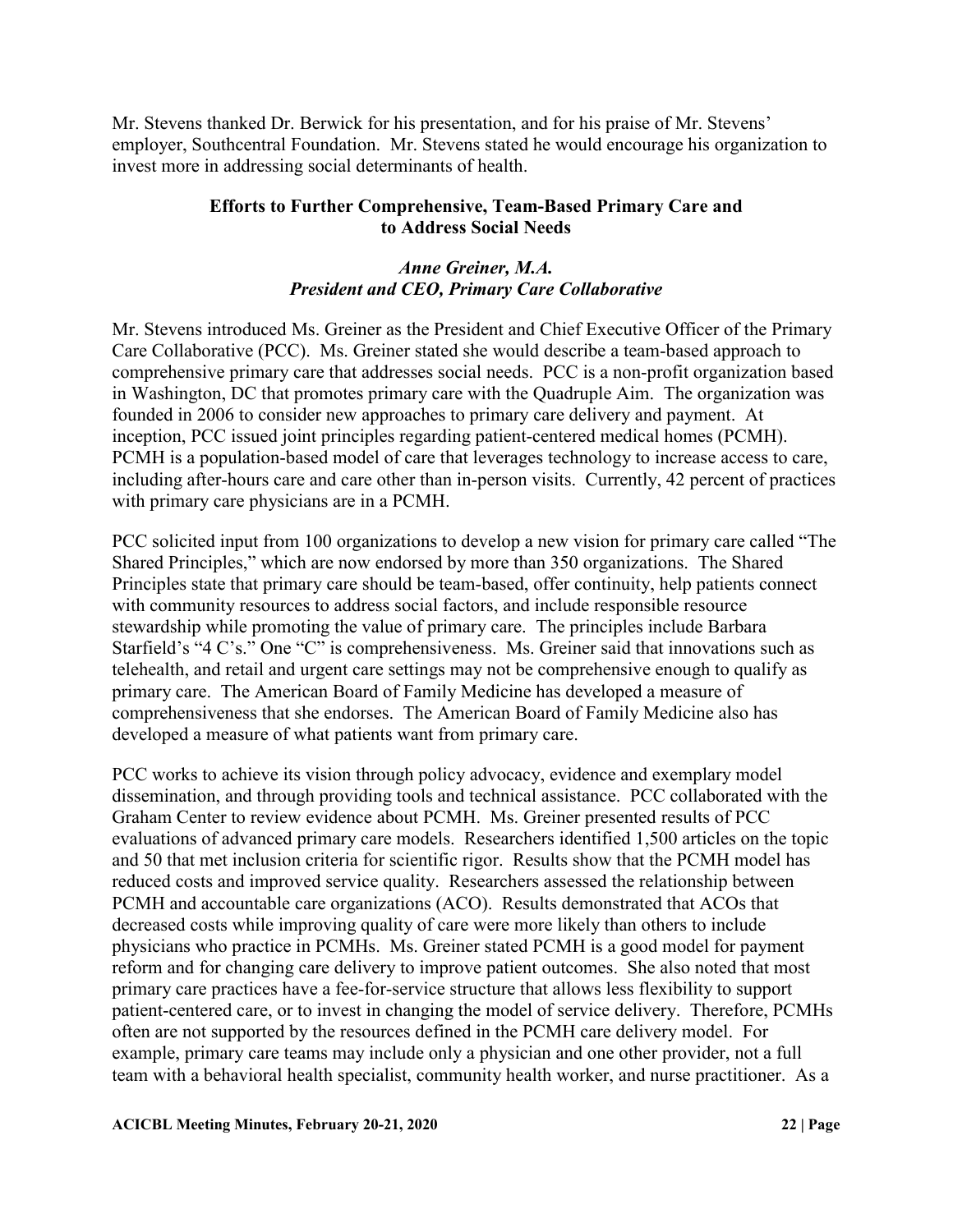Mr. Stevens thanked Dr. Berwick for his presentation, and for his praise of Mr. Stevens' employer, Southcentral Foundation. Mr. Stevens stated he would encourage his organization to invest more in addressing social determinants of health.

## Efforts to Further Comprehensive, Team-Based Primary Care and to Address Social Needs

### *Anne Greiner, M.A.*
### *President and CEO, Primary Care Collaborative*

Mr. Stevens introduced Ms. Greiner as the President and Chief Executive Officer of the Primary Care Collaborative (PCC). Ms. Greiner stated she would describe a team-based approach to comprehensive primary care that addresses social needs. PCC is a non-profit organization based in Washington, DC that promotes primary care with the Quadruple Aim. The organization was founded in 2006 to consider new approaches to primary care delivery and payment. At inception, PCC issued joint principles regarding patient-centered medical homes (PCMH). PCMH is a population-based model of care that leverages technology to increase access to care, including after-hours care and care other than in-person visits. Currently, 42 percent of practices with primary care physicians are in a PCMH.

PCC solicited input from 100 organizations to develop a new vision for primary care called "The Shared Principles," which are now endorsed by more than 350 organizations. The Shared Principles state that primary care should be team-based, offer continuity, help patients connect with community resources to address social factors, and include responsible resource stewardship while promoting the value of primary care. The principles include Barbara Starfield's "4 C's." One "C" is comprehensiveness. Ms. Greiner said that innovations such as telehealth, and retail and urgent care settings may not be comprehensive enough to qualify as primary care. The American Board of Family Medicine has developed a measure of comprehensiveness that she endorses. The American Board of Family Medicine also has developed a measure of what patients want from primary care.

PCC works to achieve its vision through policy advocacy, evidence and exemplary model dissemination, and through providing tools and technical assistance. PCC collaborated with the Graham Center to review evidence about PCMH. Ms. Greiner presented results of PCC evaluations of advanced primary care models. Researchers identified 1,500 articles on the topic and 50 that met inclusion criteria for scientific rigor. Results show that the PCMH model has reduced costs and improved service quality. Researchers assessed the relationship between PCMH and accountable care organizations (ACO). Results demonstrated that ACOs that decreased costs while improving quality of care were more likely than others to include physicians who practice in PCMHs. Ms. Greiner stated PCMH is a good model for payment reform and for changing care delivery to improve patient outcomes. She also noted that most primary care practices have a fee-for-service structure that allows less flexibility to support patient-centered care, or to invest in changing the model of service delivery. Therefore, PCMHs often are not supported by the resources defined in the PCMH care delivery model. For example, primary care teams may include only a physician and one other provider, not a full team with a behavioral health specialist, community health worker, and nurse practitioner. As a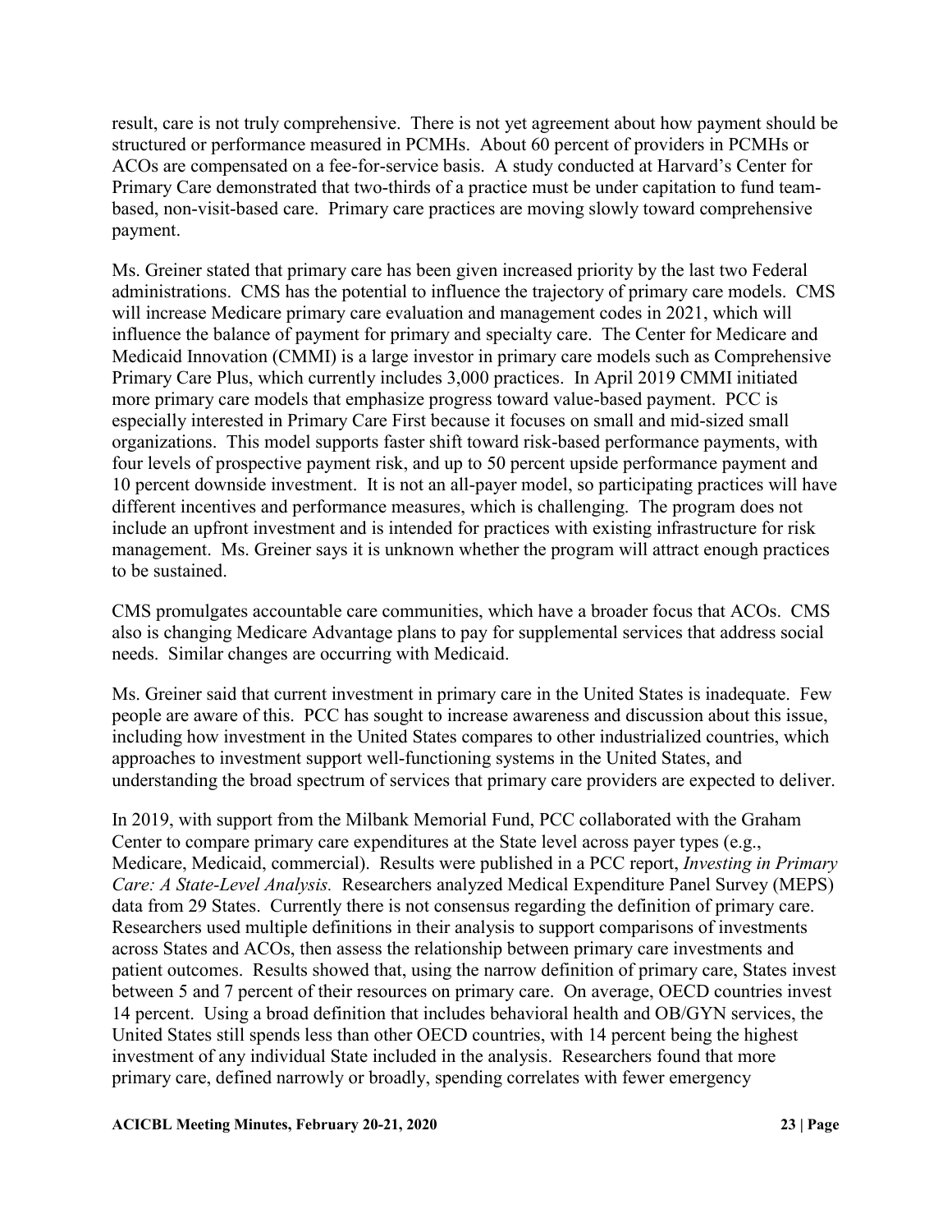result, care is not truly comprehensive. There is not yet agreement about how payment should be structured or performance measured in PCMHs. About 60 percent of providers in PCMHs or ACOs are compensated on a fee-for-service basis. A study conducted at Harvard's Center for Primary Care demonstrated that two-thirds of a practice must be under capitation to fund team-based, non-visit-based care. Primary care practices are moving slowly toward comprehensive payment.

Ms. Greiner stated that primary care has been given increased priority by the last two Federal administrations. CMS has the potential to influence the trajectory of primary care models. CMS will increase Medicare primary care evaluation and management codes in 2021, which will influence the balance of payment for primary and specialty care. The Center for Medicare and Medicaid Innovation (CMMI) is a large investor in primary care models such as Comprehensive Primary Care Plus, which currently includes 3,000 practices. In April 2019 CMMI initiated more primary care models that emphasize progress toward value-based payment. PCC is especially interested in Primary Care First because it focuses on small and mid-sized small organizations. This model supports faster shift toward risk-based performance payments, with four levels of prospective payment risk, and up to 50 percent upside performance payment and 10 percent downside investment. It is not an all-payer model, so participating practices will have different incentives and performance measures, which is challenging. The program does not include an upfront investment and is intended for practices with existing infrastructure for risk management. Ms. Greiner says it is unknown whether the program will attract enough practices to be sustained.

CMS promulgates accountable care communities, which have a broader focus that ACOs. CMS also is changing Medicare Advantage plans to pay for supplemental services that address social needs. Similar changes are occurring with Medicaid.

Ms. Greiner said that current investment in primary care in the United States is inadequate. Few people are aware of this. PCC has sought to increase awareness and discussion about this issue, including how investment in the United States compares to other industrialized countries, which approaches to investment support well-functioning systems in the United States, and understanding the broad spectrum of services that primary care providers are expected to deliver.

In 2019, with support from the Milbank Memorial Fund, PCC collaborated with the Graham Center to compare primary care expenditures at the State level across payer types (e.g., Medicare, Medicaid, commercial). Results were published in a PCC report, *Investing in Primary Care: A State-Level Analysis.* Researchers analyzed Medical Expenditure Panel Survey (MEPS) data from 29 States. Currently there is not consensus regarding the definition of primary care. Researchers used multiple definitions in their analysis to support comparisons of investments across States and ACOs, then assess the relationship between primary care investments and patient outcomes. Results showed that, using the narrow definition of primary care, States invest between 5 and 7 percent of their resources on primary care. On average, OECD countries invest 14 percent. Using a broad definition that includes behavioral health and OB/GYN services, the United States still spends less than other OECD countries, with 14 percent being the highest investment of any individual State included in the analysis. Researchers found that more primary care, defined narrowly or broadly, spending correlates with fewer emergency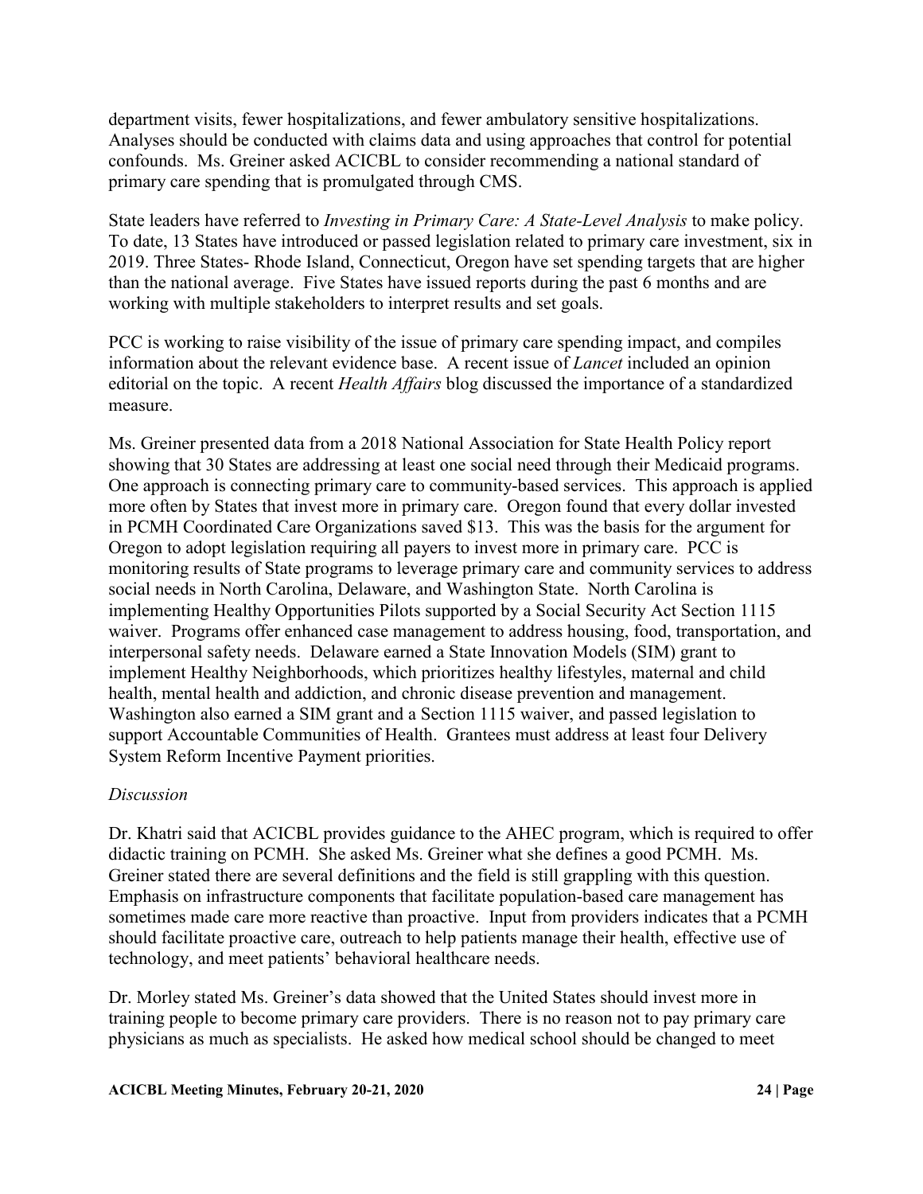department visits, fewer hospitalizations, and fewer ambulatory sensitive hospitalizations. Analyses should be conducted with claims data and using approaches that control for potential confounds. Ms. Greiner asked ACICBL to consider recommending a national standard of primary care spending that is promulgated through CMS.

State leaders have referred to *Investing in Primary Care: A State-Level Analysis* to make policy. To date, 13 States have introduced or passed legislation related to primary care investment, six in 2019. Three States- Rhode Island, Connecticut, Oregon have set spending targets that are higher than the national average. Five States have issued reports during the past 6 months and are working with multiple stakeholders to interpret results and set goals.

PCC is working to raise visibility of the issue of primary care spending impact, and compiles information about the relevant evidence base. A recent issue of *Lancet* included an opinion editorial on the topic. A recent *Health Affairs* blog discussed the importance of a standardized measure.

Ms. Greiner presented data from a 2018 National Association for State Health Policy report showing that 30 States are addressing at least one social need through their Medicaid programs. One approach is connecting primary care to community-based services. This approach is applied more often by States that invest more in primary care. Oregon found that every dollar invested in PCMH Coordinated Care Organizations saved $13. This was the basis for the argument for Oregon to adopt legislation requiring all payers to invest more in primary care. PCC is monitoring results of State programs to leverage primary care and community services to address social needs in North Carolina, Delaware, and Washington State. North Carolina is implementing Healthy Opportunities Pilots supported by a Social Security Act Section 1115 waiver. Programs offer enhanced case management to address housing, food, transportation, and interpersonal safety needs. Delaware earned a State Innovation Models (SIM) grant to implement Healthy Neighborhoods, which prioritizes healthy lifestyles, maternal and child health, mental health and addiction, and chronic disease prevention and management. Washington also earned a SIM grant and a Section 1115 waiver, and passed legislation to support Accountable Communities of Health. Grantees must address at least four Delivery System Reform Incentive Payment priorities.

*Discussion*

Dr. Khatri said that ACICBL provides guidance to the AHEC program, which is required to offer didactic training on PCMH. She asked Ms. Greiner what she defines a good PCMH. Ms. Greiner stated there are several definitions and the field is still grappling with this question. Emphasis on infrastructure components that facilitate population-based care management has sometimes made care more reactive than proactive. Input from providers indicates that a PCMH should facilitate proactive care, outreach to help patients manage their health, effective use of technology, and meet patients' behavioral healthcare needs.

Dr. Morley stated Ms. Greiner's data showed that the United States should invest more in training people to become primary care providers. There is no reason not to pay primary care physicians as much as specialists. He asked how medical school should be changed to meet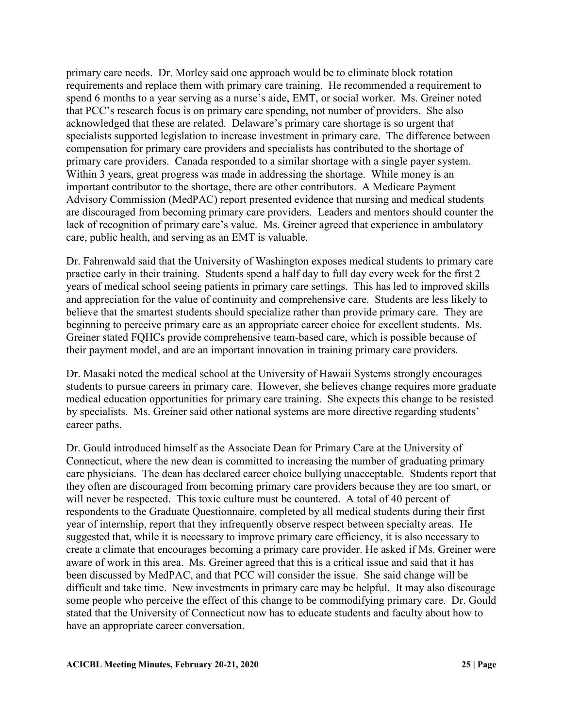primary care needs. Dr. Morley said one approach would be to eliminate block rotation requirements and replace them with primary care training. He recommended a requirement to spend 6 months to a year serving as a nurse's aide, EMT, or social worker. Ms. Greiner noted that PCC's research focus is on primary care spending, not number of providers. She also acknowledged that these are related. Delaware's primary care shortage is so urgent that specialists supported legislation to increase investment in primary care. The difference between compensation for primary care providers and specialists has contributed to the shortage of primary care providers. Canada responded to a similar shortage with a single payer system. Within 3 years, great progress was made in addressing the shortage. While money is an important contributor to the shortage, there are other contributors. A Medicare Payment Advisory Commission (MedPAC) report presented evidence that nursing and medical students are discouraged from becoming primary care providers. Leaders and mentors should counter the lack of recognition of primary care's value. Ms. Greiner agreed that experience in ambulatory care, public health, and serving as an EMT is valuable.

Dr. Fahrenwald said that the University of Washington exposes medical students to primary care practice early in their training. Students spend a half day to full day every week for the first 2 years of medical school seeing patients in primary care settings. This has led to improved skills and appreciation for the value of continuity and comprehensive care. Students are less likely to believe that the smartest students should specialize rather than provide primary care. They are beginning to perceive primary care as an appropriate career choice for excellent students. Ms. Greiner stated FQHCs provide comprehensive team-based care, which is possible because of their payment model, and are an important innovation in training primary care providers.

Dr. Masaki noted the medical school at the University of Hawaii Systems strongly encourages students to pursue careers in primary care. However, she believes change requires more graduate medical education opportunities for primary care training. She expects this change to be resisted by specialists. Ms. Greiner said other national systems are more directive regarding students' career paths.

Dr. Gould introduced himself as the Associate Dean for Primary Care at the University of Connecticut, where the new dean is committed to increasing the number of graduating primary care physicians. The dean has declared career choice bullying unacceptable. Students report that they often are discouraged from becoming primary care providers because they are too smart, or will never be respected. This toxic culture must be countered. A total of 40 percent of respondents to the Graduate Questionnaire, completed by all medical students during their first year of internship, report that they infrequently observe respect between specialty areas. He suggested that, while it is necessary to improve primary care efficiency, it is also necessary to create a climate that encourages becoming a primary care provider. He asked if Ms. Greiner were aware of work in this area. Ms. Greiner agreed that this is a critical issue and said that it has been discussed by MedPAC, and that PCC will consider the issue. She said change will be difficult and take time. New investments in primary care may be helpful. It may also discourage some people who perceive the effect of this change to be commodifying primary care. Dr. Gould stated that the University of Connecticut now has to educate students and faculty about how to have an appropriate career conversation.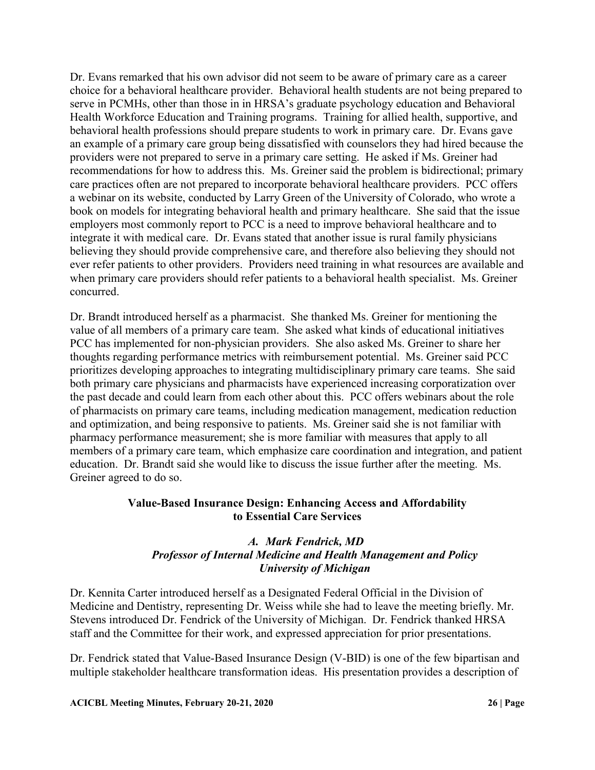Dr. Evans remarked that his own advisor did not seem to be aware of primary care as a career choice for a behavioral healthcare provider. Behavioral health students are not being prepared to serve in PCMHs, other than those in in HRSA's graduate psychology education and Behavioral Health Workforce Education and Training programs. Training for allied health, supportive, and behavioral health professions should prepare students to work in primary care. Dr. Evans gave an example of a primary care group being dissatisfied with counselors they had hired because the providers were not prepared to serve in a primary care setting. He asked if Ms. Greiner had recommendations for how to address this. Ms. Greiner said the problem is bidirectional; primary care practices often are not prepared to incorporate behavioral healthcare providers. PCC offers a webinar on its website, conducted by Larry Green of the University of Colorado, who wrote a book on models for integrating behavioral health and primary healthcare. She said that the issue employers most commonly report to PCC is a need to improve behavioral healthcare and to integrate it with medical care. Dr. Evans stated that another issue is rural family physicians believing they should provide comprehensive care, and therefore also believing they should not ever refer patients to other providers. Providers need training in what resources are available and when primary care providers should refer patients to a behavioral health specialist. Ms. Greiner concurred.

Dr. Brandt introduced herself as a pharmacist. She thanked Ms. Greiner for mentioning the value of all members of a primary care team. She asked what kinds of educational initiatives PCC has implemented for non-physician providers. She also asked Ms. Greiner to share her thoughts regarding performance metrics with reimbursement potential. Ms. Greiner said PCC prioritizes developing approaches to integrating multidisciplinary primary care teams. She said both primary care physicians and pharmacists have experienced increasing corporatization over the past decade and could learn from each other about this. PCC offers webinars about the role of pharmacists on primary care teams, including medication management, medication reduction and optimization, and being responsive to patients. Ms. Greiner said she is not familiar with pharmacy performance measurement; she is more familiar with measures that apply to all members of a primary care team, which emphasize care coordination and integration, and patient education. Dr. Brandt said she would like to discuss the issue further after the meeting. Ms. Greiner agreed to do so.

## Value-Based Insurance Design: Enhancing Access and Affordability to Essential Care Services

***A. Mark Fendrick, MD***
***Professor of Internal Medicine and Health Management and Policy***
***University of Michigan***

Dr. Kennita Carter introduced herself as a Designated Federal Official in the Division of Medicine and Dentistry, representing Dr. Weiss while she had to leave the meeting briefly. Mr. Stevens introduced Dr. Fendrick of the University of Michigan. Dr. Fendrick thanked HRSA staff and the Committee for their work, and expressed appreciation for prior presentations.

Dr. Fendrick stated that Value-Based Insurance Design (V-BID) is one of the few bipartisan and multiple stakeholder healthcare transformation ideas. His presentation provides a description of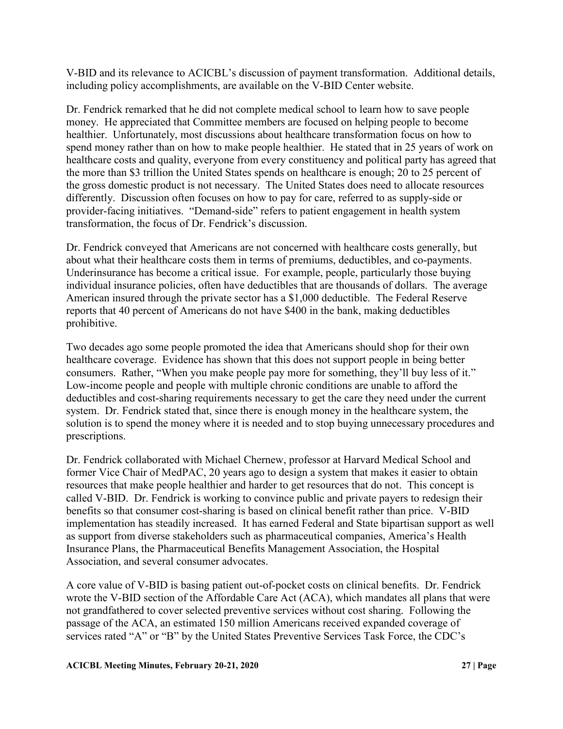V-BID and its relevance to ACICBL's discussion of payment transformation. Additional details, including policy accomplishments, are available on the V-BID Center website.

Dr. Fendrick remarked that he did not complete medical school to learn how to save people money. He appreciated that Committee members are focused on helping people to become healthier. Unfortunately, most discussions about healthcare transformation focus on how to spend money rather than on how to make people healthier. He stated that in 25 years of work on healthcare costs and quality, everyone from every constituency and political party has agreed that the more than $3 trillion the United States spends on healthcare is enough; 20 to 25 percent of the gross domestic product is not necessary. The United States does need to allocate resources differently. Discussion often focuses on how to pay for care, referred to as supply-side or provider-facing initiatives. "Demand-side" refers to patient engagement in health system transformation, the focus of Dr. Fendrick's discussion.

Dr. Fendrick conveyed that Americans are not concerned with healthcare costs generally, but about what their healthcare costs them in terms of premiums, deductibles, and co-payments. Underinsurance has become a critical issue. For example, people, particularly those buying individual insurance policies, often have deductibles that are thousands of dollars. The average American insured through the private sector has a $1,000 deductible. The Federal Reserve reports that 40 percent of Americans do not have $400 in the bank, making deductibles prohibitive.

Two decades ago some people promoted the idea that Americans should shop for their own healthcare coverage. Evidence has shown that this does not support people in being better consumers. Rather, "When you make people pay more for something, they'll buy less of it." Low-income people and people with multiple chronic conditions are unable to afford the deductibles and cost-sharing requirements necessary to get the care they need under the current system. Dr. Fendrick stated that, since there is enough money in the healthcare system, the solution is to spend the money where it is needed and to stop buying unnecessary procedures and prescriptions.

Dr. Fendrick collaborated with Michael Chernew, professor at Harvard Medical School and former Vice Chair of MedPAC, 20 years ago to design a system that makes it easier to obtain resources that make people healthier and harder to get resources that do not. This concept is called V-BID. Dr. Fendrick is working to convince public and private payers to redesign their benefits so that consumer cost-sharing is based on clinical benefit rather than price. V-BID implementation has steadily increased. It has earned Federal and State bipartisan support as well as support from diverse stakeholders such as pharmaceutical companies, America's Health Insurance Plans, the Pharmaceutical Benefits Management Association, the Hospital Association, and several consumer advocates.

A core value of V-BID is basing patient out-of-pocket costs on clinical benefits. Dr. Fendrick wrote the V-BID section of the Affordable Care Act (ACA), which mandates all plans that were not grandfathered to cover selected preventive services without cost sharing. Following the passage of the ACA, an estimated 150 million Americans received expanded coverage of services rated "A" or "B" by the United States Preventive Services Task Force, the CDC's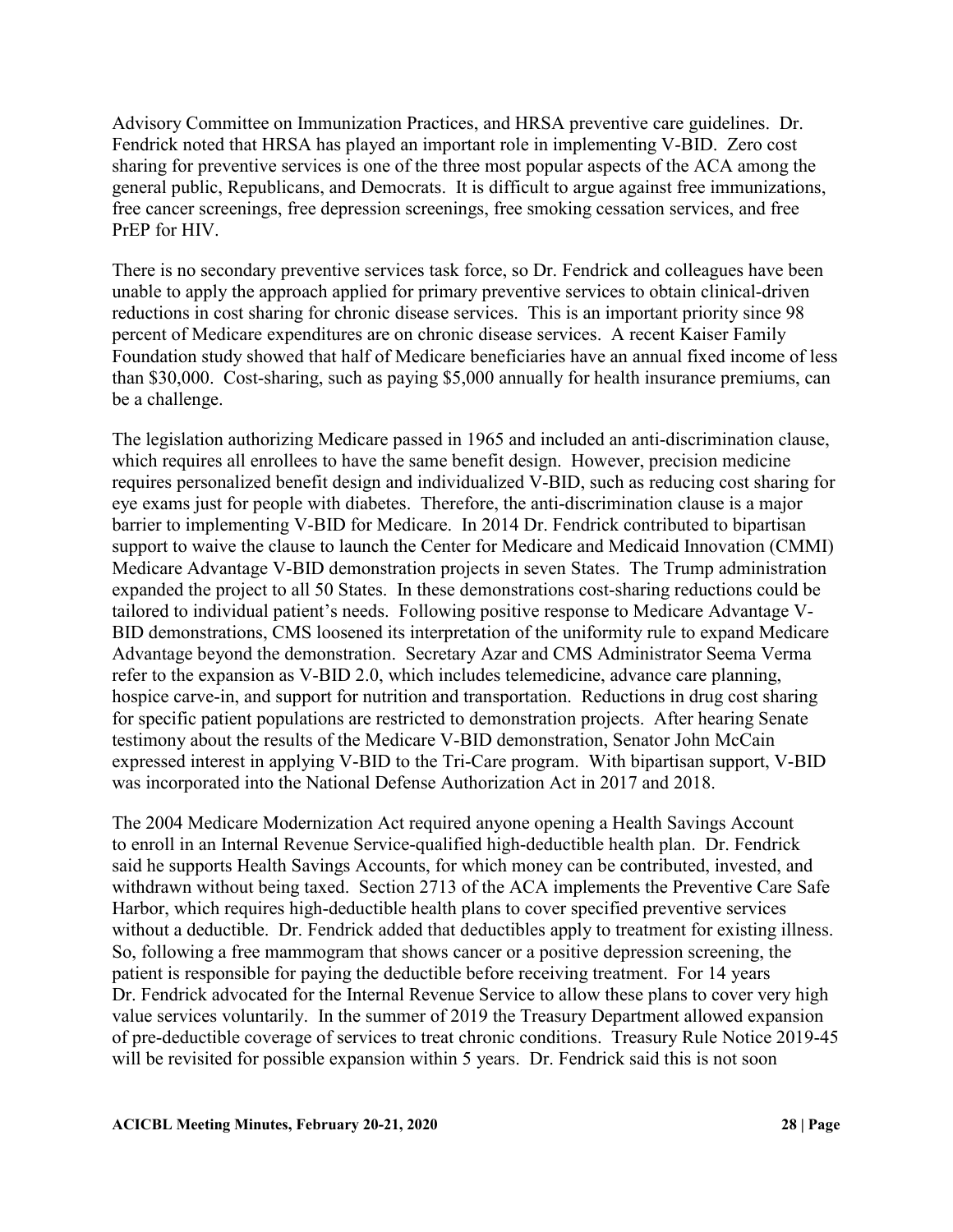Advisory Committee on Immunization Practices, and HRSA preventive care guidelines. Dr. Fendrick noted that HRSA has played an important role in implementing V-BID. Zero cost sharing for preventive services is one of the three most popular aspects of the ACA among the general public, Republicans, and Democrats. It is difficult to argue against free immunizations, free cancer screenings, free depression screenings, free smoking cessation services, and free PrEP for HIV.

There is no secondary preventive services task force, so Dr. Fendrick and colleagues have been unable to apply the approach applied for primary preventive services to obtain clinical-driven reductions in cost sharing for chronic disease services. This is an important priority since 98 percent of Medicare expenditures are on chronic disease services. A recent Kaiser Family Foundation study showed that half of Medicare beneficiaries have an annual fixed income of less than $30,000. Cost-sharing, such as paying $5,000 annually for health insurance premiums, can be a challenge.

The legislation authorizing Medicare passed in 1965 and included an anti-discrimination clause, which requires all enrollees to have the same benefit design. However, precision medicine requires personalized benefit design and individualized V-BID, such as reducing cost sharing for eye exams just for people with diabetes. Therefore, the anti-discrimination clause is a major barrier to implementing V-BID for Medicare. In 2014 Dr. Fendrick contributed to bipartisan support to waive the clause to launch the Center for Medicare and Medicaid Innovation (CMMI) Medicare Advantage V-BID demonstration projects in seven States. The Trump administration expanded the project to all 50 States. In these demonstrations cost-sharing reductions could be tailored to individual patient's needs. Following positive response to Medicare Advantage V-BID demonstrations, CMS loosened its interpretation of the uniformity rule to expand Medicare Advantage beyond the demonstration. Secretary Azar and CMS Administrator Seema Verma refer to the expansion as V-BID 2.0, which includes telemedicine, advance care planning, hospice carve-in, and support for nutrition and transportation. Reductions in drug cost sharing for specific patient populations are restricted to demonstration projects. After hearing Senate testimony about the results of the Medicare V-BID demonstration, Senator John McCain expressed interest in applying V-BID to the Tri-Care program. With bipartisan support, V-BID was incorporated into the National Defense Authorization Act in 2017 and 2018.

The 2004 Medicare Modernization Act required anyone opening a Health Savings Account to enroll in an Internal Revenue Service-qualified high-deductible health plan. Dr. Fendrick said he supports Health Savings Accounts, for which money can be contributed, invested, and withdrawn without being taxed. Section 2713 of the ACA implements the Preventive Care Safe Harbor, which requires high-deductible health plans to cover specified preventive services without a deductible. Dr. Fendrick added that deductibles apply to treatment for existing illness. So, following a free mammogram that shows cancer or a positive depression screening, the patient is responsible for paying the deductible before receiving treatment. For 14 years Dr. Fendrick advocated for the Internal Revenue Service to allow these plans to cover very high value services voluntarily. In the summer of 2019 the Treasury Department allowed expansion of pre-deductible coverage of services to treat chronic conditions. Treasury Rule Notice 2019-45 will be revisited for possible expansion within 5 years. Dr. Fendrick said this is not soon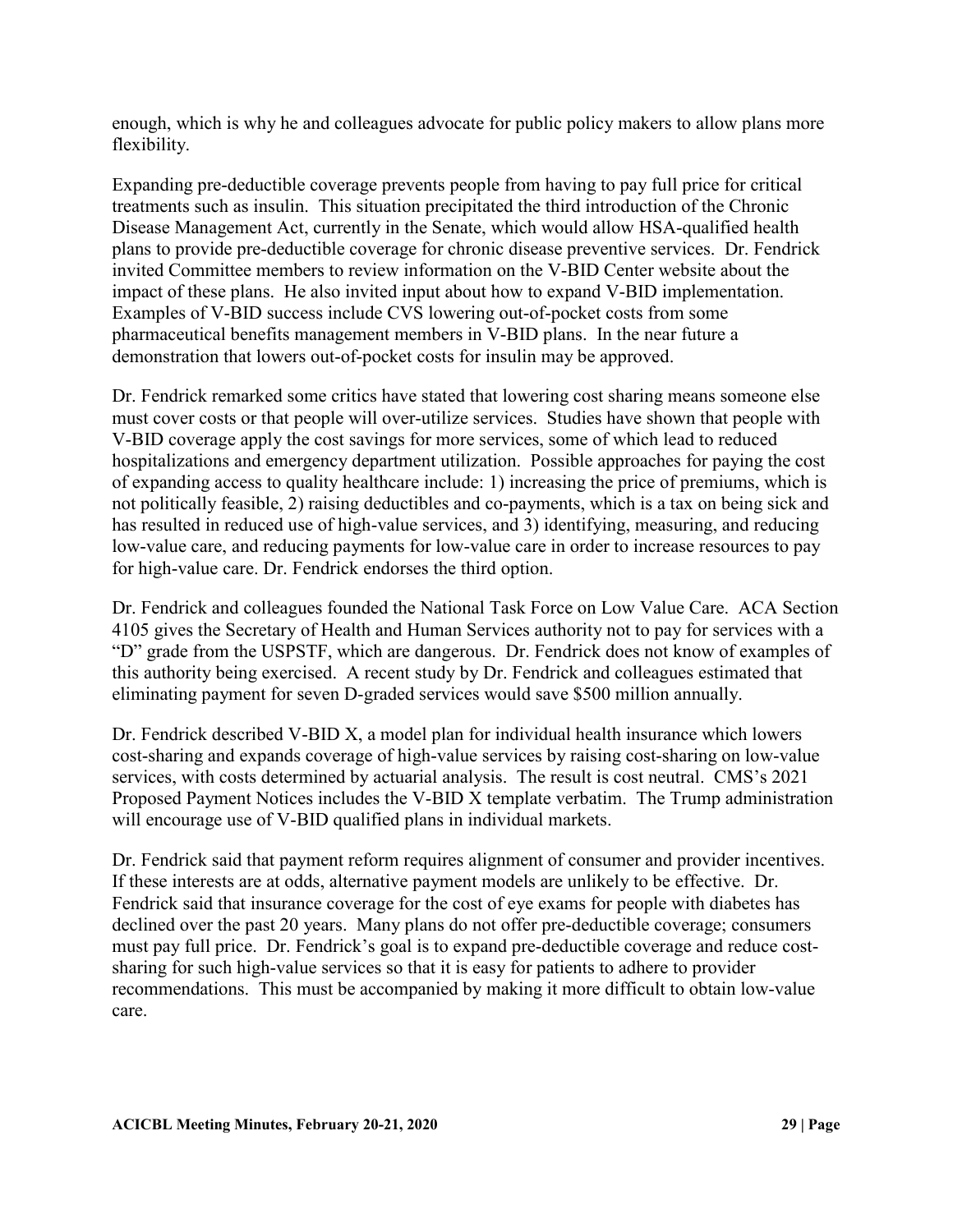enough, which is why he and colleagues advocate for public policy makers to allow plans more flexibility.

Expanding pre-deductible coverage prevents people from having to pay full price for critical treatments such as insulin. This situation precipitated the third introduction of the Chronic Disease Management Act, currently in the Senate, which would allow HSA-qualified health plans to provide pre-deductible coverage for chronic disease preventive services. Dr. Fendrick invited Committee members to review information on the V-BID Center website about the impact of these plans. He also invited input about how to expand V-BID implementation. Examples of V-BID success include CVS lowering out-of-pocket costs from some pharmaceutical benefits management members in V-BID plans. In the near future a demonstration that lowers out-of-pocket costs for insulin may be approved.

Dr. Fendrick remarked some critics have stated that lowering cost sharing means someone else must cover costs or that people will over-utilize services. Studies have shown that people with V-BID coverage apply the cost savings for more services, some of which lead to reduced hospitalizations and emergency department utilization. Possible approaches for paying the cost of expanding access to quality healthcare include: 1) increasing the price of premiums, which is not politically feasible, 2) raising deductibles and co-payments, which is a tax on being sick and has resulted in reduced use of high-value services, and 3) identifying, measuring, and reducing low-value care, and reducing payments for low-value care in order to increase resources to pay for high-value care. Dr. Fendrick endorses the third option.

Dr. Fendrick and colleagues founded the National Task Force on Low Value Care. ACA Section 4105 gives the Secretary of Health and Human Services authority not to pay for services with a "D" grade from the USPSTF, which are dangerous. Dr. Fendrick does not know of examples of this authority being exercised. A recent study by Dr. Fendrick and colleagues estimated that eliminating payment for seven D-graded services would save $500 million annually.

Dr. Fendrick described V-BID X, a model plan for individual health insurance which lowers cost-sharing and expands coverage of high-value services by raising cost-sharing on low-value services, with costs determined by actuarial analysis. The result is cost neutral. CMS's 2021 Proposed Payment Notices includes the V-BID X template verbatim. The Trump administration will encourage use of V-BID qualified plans in individual markets.

Dr. Fendrick said that payment reform requires alignment of consumer and provider incentives. If these interests are at odds, alternative payment models are unlikely to be effective. Dr. Fendrick said that insurance coverage for the cost of eye exams for people with diabetes has declined over the past 20 years. Many plans do not offer pre-deductible coverage; consumers must pay full price. Dr. Fendrick's goal is to expand pre-deductible coverage and reduce cost-sharing for such high-value services so that it is easy for patients to adhere to provider recommendations. This must be accompanied by making it more difficult to obtain low-value care.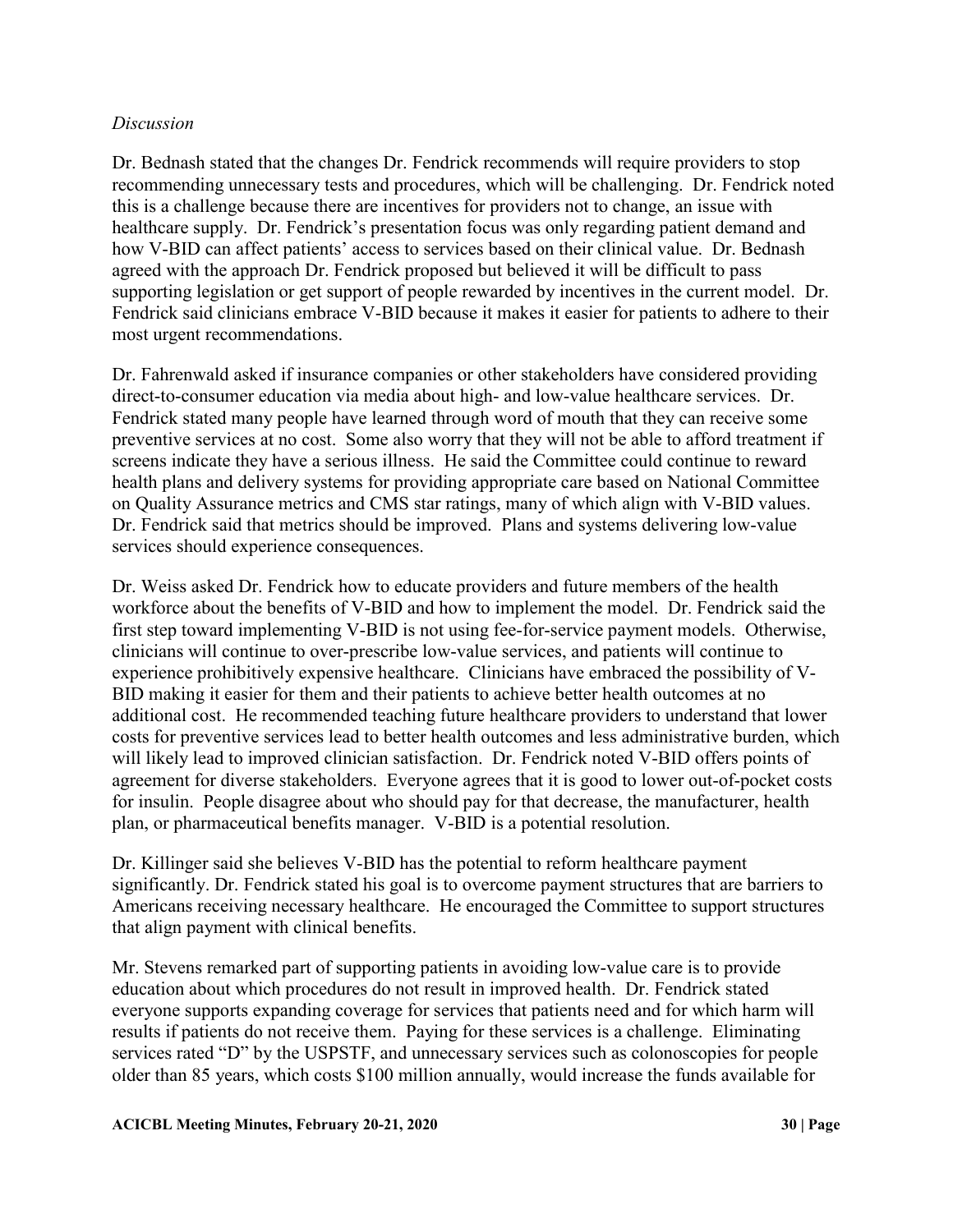*Discussion*

Dr. Bednash stated that the changes Dr. Fendrick recommends will require providers to stop recommending unnecessary tests and procedures, which will be challenging. Dr. Fendrick noted this is a challenge because there are incentives for providers not to change, an issue with healthcare supply. Dr. Fendrick's presentation focus was only regarding patient demand and how V-BID can affect patients' access to services based on their clinical value. Dr. Bednash agreed with the approach Dr. Fendrick proposed but believed it will be difficult to pass supporting legislation or get support of people rewarded by incentives in the current model. Dr. Fendrick said clinicians embrace V-BID because it makes it easier for patients to adhere to their most urgent recommendations.

Dr. Fahrenwald asked if insurance companies or other stakeholders have considered providing direct-to-consumer education via media about high- and low-value healthcare services. Dr. Fendrick stated many people have learned through word of mouth that they can receive some preventive services at no cost. Some also worry that they will not be able to afford treatment if screens indicate they have a serious illness. He said the Committee could continue to reward health plans and delivery systems for providing appropriate care based on National Committee on Quality Assurance metrics and CMS star ratings, many of which align with V-BID values. Dr. Fendrick said that metrics should be improved. Plans and systems delivering low-value services should experience consequences.

Dr. Weiss asked Dr. Fendrick how to educate providers and future members of the health workforce about the benefits of V-BID and how to implement the model. Dr. Fendrick said the first step toward implementing V-BID is not using fee-for-service payment models. Otherwise, clinicians will continue to over-prescribe low-value services, and patients will continue to experience prohibitively expensive healthcare. Clinicians have embraced the possibility of V-BID making it easier for them and their patients to achieve better health outcomes at no additional cost. He recommended teaching future healthcare providers to understand that lower costs for preventive services lead to better health outcomes and less administrative burden, which will likely lead to improved clinician satisfaction. Dr. Fendrick noted V-BID offers points of agreement for diverse stakeholders. Everyone agrees that it is good to lower out-of-pocket costs for insulin. People disagree about who should pay for that decrease, the manufacturer, health plan, or pharmaceutical benefits manager. V-BID is a potential resolution.

Dr. Killinger said she believes V-BID has the potential to reform healthcare payment significantly. Dr. Fendrick stated his goal is to overcome payment structures that are barriers to Americans receiving necessary healthcare. He encouraged the Committee to support structures that align payment with clinical benefits.

Mr. Stevens remarked part of supporting patients in avoiding low-value care is to provide education about which procedures do not result in improved health. Dr. Fendrick stated everyone supports expanding coverage for services that patients need and for which harm will results if patients do not receive them. Paying for these services is a challenge. Eliminating services rated "D" by the USPSTF, and unnecessary services such as colonoscopies for people older than 85 years, which costs $100 million annually, would increase the funds available for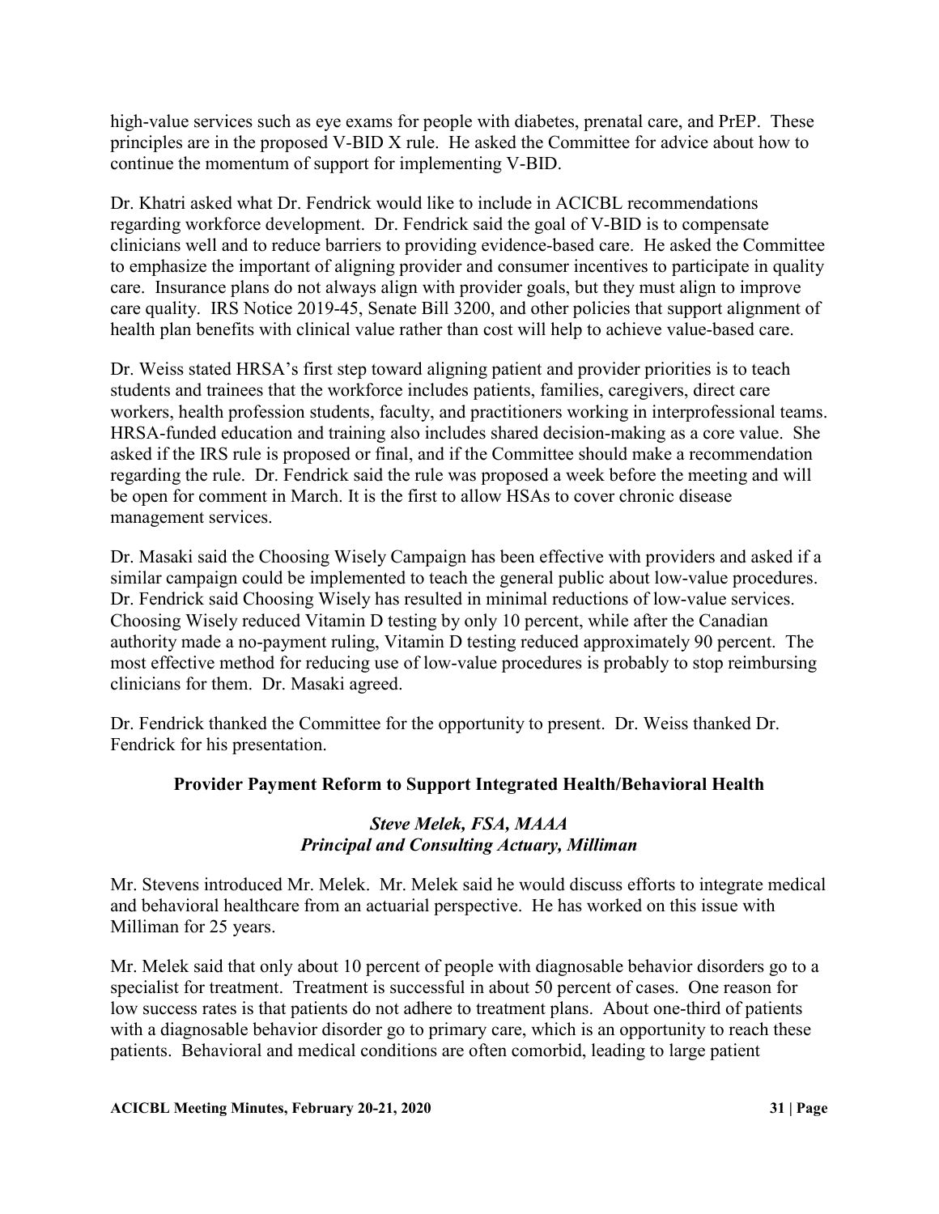high-value services such as eye exams for people with diabetes, prenatal care, and PrEP. These principles are in the proposed V-BID X rule. He asked the Committee for advice about how to continue the momentum of support for implementing V-BID.

Dr. Khatri asked what Dr. Fendrick would like to include in ACICBL recommendations regarding workforce development. Dr. Fendrick said the goal of V-BID is to compensate clinicians well and to reduce barriers to providing evidence-based care. He asked the Committee to emphasize the important of aligning provider and consumer incentives to participate in quality care. Insurance plans do not always align with provider goals, but they must align to improve care quality. IRS Notice 2019-45, Senate Bill 3200, and other policies that support alignment of health plan benefits with clinical value rather than cost will help to achieve value-based care.

Dr. Weiss stated HRSA's first step toward aligning patient and provider priorities is to teach students and trainees that the workforce includes patients, families, caregivers, direct care workers, health profession students, faculty, and practitioners working in interprofessional teams. HRSA-funded education and training also includes shared decision-making as a core value. She asked if the IRS rule is proposed or final, and if the Committee should make a recommendation regarding the rule. Dr. Fendrick said the rule was proposed a week before the meeting and will be open for comment in March. It is the first to allow HSAs to cover chronic disease management services.

Dr. Masaki said the Choosing Wisely Campaign has been effective with providers and asked if a similar campaign could be implemented to teach the general public about low-value procedures. Dr. Fendrick said Choosing Wisely has resulted in minimal reductions of low-value services. Choosing Wisely reduced Vitamin D testing by only 10 percent, while after the Canadian authority made a no-payment ruling, Vitamin D testing reduced approximately 90 percent. The most effective method for reducing use of low-value procedures is probably to stop reimbursing clinicians for them. Dr. Masaki agreed.

Dr. Fendrick thanked the Committee for the opportunity to present. Dr. Weiss thanked Dr. Fendrick for his presentation.

## Provider Payment Reform to Support Integrated Health/Behavioral Health

***Steve Melek, FSA, MAAA***
***Principal and Consulting Actuary, Milliman***

Mr. Stevens introduced Mr. Melek. Mr. Melek said he would discuss efforts to integrate medical and behavioral healthcare from an actuarial perspective. He has worked on this issue with Milliman for 25 years.

Mr. Melek said that only about 10 percent of people with diagnosable behavior disorders go to a specialist for treatment. Treatment is successful in about 50 percent of cases. One reason for low success rates is that patients do not adhere to treatment plans. About one-third of patients with a diagnosable behavior disorder go to primary care, which is an opportunity to reach these patients. Behavioral and medical conditions are often comorbid, leading to large patient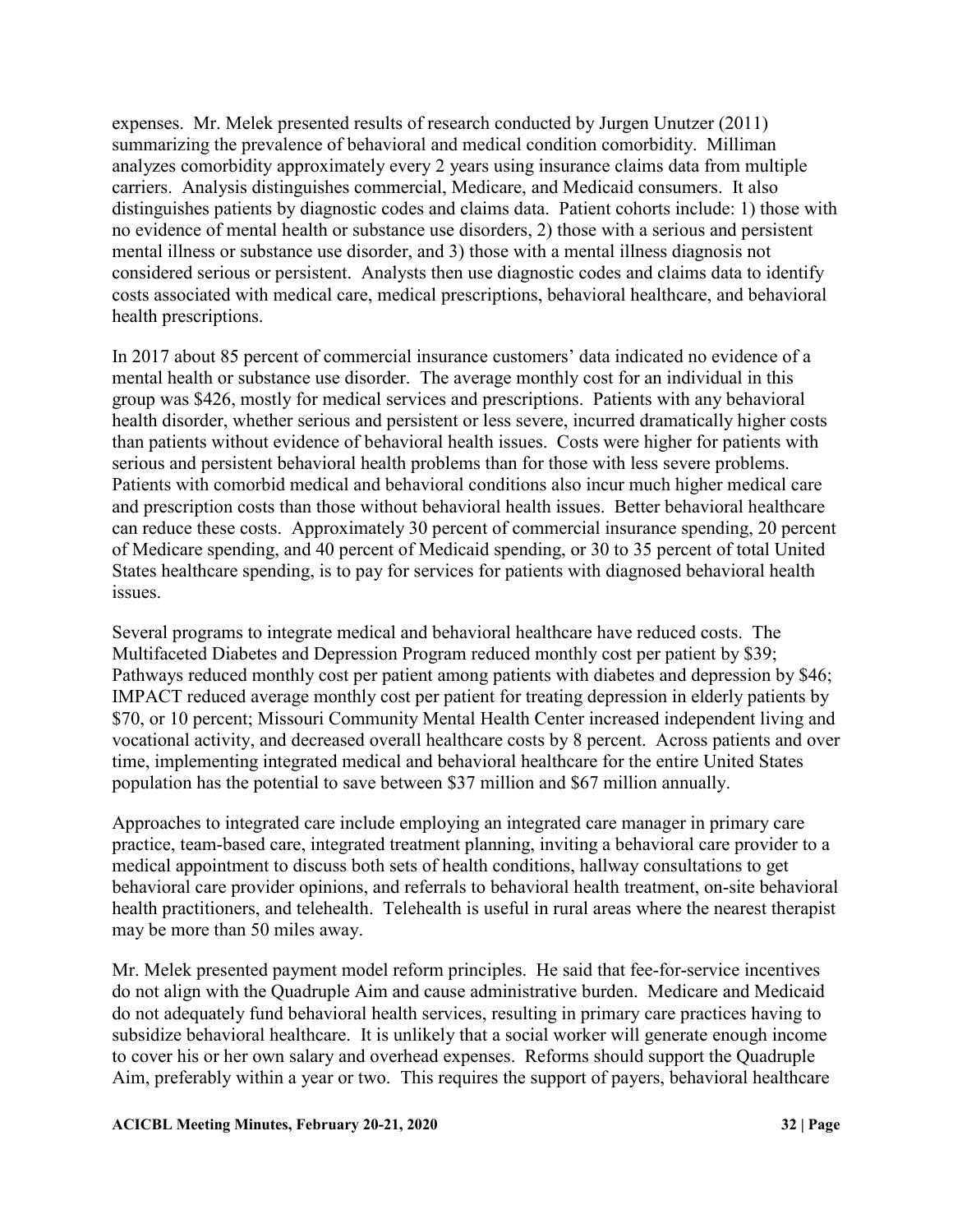expenses. Mr. Melek presented results of research conducted by Jurgen Unutzer (2011) summarizing the prevalence of behavioral and medical condition comorbidity. Milliman analyzes comorbidity approximately every 2 years using insurance claims data from multiple carriers. Analysis distinguishes commercial, Medicare, and Medicaid consumers. It also distinguishes patients by diagnostic codes and claims data. Patient cohorts include: 1) those with no evidence of mental health or substance use disorders, 2) those with a serious and persistent mental illness or substance use disorder, and 3) those with a mental illness diagnosis not considered serious or persistent. Analysts then use diagnostic codes and claims data to identify costs associated with medical care, medical prescriptions, behavioral healthcare, and behavioral health prescriptions.

In 2017 about 85 percent of commercial insurance customers' data indicated no evidence of a mental health or substance use disorder. The average monthly cost for an individual in this group was $426, mostly for medical services and prescriptions. Patients with any behavioral health disorder, whether serious and persistent or less severe, incurred dramatically higher costs than patients without evidence of behavioral health issues. Costs were higher for patients with serious and persistent behavioral health problems than for those with less severe problems. Patients with comorbid medical and behavioral conditions also incur much higher medical care and prescription costs than those without behavioral health issues. Better behavioral healthcare can reduce these costs. Approximately 30 percent of commercial insurance spending, 20 percent of Medicare spending, and 40 percent of Medicaid spending, or 30 to 35 percent of total United States healthcare spending, is to pay for services for patients with diagnosed behavioral health issues.

Several programs to integrate medical and behavioral healthcare have reduced costs. The Multifaceted Diabetes and Depression Program reduced monthly cost per patient by $39; Pathways reduced monthly cost per patient among patients with diabetes and depression by $46; IMPACT reduced average monthly cost per patient for treating depression in elderly patients by $70, or 10 percent; Missouri Community Mental Health Center increased independent living and vocational activity, and decreased overall healthcare costs by 8 percent. Across patients and over time, implementing integrated medical and behavioral healthcare for the entire United States population has the potential to save between $37 million and $67 million annually.

Approaches to integrated care include employing an integrated care manager in primary care practice, team-based care, integrated treatment planning, inviting a behavioral care provider to a medical appointment to discuss both sets of health conditions, hallway consultations to get behavioral care provider opinions, and referrals to behavioral health treatment, on-site behavioral health practitioners, and telehealth. Telehealth is useful in rural areas where the nearest therapist may be more than 50 miles away.

Mr. Melek presented payment model reform principles. He said that fee-for-service incentives do not align with the Quadruple Aim and cause administrative burden. Medicare and Medicaid do not adequately fund behavioral health services, resulting in primary care practices having to subsidize behavioral healthcare. It is unlikely that a social worker will generate enough income to cover his or her own salary and overhead expenses. Reforms should support the Quadruple Aim, preferably within a year or two. This requires the support of payers, behavioral healthcare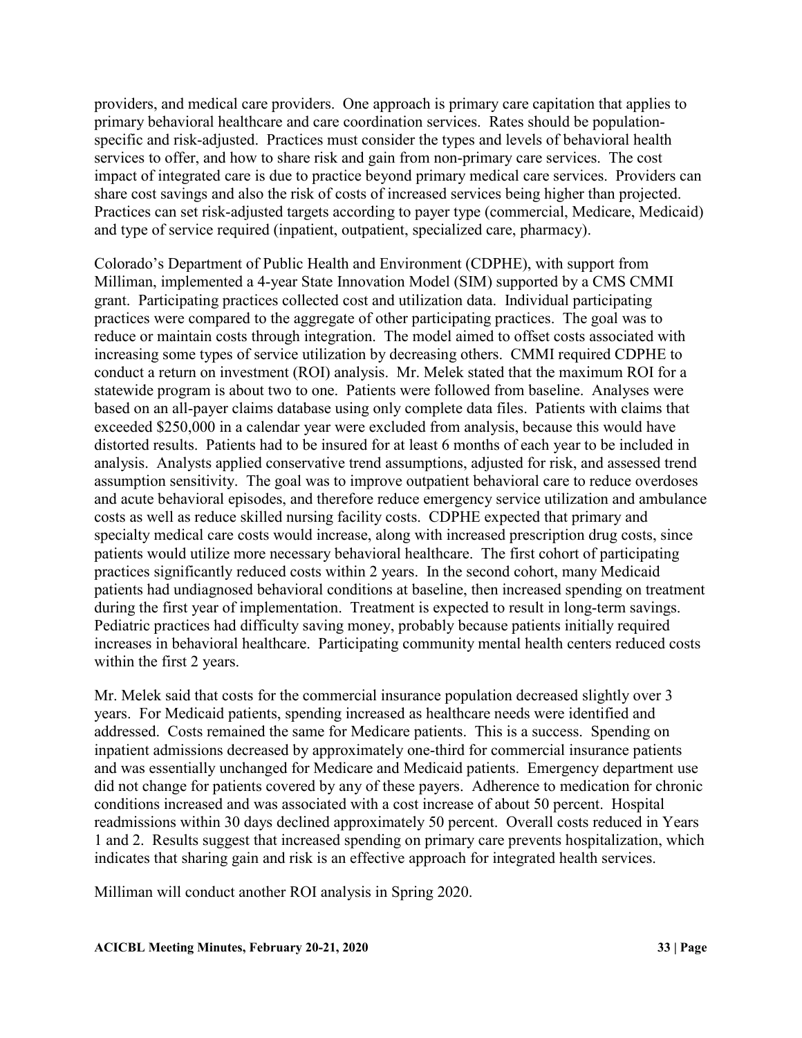providers, and medical care providers. One approach is primary care capitation that applies to primary behavioral healthcare and care coordination services. Rates should be population-specific and risk-adjusted. Practices must consider the types and levels of behavioral health services to offer, and how to share risk and gain from non-primary care services. The cost impact of integrated care is due to practice beyond primary medical care services. Providers can share cost savings and also the risk of costs of increased services being higher than projected. Practices can set risk-adjusted targets according to payer type (commercial, Medicare, Medicaid) and type of service required (inpatient, outpatient, specialized care, pharmacy).

Colorado's Department of Public Health and Environment (CDPHE), with support from Milliman, implemented a 4-year State Innovation Model (SIM) supported by a CMS CMMI grant. Participating practices collected cost and utilization data. Individual participating practices were compared to the aggregate of other participating practices. The goal was to reduce or maintain costs through integration. The model aimed to offset costs associated with increasing some types of service utilization by decreasing others. CMMI required CDPHE to conduct a return on investment (ROI) analysis. Mr. Melek stated that the maximum ROI for a statewide program is about two to one. Patients were followed from baseline. Analyses were based on an all-payer claims database using only complete data files. Patients with claims that exceeded $250,000 in a calendar year were excluded from analysis, because this would have distorted results. Patients had to be insured for at least 6 months of each year to be included in analysis. Analysts applied conservative trend assumptions, adjusted for risk, and assessed trend assumption sensitivity. The goal was to improve outpatient behavioral care to reduce overdoses and acute behavioral episodes, and therefore reduce emergency service utilization and ambulance costs as well as reduce skilled nursing facility costs. CDPHE expected that primary and specialty medical care costs would increase, along with increased prescription drug costs, since patients would utilize more necessary behavioral healthcare. The first cohort of participating practices significantly reduced costs within 2 years. In the second cohort, many Medicaid patients had undiagnosed behavioral conditions at baseline, then increased spending on treatment during the first year of implementation. Treatment is expected to result in long-term savings. Pediatric practices had difficulty saving money, probably because patients initially required increases in behavioral healthcare. Participating community mental health centers reduced costs within the first 2 years.

Mr. Melek said that costs for the commercial insurance population decreased slightly over 3 years. For Medicaid patients, spending increased as healthcare needs were identified and addressed. Costs remained the same for Medicare patients. This is a success. Spending on inpatient admissions decreased by approximately one-third for commercial insurance patients and was essentially unchanged for Medicare and Medicaid patients. Emergency department use did not change for patients covered by any of these payers. Adherence to medication for chronic conditions increased and was associated with a cost increase of about 50 percent. Hospital readmissions within 30 days declined approximately 50 percent. Overall costs reduced in Years 1 and 2. Results suggest that increased spending on primary care prevents hospitalization, which indicates that sharing gain and risk is an effective approach for integrated health services.

Milliman will conduct another ROI analysis in Spring 2020.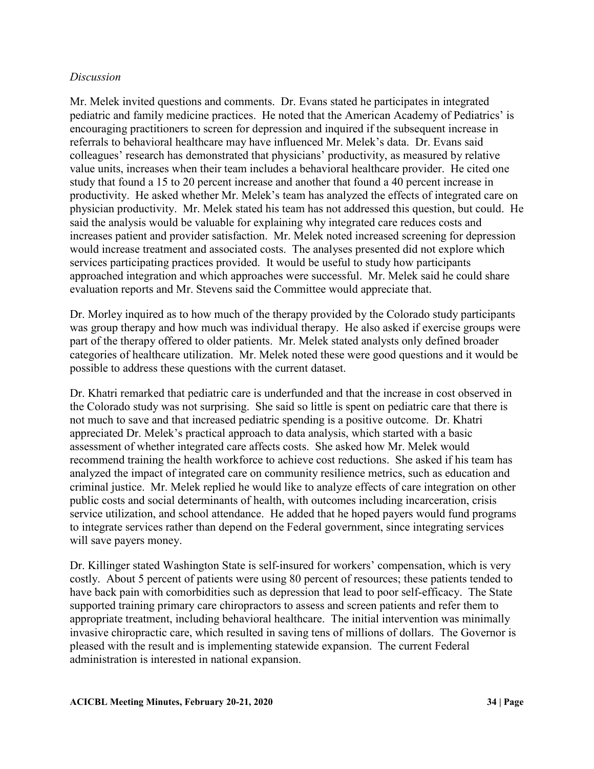*Discussion*

Mr. Melek invited questions and comments. Dr. Evans stated he participates in integrated pediatric and family medicine practices. He noted that the American Academy of Pediatrics' is encouraging practitioners to screen for depression and inquired if the subsequent increase in referrals to behavioral healthcare may have influenced Mr. Melek's data. Dr. Evans said colleagues' research has demonstrated that physicians' productivity, as measured by relative value units, increases when their team includes a behavioral healthcare provider. He cited one study that found a 15 to 20 percent increase and another that found a 40 percent increase in productivity. He asked whether Mr. Melek's team has analyzed the effects of integrated care on physician productivity. Mr. Melek stated his team has not addressed this question, but could. He said the analysis would be valuable for explaining why integrated care reduces costs and increases patient and provider satisfaction. Mr. Melek noted increased screening for depression would increase treatment and associated costs. The analyses presented did not explore which services participating practices provided. It would be useful to study how participants approached integration and which approaches were successful. Mr. Melek said he could share evaluation reports and Mr. Stevens said the Committee would appreciate that.

Dr. Morley inquired as to how much of the therapy provided by the Colorado study participants was group therapy and how much was individual therapy. He also asked if exercise groups were part of the therapy offered to older patients. Mr. Melek stated analysts only defined broader categories of healthcare utilization. Mr. Melek noted these were good questions and it would be possible to address these questions with the current dataset.

Dr. Khatri remarked that pediatric care is underfunded and that the increase in cost observed in the Colorado study was not surprising. She said so little is spent on pediatric care that there is not much to save and that increased pediatric spending is a positive outcome. Dr. Khatri appreciated Dr. Melek's practical approach to data analysis, which started with a basic assessment of whether integrated care affects costs. She asked how Mr. Melek would recommend training the health workforce to achieve cost reductions. She asked if his team has analyzed the impact of integrated care on community resilience metrics, such as education and criminal justice. Mr. Melek replied he would like to analyze effects of care integration on other public costs and social determinants of health, with outcomes including incarceration, crisis service utilization, and school attendance. He added that he hoped payers would fund programs to integrate services rather than depend on the Federal government, since integrating services will save payers money.

Dr. Killinger stated Washington State is self-insured for workers' compensation, which is very costly. About 5 percent of patients were using 80 percent of resources; these patients tended to have back pain with comorbidities such as depression that lead to poor self-efficacy. The State supported training primary care chiropractors to assess and screen patients and refer them to appropriate treatment, including behavioral healthcare. The initial intervention was minimally invasive chiropractic care, which resulted in saving tens of millions of dollars. The Governor is pleased with the result and is implementing statewide expansion. The current Federal administration is interested in national expansion.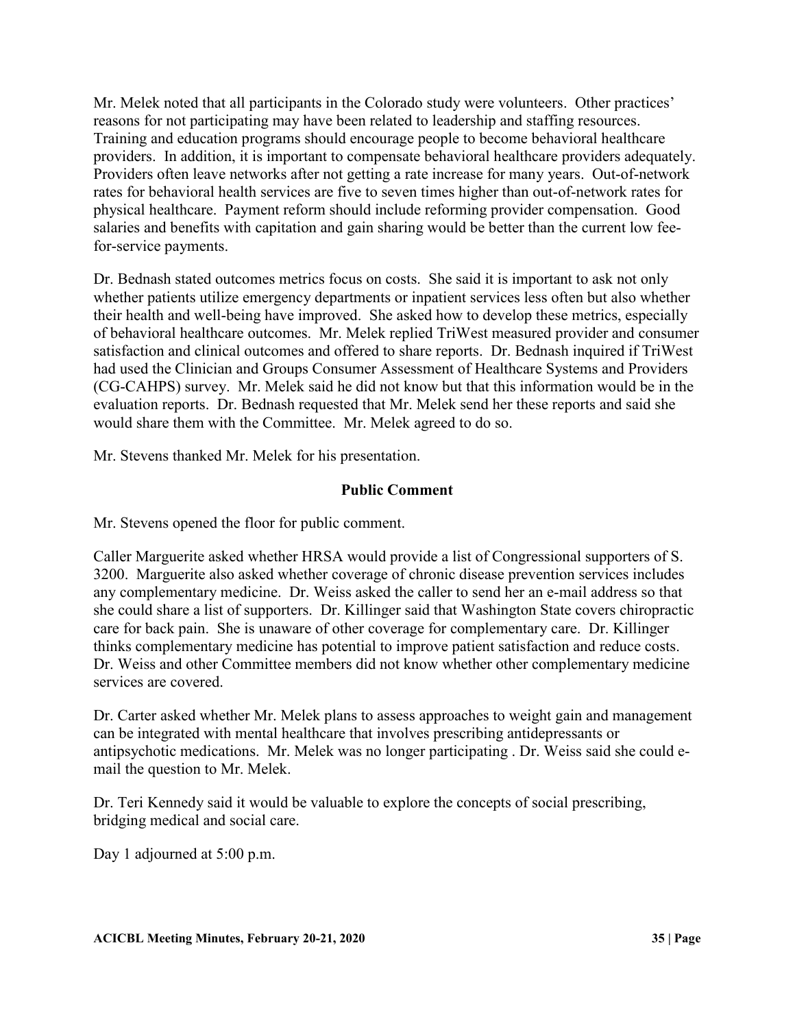Mr. Melek noted that all participants in the Colorado study were volunteers. Other practices' reasons for not participating may have been related to leadership and staffing resources. Training and education programs should encourage people to become behavioral healthcare providers. In addition, it is important to compensate behavioral healthcare providers adequately. Providers often leave networks after not getting a rate increase for many years. Out-of-network rates for behavioral health services are five to seven times higher than out-of-network rates for physical healthcare. Payment reform should include reforming provider compensation. Good salaries and benefits with capitation and gain sharing would be better than the current low fee-for-service payments.

Dr. Bednash stated outcomes metrics focus on costs. She said it is important to ask not only whether patients utilize emergency departments or inpatient services less often but also whether their health and well-being have improved. She asked how to develop these metrics, especially of behavioral healthcare outcomes. Mr. Melek replied TriWest measured provider and consumer satisfaction and clinical outcomes and offered to share reports. Dr. Bednash inquired if TriWest had used the Clinician and Groups Consumer Assessment of Healthcare Systems and Providers (CG-CAHPS) survey. Mr. Melek said he did not know but that this information would be in the evaluation reports. Dr. Bednash requested that Mr. Melek send her these reports and said she would share them with the Committee. Mr. Melek agreed to do so.

Mr. Stevens thanked Mr. Melek for his presentation.

## Public Comment

Mr. Stevens opened the floor for public comment.

Caller Marguerite asked whether HRSA would provide a list of Congressional supporters of S. 3200. Marguerite also asked whether coverage of chronic disease prevention services includes any complementary medicine. Dr. Weiss asked the caller to send her an e-mail address so that she could share a list of supporters. Dr. Killinger said that Washington State covers chiropractic care for back pain. She is unaware of other coverage for complementary care. Dr. Killinger thinks complementary medicine has potential to improve patient satisfaction and reduce costs. Dr. Weiss and other Committee members did not know whether other complementary medicine services are covered.

Dr. Carter asked whether Mr. Melek plans to assess approaches to weight gain and management can be integrated with mental healthcare that involves prescribing antidepressants or antipsychotic medications. Mr. Melek was no longer participating . Dr. Weiss said she could e-mail the question to Mr. Melek.

Dr. Teri Kennedy said it would be valuable to explore the concepts of social prescribing, bridging medical and social care.

Day 1 adjourned at 5:00 p.m.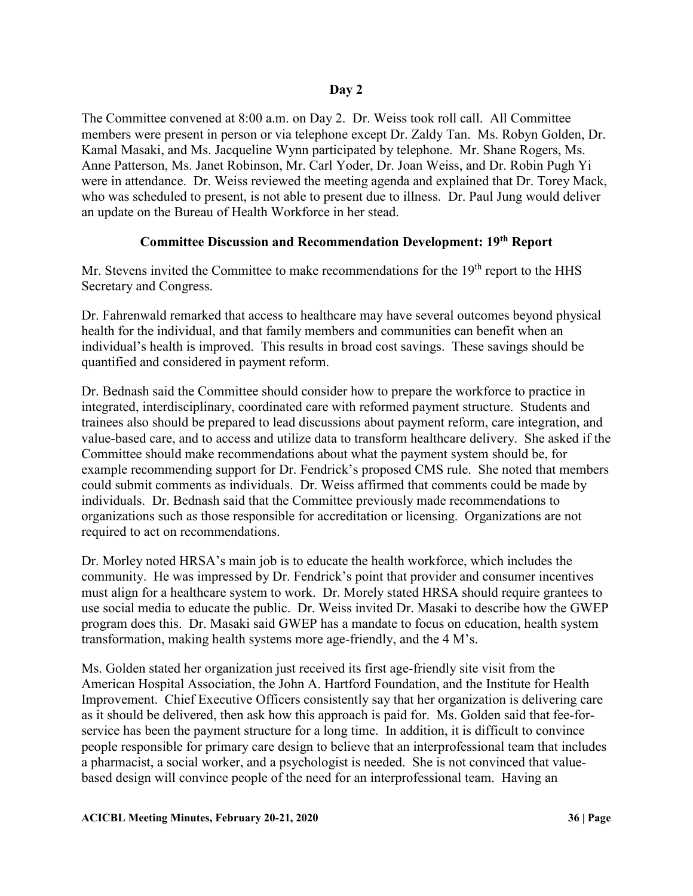## Day 2

The Committee convened at 8:00 a.m. on Day 2. Dr. Weiss took roll call. All Committee members were present in person or via telephone except Dr. Zaldy Tan. Ms. Robyn Golden, Dr. Kamal Masaki, and Ms. Jacqueline Wynn participated by telephone. Mr. Shane Rogers, Ms. Anne Patterson, Ms. Janet Robinson, Mr. Carl Yoder, Dr. Joan Weiss, and Dr. Robin Pugh Yi were in attendance. Dr. Weiss reviewed the meeting agenda and explained that Dr. Torey Mack, who was scheduled to present, is not able to present due to illness. Dr. Paul Jung would deliver an update on the Bureau of Health Workforce in her stead.

### Committee Discussion and Recommendation Development: 19th Report

Mr. Stevens invited the Committee to make recommendations for the 19th report to the HHS Secretary and Congress.

Dr. Fahrenwald remarked that access to healthcare may have several outcomes beyond physical health for the individual, and that family members and communities can benefit when an individual's health is improved. This results in broad cost savings. These savings should be quantified and considered in payment reform.

Dr. Bednash said the Committee should consider how to prepare the workforce to practice in integrated, interdisciplinary, coordinated care with reformed payment structure. Students and trainees also should be prepared to lead discussions about payment reform, care integration, and value-based care, and to access and utilize data to transform healthcare delivery. She asked if the Committee should make recommendations about what the payment system should be, for example recommending support for Dr. Fendrick's proposed CMS rule. She noted that members could submit comments as individuals. Dr. Weiss affirmed that comments could be made by individuals. Dr. Bednash said that the Committee previously made recommendations to organizations such as those responsible for accreditation or licensing. Organizations are not required to act on recommendations.

Dr. Morley noted HRSA's main job is to educate the health workforce, which includes the community. He was impressed by Dr. Fendrick's point that provider and consumer incentives must align for a healthcare system to work. Dr. Morely stated HRSA should require grantees to use social media to educate the public. Dr. Weiss invited Dr. Masaki to describe how the GWEP program does this. Dr. Masaki said GWEP has a mandate to focus on education, health system transformation, making health systems more age-friendly, and the 4 M's.

Ms. Golden stated her organization just received its first age-friendly site visit from the American Hospital Association, the John A. Hartford Foundation, and the Institute for Health Improvement. Chief Executive Officers consistently say that her organization is delivering care as it should be delivered, then ask how this approach is paid for. Ms. Golden said that fee-for-service has been the payment structure for a long time. In addition, it is difficult to convince people responsible for primary care design to believe that an interprofessional team that includes a pharmacist, a social worker, and a psychologist is needed. She is not convinced that value-based design will convince people of the need for an interprofessional team. Having an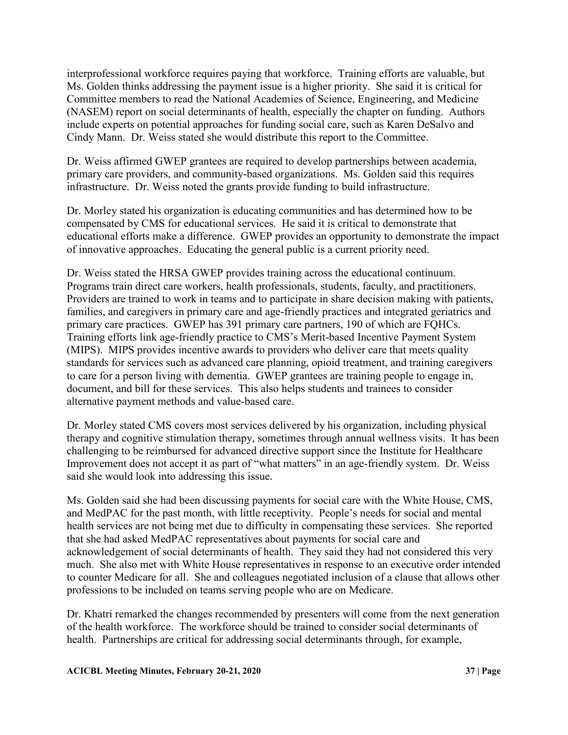interprofessional workforce requires paying that workforce. Training efforts are valuable, but Ms. Golden thinks addressing the payment issue is a higher priority. She said it is critical for Committee members to read the National Academies of Science, Engineering, and Medicine (NASEM) report on social determinants of health, especially the chapter on funding. Authors include experts on potential approaches for funding social care, such as Karen DeSalvo and Cindy Mann. Dr. Weiss stated she would distribute this report to the Committee.

Dr. Weiss affirmed GWEP grantees are required to develop partnerships between academia, primary care providers, and community-based organizations. Ms. Golden said this requires infrastructure. Dr. Weiss noted the grants provide funding to build infrastructure.

Dr. Morley stated his organization is educating communities and has determined how to be compensated by CMS for educational services. He said it is critical to demonstrate that educational efforts make a difference. GWEP provides an opportunity to demonstrate the impact of innovative approaches. Educating the general public is a current priority need.

Dr. Weiss stated the HRSA GWEP provides training across the educational continuum. Programs train direct care workers, health professionals, students, faculty, and practitioners. Providers are trained to work in teams and to participate in share decision making with patients, families, and caregivers in primary care and age-friendly practices and integrated geriatrics and primary care practices. GWEP has 391 primary care partners, 190 of which are FQHCs. Training efforts link age-friendly practice to CMS's Merit-based Incentive Payment System (MIPS). MIPS provides incentive awards to providers who deliver care that meets quality standards for services such as advanced care planning, opioid treatment, and training caregivers to care for a person living with dementia. GWEP grantees are training people to engage in, document, and bill for these services. This also helps students and trainees to consider alternative payment methods and value-based care.

Dr. Morley stated CMS covers most services delivered by his organization, including physical therapy and cognitive stimulation therapy, sometimes through annual wellness visits. It has been challenging to be reimbursed for advanced directive support since the Institute for Healthcare Improvement does not accept it as part of "what matters" in an age-friendly system. Dr. Weiss said she would look into addressing this issue.

Ms. Golden said she had been discussing payments for social care with the White House, CMS, and MedPAC for the past month, with little receptivity. People's needs for social and mental health services are not being met due to difficulty in compensating these services. She reported that she had asked MedPAC representatives about payments for social care and acknowledgement of social determinants of health. They said they had not considered this very much. She also met with White House representatives in response to an executive order intended to counter Medicare for all. She and colleagues negotiated inclusion of a clause that allows other professions to be included on teams serving people who are on Medicare.

Dr. Khatri remarked the changes recommended by presenters will come from the next generation of the health workforce. The workforce should be trained to consider social determinants of health. Partnerships are critical for addressing social determinants through, for example,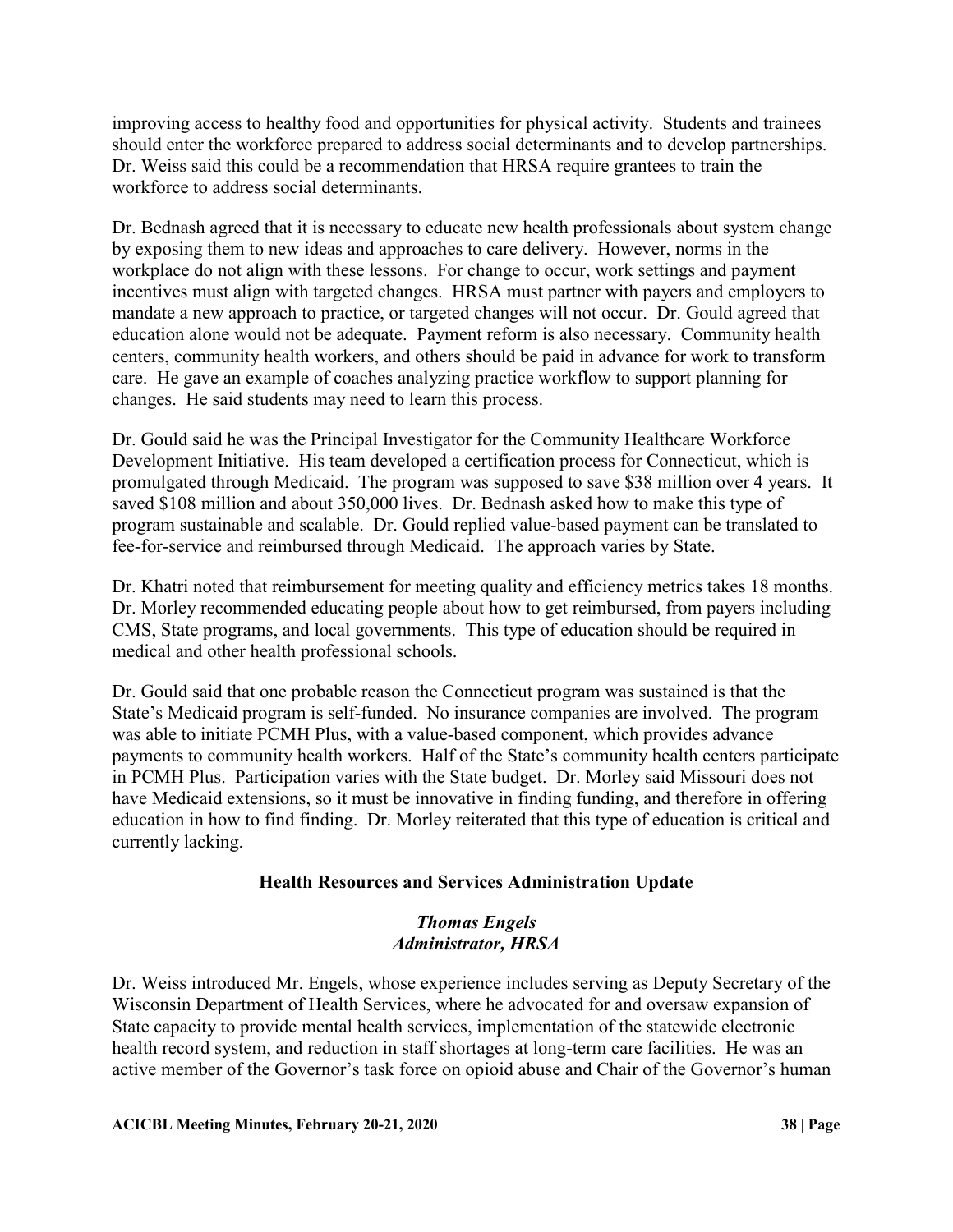improving access to healthy food and opportunities for physical activity. Students and trainees should enter the workforce prepared to address social determinants and to develop partnerships. Dr. Weiss said this could be a recommendation that HRSA require grantees to train the workforce to address social determinants.

Dr. Bednash agreed that it is necessary to educate new health professionals about system change by exposing them to new ideas and approaches to care delivery. However, norms in the workplace do not align with these lessons. For change to occur, work settings and payment incentives must align with targeted changes. HRSA must partner with payers and employers to mandate a new approach to practice, or targeted changes will not occur. Dr. Gould agreed that education alone would not be adequate. Payment reform is also necessary. Community health centers, community health workers, and others should be paid in advance for work to transform care. He gave an example of coaches analyzing practice workflow to support planning for changes. He said students may need to learn this process.

Dr. Gould said he was the Principal Investigator for the Community Healthcare Workforce Development Initiative. His team developed a certification process for Connecticut, which is promulgated through Medicaid. The program was supposed to save $38 million over 4 years. It saved $108 million and about 350,000 lives. Dr. Bednash asked how to make this type of program sustainable and scalable. Dr. Gould replied value-based payment can be translated to fee-for-service and reimbursed through Medicaid. The approach varies by State.

Dr. Khatri noted that reimbursement for meeting quality and efficiency metrics takes 18 months. Dr. Morley recommended educating people about how to get reimbursed, from payers including CMS, State programs, and local governments. This type of education should be required in medical and other health professional schools.

Dr. Gould said that one probable reason the Connecticut program was sustained is that the State's Medicaid program is self-funded. No insurance companies are involved. The program was able to initiate PCMH Plus, with a value-based component, which provides advance payments to community health workers. Half of the State's community health centers participate in PCMH Plus. Participation varies with the State budget. Dr. Morley said Missouri does not have Medicaid extensions, so it must be innovative in finding funding, and therefore in offering education in how to find finding. Dr. Morley reiterated that this type of education is critical and currently lacking.

## Health Resources and Services Administration Update

***Thomas Engels***
***Administrator, HRSA***

Dr. Weiss introduced Mr. Engels, whose experience includes serving as Deputy Secretary of the Wisconsin Department of Health Services, where he advocated for and oversaw expansion of State capacity to provide mental health services, implementation of the statewide electronic health record system, and reduction in staff shortages at long-term care facilities. He was an active member of the Governor's task force on opioid abuse and Chair of the Governor's human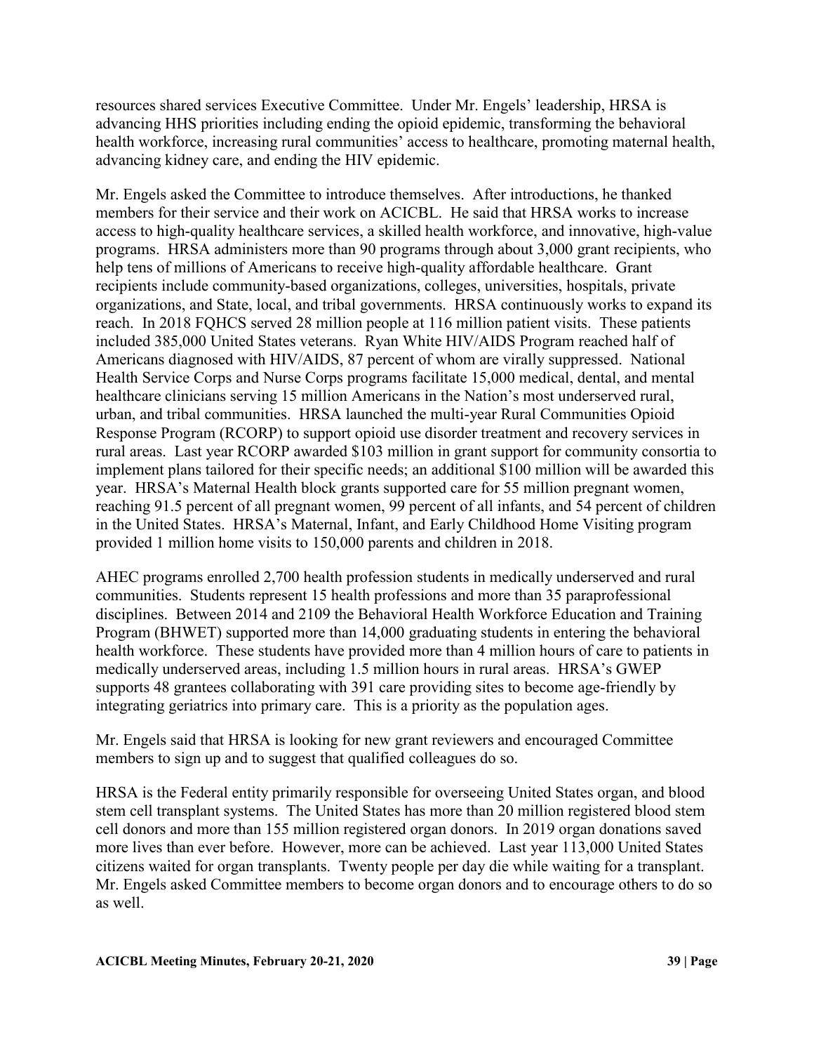resources shared services Executive Committee. Under Mr. Engels' leadership, HRSA is advancing HHS priorities including ending the opioid epidemic, transforming the behavioral health workforce, increasing rural communities' access to healthcare, promoting maternal health, advancing kidney care, and ending the HIV epidemic.

Mr. Engels asked the Committee to introduce themselves. After introductions, he thanked members for their service and their work on ACICBL. He said that HRSA works to increase access to high-quality healthcare services, a skilled health workforce, and innovative, high-value programs. HRSA administers more than 90 programs through about 3,000 grant recipients, who help tens of millions of Americans to receive high-quality affordable healthcare. Grant recipients include community-based organizations, colleges, universities, hospitals, private organizations, and State, local, and tribal governments. HRSA continuously works to expand its reach. In 2018 FQHCS served 28 million people at 116 million patient visits. These patients included 385,000 United States veterans. Ryan White HIV/AIDS Program reached half of Americans diagnosed with HIV/AIDS, 87 percent of whom are virally suppressed. National Health Service Corps and Nurse Corps programs facilitate 15,000 medical, dental, and mental healthcare clinicians serving 15 million Americans in the Nation's most underserved rural, urban, and tribal communities. HRSA launched the multi-year Rural Communities Opioid Response Program (RCORP) to support opioid use disorder treatment and recovery services in rural areas. Last year RCORP awarded $103 million in grant support for community consortia to implement plans tailored for their specific needs; an additional $100 million will be awarded this year. HRSA's Maternal Health block grants supported care for 55 million pregnant women, reaching 91.5 percent of all pregnant women, 99 percent of all infants, and 54 percent of children in the United States. HRSA's Maternal, Infant, and Early Childhood Home Visiting program provided 1 million home visits to 150,000 parents and children in 2018.

AHEC programs enrolled 2,700 health profession students in medically underserved and rural communities. Students represent 15 health professions and more than 35 paraprofessional disciplines. Between 2014 and 2109 the Behavioral Health Workforce Education and Training Program (BHWET) supported more than 14,000 graduating students in entering the behavioral health workforce. These students have provided more than 4 million hours of care to patients in medically underserved areas, including 1.5 million hours in rural areas. HRSA's GWEP supports 48 grantees collaborating with 391 care providing sites to become age-friendly by integrating geriatrics into primary care. This is a priority as the population ages.

Mr. Engels said that HRSA is looking for new grant reviewers and encouraged Committee members to sign up and to suggest that qualified colleagues do so.

HRSA is the Federal entity primarily responsible for overseeing United States organ, and blood stem cell transplant systems. The United States has more than 20 million registered blood stem cell donors and more than 155 million registered organ donors. In 2019 organ donations saved more lives than ever before. However, more can be achieved. Last year 113,000 United States citizens waited for organ transplants. Twenty people per day die while waiting for a transplant. Mr. Engels asked Committee members to become organ donors and to encourage others to do so as well.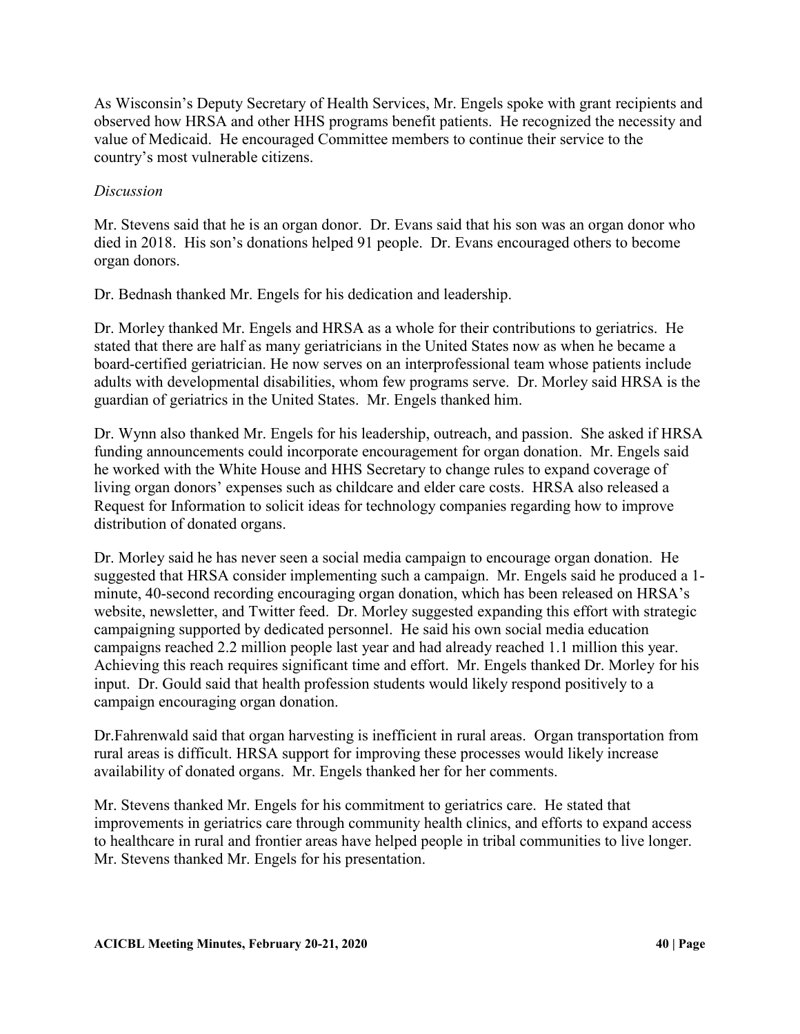As Wisconsin's Deputy Secretary of Health Services, Mr. Engels spoke with grant recipients and observed how HRSA and other HHS programs benefit patients. He recognized the necessity and value of Medicaid. He encouraged Committee members to continue their service to the country's most vulnerable citizens.

*Discussion*

Mr. Stevens said that he is an organ donor. Dr. Evans said that his son was an organ donor who died in 2018. His son's donations helped 91 people. Dr. Evans encouraged others to become organ donors.

Dr. Bednash thanked Mr. Engels for his dedication and leadership.

Dr. Morley thanked Mr. Engels and HRSA as a whole for their contributions to geriatrics. He stated that there are half as many geriatricians in the United States now as when he became a board-certified geriatrician. He now serves on an interprofessional team whose patients include adults with developmental disabilities, whom few programs serve. Dr. Morley said HRSA is the guardian of geriatrics in the United States. Mr. Engels thanked him.

Dr. Wynn also thanked Mr. Engels for his leadership, outreach, and passion. She asked if HRSA funding announcements could incorporate encouragement for organ donation. Mr. Engels said he worked with the White House and HHS Secretary to change rules to expand coverage of living organ donors' expenses such as childcare and elder care costs. HRSA also released a Request for Information to solicit ideas for technology companies regarding how to improve distribution of donated organs.

Dr. Morley said he has never seen a social media campaign to encourage organ donation. He suggested that HRSA consider implementing such a campaign. Mr. Engels said he produced a 1-minute, 40-second recording encouraging organ donation, which has been released on HRSA's website, newsletter, and Twitter feed. Dr. Morley suggested expanding this effort with strategic campaigning supported by dedicated personnel. He said his own social media education campaigns reached 2.2 million people last year and had already reached 1.1 million this year. Achieving this reach requires significant time and effort. Mr. Engels thanked Dr. Morley for his input. Dr. Gould said that health profession students would likely respond positively to a campaign encouraging organ donation.

Dr.Fahrenwald said that organ harvesting is inefficient in rural areas. Organ transportation from rural areas is difficult. HRSA support for improving these processes would likely increase availability of donated organs. Mr. Engels thanked her for her comments.

Mr. Stevens thanked Mr. Engels for his commitment to geriatrics care. He stated that improvements in geriatrics care through community health clinics, and efforts to expand access to healthcare in rural and frontier areas have helped people in tribal communities to live longer. Mr. Stevens thanked Mr. Engels for his presentation.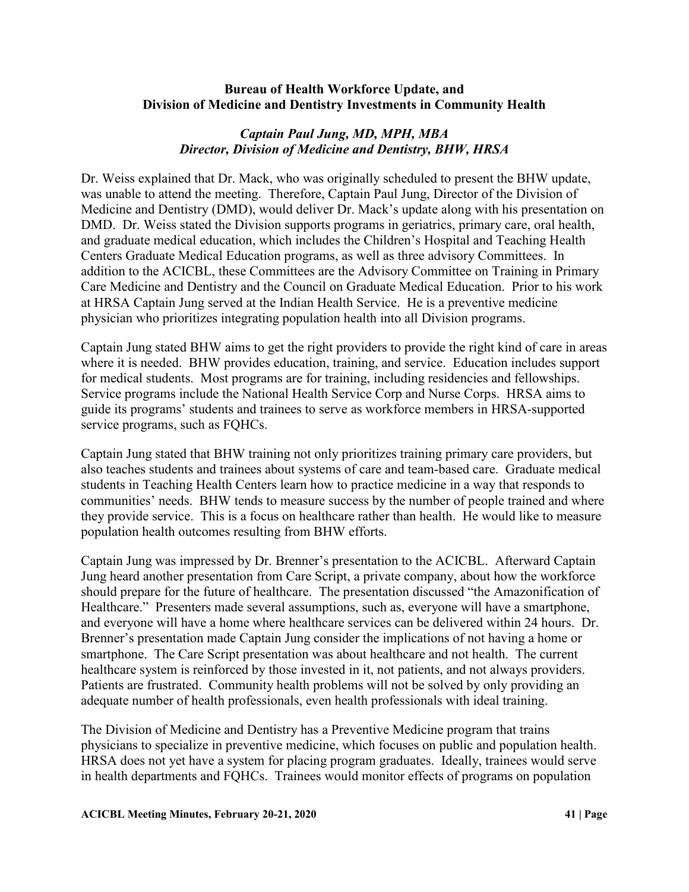**Bureau of Health Workforce Update, and**
**Division of Medicine and Dentistry Investments in Community Health**

***Captain Paul Jung, MD, MPH, MBA***
***Director, Division of Medicine and Dentistry, BHW, HRSA***

Dr. Weiss explained that Dr. Mack, who was originally scheduled to present the BHW update, was unable to attend the meeting. Therefore, Captain Paul Jung, Director of the Division of Medicine and Dentistry (DMD), would deliver Dr. Mack's update along with his presentation on DMD. Dr. Weiss stated the Division supports programs in geriatrics, primary care, oral health, and graduate medical education, which includes the Children's Hospital and Teaching Health Centers Graduate Medical Education programs, as well as three advisory Committees. In addition to the ACICBL, these Committees are the Advisory Committee on Training in Primary Care Medicine and Dentistry and the Council on Graduate Medical Education. Prior to his work at HRSA Captain Jung served at the Indian Health Service. He is a preventive medicine physician who prioritizes integrating population health into all Division programs.

Captain Jung stated BHW aims to get the right providers to provide the right kind of care in areas where it is needed. BHW provides education, training, and service. Education includes support for medical students. Most programs are for training, including residencies and fellowships. Service programs include the National Health Service Corp and Nurse Corps. HRSA aims to guide its programs' students and trainees to serve as workforce members in HRSA-supported service programs, such as FQHCs.

Captain Jung stated that BHW training not only prioritizes training primary care providers, but also teaches students and trainees about systems of care and team-based care. Graduate medical students in Teaching Health Centers learn how to practice medicine in a way that responds to communities' needs. BHW tends to measure success by the number of people trained and where they provide service. This is a focus on healthcare rather than health. He would like to measure population health outcomes resulting from BHW efforts.

Captain Jung was impressed by Dr. Brenner's presentation to the ACICBL. Afterward Captain Jung heard another presentation from Care Script, a private company, about how the workforce should prepare for the future of healthcare. The presentation discussed "the Amazonification of Healthcare." Presenters made several assumptions, such as, everyone will have a smartphone, and everyone will have a home where healthcare services can be delivered within 24 hours. Dr. Brenner's presentation made Captain Jung consider the implications of not having a home or smartphone. The Care Script presentation was about healthcare and not health. The current healthcare system is reinforced by those invested in it, not patients, and not always providers. Patients are frustrated. Community health problems will not be solved by only providing an adequate number of health professionals, even health professionals with ideal training.

The Division of Medicine and Dentistry has a Preventive Medicine program that trains physicians to specialize in preventive medicine, which focuses on public and population health. HRSA does not yet have a system for placing program graduates. Ideally, trainees would serve in health departments and FQHCs. Trainees would monitor effects of programs on population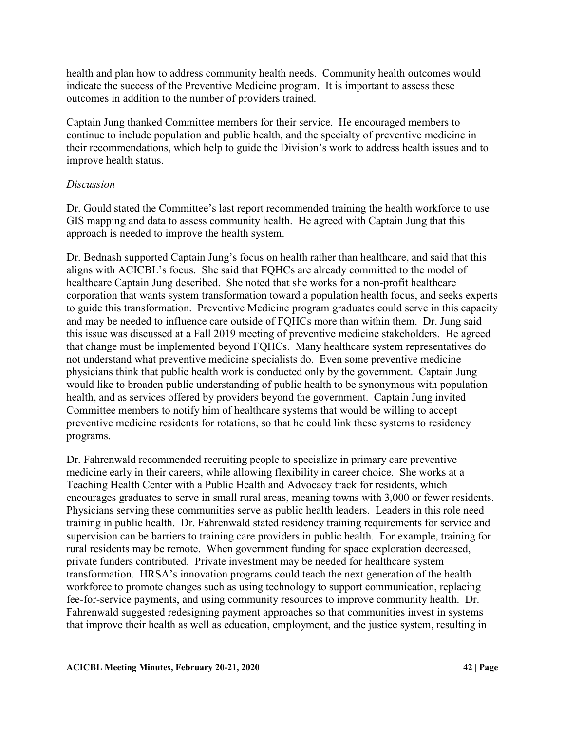health and plan how to address community health needs. Community health outcomes would indicate the success of the Preventive Medicine program. It is important to assess these outcomes in addition to the number of providers trained.

Captain Jung thanked Committee members for their service. He encouraged members to continue to include population and public health, and the specialty of preventive medicine in their recommendations, which help to guide the Division's work to address health issues and to improve health status.

*Discussion*

Dr. Gould stated the Committee's last report recommended training the health workforce to use GIS mapping and data to assess community health. He agreed with Captain Jung that this approach is needed to improve the health system.

Dr. Bednash supported Captain Jung's focus on health rather than healthcare, and said that this aligns with ACICBL's focus. She said that FQHCs are already committed to the model of healthcare Captain Jung described. She noted that she works for a non-profit healthcare corporation that wants system transformation toward a population health focus, and seeks experts to guide this transformation. Preventive Medicine program graduates could serve in this capacity and may be needed to influence care outside of FQHCs more than within them. Dr. Jung said this issue was discussed at a Fall 2019 meeting of preventive medicine stakeholders. He agreed that change must be implemented beyond FQHCs. Many healthcare system representatives do not understand what preventive medicine specialists do. Even some preventive medicine physicians think that public health work is conducted only by the government. Captain Jung would like to broaden public understanding of public health to be synonymous with population health, and as services offered by providers beyond the government. Captain Jung invited Committee members to notify him of healthcare systems that would be willing to accept preventive medicine residents for rotations, so that he could link these systems to residency programs.

Dr. Fahrenwald recommended recruiting people to specialize in primary care preventive medicine early in their careers, while allowing flexibility in career choice. She works at a Teaching Health Center with a Public Health and Advocacy track for residents, which encourages graduates to serve in small rural areas, meaning towns with 3,000 or fewer residents. Physicians serving these communities serve as public health leaders. Leaders in this role need training in public health. Dr. Fahrenwald stated residency training requirements for service and supervision can be barriers to training care providers in public health. For example, training for rural residents may be remote. When government funding for space exploration decreased, private funders contributed. Private investment may be needed for healthcare system transformation. HRSA's innovation programs could teach the next generation of the health workforce to promote changes such as using technology to support communication, replacing fee-for-service payments, and using community resources to improve community health. Dr. Fahrenwald suggested redesigning payment approaches so that communities invest in systems that improve their health as well as education, employment, and the justice system, resulting in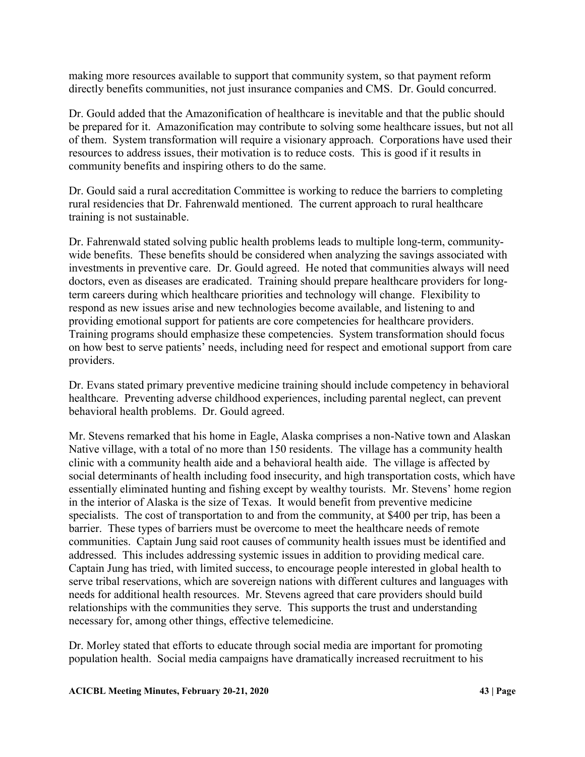making more resources available to support that community system, so that payment reform directly benefits communities, not just insurance companies and CMS. Dr. Gould concurred.

Dr. Gould added that the Amazonification of healthcare is inevitable and that the public should be prepared for it. Amazonification may contribute to solving some healthcare issues, but not all of them. System transformation will require a visionary approach. Corporations have used their resources to address issues, their motivation is to reduce costs. This is good if it results in community benefits and inspiring others to do the same.

Dr. Gould said a rural accreditation Committee is working to reduce the barriers to completing rural residencies that Dr. Fahrenwald mentioned. The current approach to rural healthcare training is not sustainable.

Dr. Fahrenwald stated solving public health problems leads to multiple long-term, community-wide benefits. These benefits should be considered when analyzing the savings associated with investments in preventive care. Dr. Gould agreed. He noted that communities always will need doctors, even as diseases are eradicated. Training should prepare healthcare providers for long-term careers during which healthcare priorities and technology will change. Flexibility to respond as new issues arise and new technologies become available, and listening to and providing emotional support for patients are core competencies for healthcare providers. Training programs should emphasize these competencies. System transformation should focus on how best to serve patients' needs, including need for respect and emotional support from care providers.

Dr. Evans stated primary preventive medicine training should include competency in behavioral healthcare. Preventing adverse childhood experiences, including parental neglect, can prevent behavioral health problems. Dr. Gould agreed.

Mr. Stevens remarked that his home in Eagle, Alaska comprises a non-Native town and Alaskan Native village, with a total of no more than 150 residents. The village has a community health clinic with a community health aide and a behavioral health aide. The village is affected by social determinants of health including food insecurity, and high transportation costs, which have essentially eliminated hunting and fishing except by wealthy tourists. Mr. Stevens' home region in the interior of Alaska is the size of Texas. It would benefit from preventive medicine specialists. The cost of transportation to and from the community, at $400 per trip, has been a barrier. These types of barriers must be overcome to meet the healthcare needs of remote communities. Captain Jung said root causes of community health issues must be identified and addressed. This includes addressing systemic issues in addition to providing medical care. Captain Jung has tried, with limited success, to encourage people interested in global health to serve tribal reservations, which are sovereign nations with different cultures and languages with needs for additional health resources. Mr. Stevens agreed that care providers should build relationships with the communities they serve. This supports the trust and understanding necessary for, among other things, effective telemedicine.

Dr. Morley stated that efforts to educate through social media are important for promoting population health. Social media campaigns have dramatically increased recruitment to his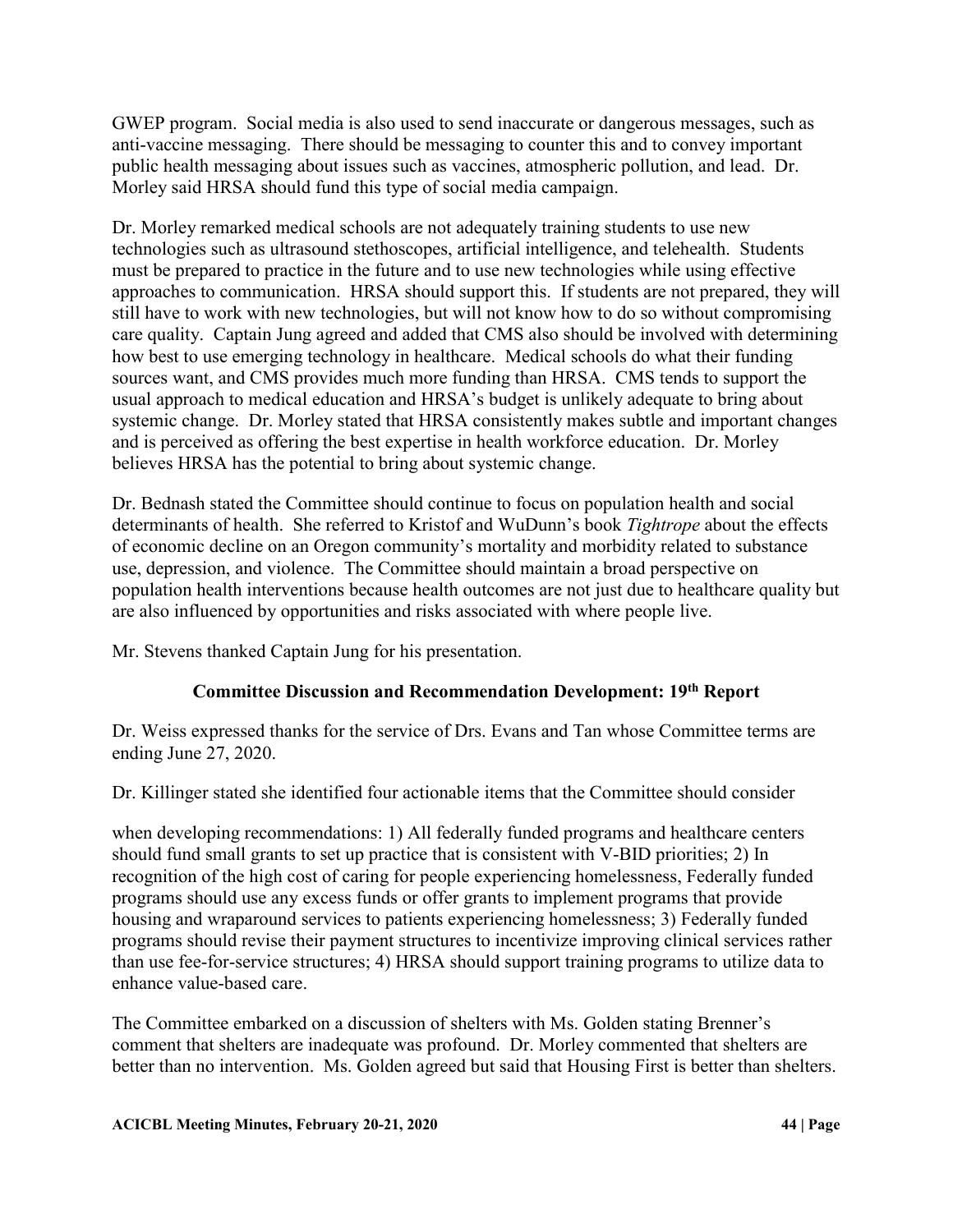GWEP program. Social media is also used to send inaccurate or dangerous messages, such as anti-vaccine messaging. There should be messaging to counter this and to convey important public health messaging about issues such as vaccines, atmospheric pollution, and lead. Dr. Morley said HRSA should fund this type of social media campaign.

Dr. Morley remarked medical schools are not adequately training students to use new technologies such as ultrasound stethoscopes, artificial intelligence, and telehealth. Students must be prepared to practice in the future and to use new technologies while using effective approaches to communication. HRSA should support this. If students are not prepared, they will still have to work with new technologies, but will not know how to do so without compromising care quality. Captain Jung agreed and added that CMS also should be involved with determining how best to use emerging technology in healthcare. Medical schools do what their funding sources want, and CMS provides much more funding than HRSA. CMS tends to support the usual approach to medical education and HRSA's budget is unlikely adequate to bring about systemic change. Dr. Morley stated that HRSA consistently makes subtle and important changes and is perceived as offering the best expertise in health workforce education. Dr. Morley believes HRSA has the potential to bring about systemic change.

Dr. Bednash stated the Committee should continue to focus on population health and social determinants of health. She referred to Kristof and WuDunn's book *Tightrope* about the effects of economic decline on an Oregon community's mortality and morbidity related to substance use, depression, and violence. The Committee should maintain a broad perspective on population health interventions because health outcomes are not just due to healthcare quality but are also influenced by opportunities and risks associated with where people live.

Mr. Stevens thanked Captain Jung for his presentation.

## Committee Discussion and Recommendation Development: 19th Report

Dr. Weiss expressed thanks for the service of Drs. Evans and Tan whose Committee terms are ending June 27, 2020.

Dr. Killinger stated she identified four actionable items that the Committee should consider when developing recommendations: 1) All federally funded programs and healthcare centers should fund small grants to set up practice that is consistent with V-BID priorities; 2) In recognition of the high cost of caring for people experiencing homelessness, Federally funded programs should use any excess funds or offer grants to implement programs that provide housing and wraparound services to patients experiencing homelessness; 3) Federally funded programs should revise their payment structures to incentivize improving clinical services rather than use fee-for-service structures; 4) HRSA should support training programs to utilize data to enhance value-based care.

The Committee embarked on a discussion of shelters with Ms. Golden stating Brenner's comment that shelters are inadequate was profound. Dr. Morley commented that shelters are better than no intervention. Ms. Golden agreed but said that Housing First is better than shelters.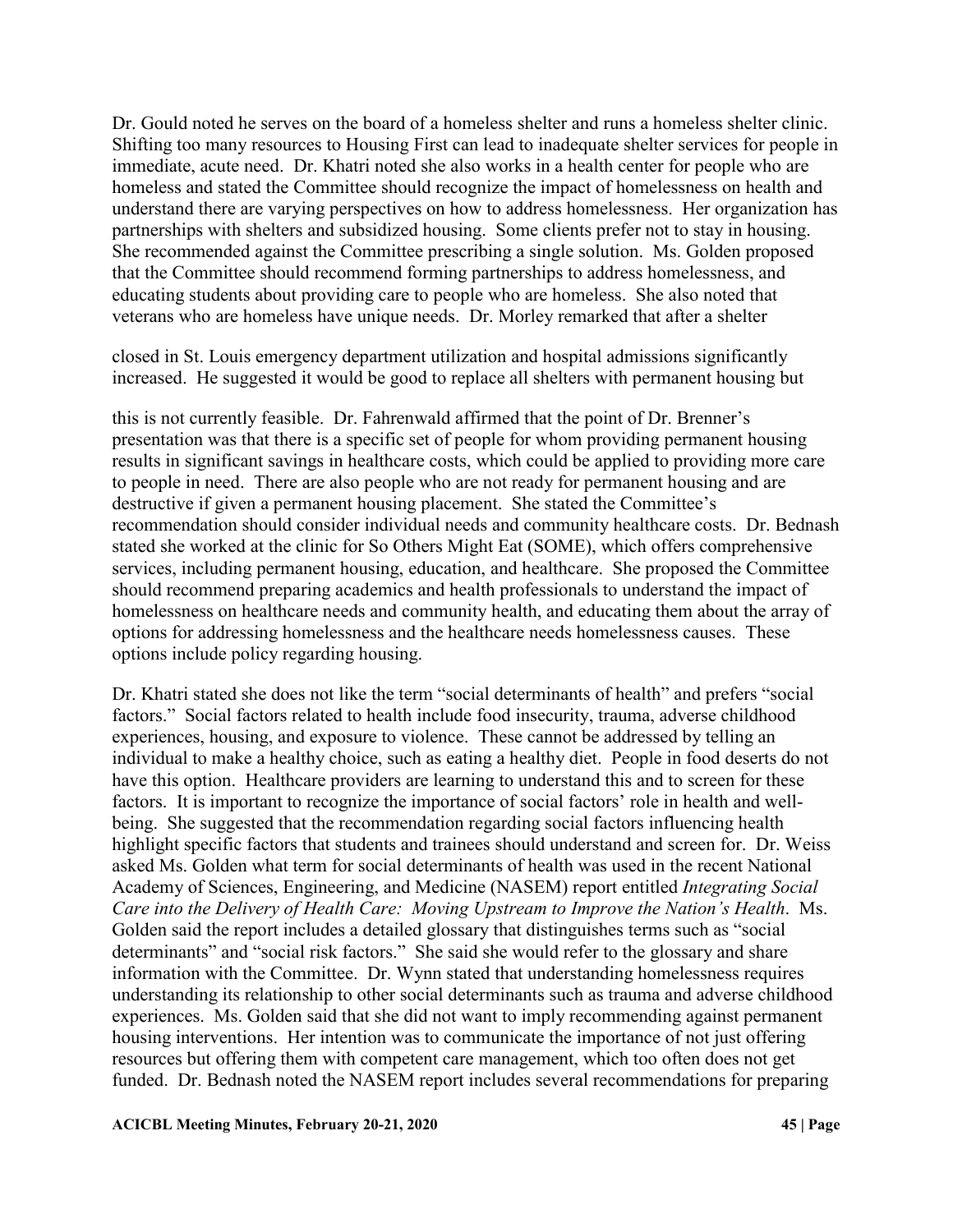Dr. Gould noted he serves on the board of a homeless shelter and runs a homeless shelter clinic. Shifting too many resources to Housing First can lead to inadequate shelter services for people in immediate, acute need. Dr. Khatri noted she also works in a health center for people who are homeless and stated the Committee should recognize the impact of homelessness on health and understand there are varying perspectives on how to address homelessness. Her organization has partnerships with shelters and subsidized housing. Some clients prefer not to stay in housing. She recommended against the Committee prescribing a single solution. Ms. Golden proposed that the Committee should recommend forming partnerships to address homelessness, and educating students about providing care to people who are homeless. She also noted that veterans who are homeless have unique needs. Dr. Morley remarked that after a shelter closed in St. Louis emergency department utilization and hospital admissions significantly increased. He suggested it would be good to replace all shelters with permanent housing but this is not currently feasible. Dr. Fahrenwald affirmed that the point of Dr. Brenner's presentation was that there is a specific set of people for whom providing permanent housing results in significant savings in healthcare costs, which could be applied to providing more care to people in need. There are also people who are not ready for permanent housing and are destructive if given a permanent housing placement. She stated the Committee's recommendation should consider individual needs and community healthcare costs. Dr. Bednash stated she worked at the clinic for So Others Might Eat (SOME), which offers comprehensive services, including permanent housing, education, and healthcare. She proposed the Committee should recommend preparing academics and health professionals to understand the impact of homelessness on healthcare needs and community health, and educating them about the array of options for addressing homelessness and the healthcare needs homelessness causes. These options include policy regarding housing.

Dr. Khatri stated she does not like the term "social determinants of health" and prefers "social factors." Social factors related to health include food insecurity, trauma, adverse childhood experiences, housing, and exposure to violence. These cannot be addressed by telling an individual to make a healthy choice, such as eating a healthy diet. People in food deserts do not have this option. Healthcare providers are learning to understand this and to screen for these factors. It is important to recognize the importance of social factors' role in health and well-being. She suggested that the recommendation regarding social factors influencing health highlight specific factors that students and trainees should understand and screen for. Dr. Weiss asked Ms. Golden what term for social determinants of health was used in the recent National Academy of Sciences, Engineering, and Medicine (NASEM) report entitled *Integrating Social Care into the Delivery of Health Care: Moving Upstream to Improve the Nation's Health*. Ms. Golden said the report includes a detailed glossary that distinguishes terms such as "social determinants" and "social risk factors." She said she would refer to the glossary and share information with the Committee. Dr. Wynn stated that understanding homelessness requires understanding its relationship to other social determinants such as trauma and adverse childhood experiences. Ms. Golden said that she did not want to imply recommending against permanent housing interventions. Her intention was to communicate the importance of not just offering resources but offering them with competent care management, which too often does not get funded. Dr. Bednash noted the NASEM report includes several recommendations for preparing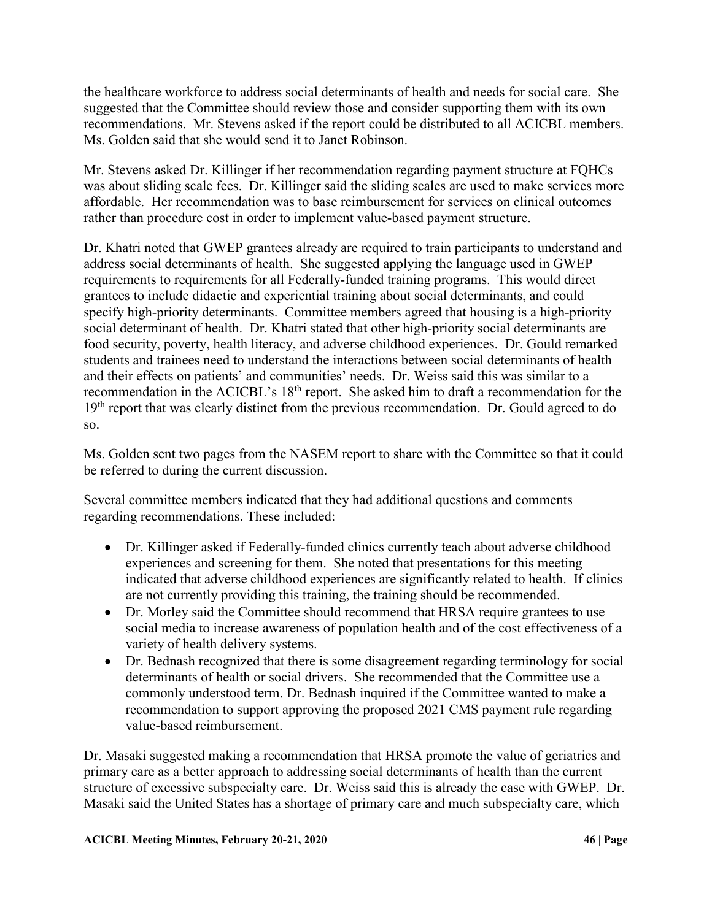the healthcare workforce to address social determinants of health and needs for social care. She suggested that the Committee should review those and consider supporting them with its own recommendations. Mr. Stevens asked if the report could be distributed to all ACICBL members. Ms. Golden said that she would send it to Janet Robinson.

Mr. Stevens asked Dr. Killinger if her recommendation regarding payment structure at FQHCs was about sliding scale fees. Dr. Killinger said the sliding scales are used to make services more affordable. Her recommendation was to base reimbursement for services on clinical outcomes rather than procedure cost in order to implement value-based payment structure.

Dr. Khatri noted that GWEP grantees already are required to train participants to understand and address social determinants of health. She suggested applying the language used in GWEP requirements to requirements for all Federally-funded training programs. This would direct grantees to include didactic and experiential training about social determinants, and could specify high-priority determinants. Committee members agreed that housing is a high-priority social determinant of health. Dr. Khatri stated that other high-priority social determinants are food security, poverty, health literacy, and adverse childhood experiences. Dr. Gould remarked students and trainees need to understand the interactions between social determinants of health and their effects on patients' and communities' needs. Dr. Weiss said this was similar to a recommendation in the ACICBL's 18th report. She asked him to draft a recommendation for the 19th report that was clearly distinct from the previous recommendation. Dr. Gould agreed to do so.

Ms. Golden sent two pages from the NASEM report to share with the Committee so that it could be referred to during the current discussion.

Several committee members indicated that they had additional questions and comments regarding recommendations. These included:

- Dr. Killinger asked if Federally-funded clinics currently teach about adverse childhood experiences and screening for them. She noted that presentations for this meeting indicated that adverse childhood experiences are significantly related to health. If clinics are not currently providing this training, the training should be recommended.
- Dr. Morley said the Committee should recommend that HRSA require grantees to use social media to increase awareness of population health and of the cost effectiveness of a variety of health delivery systems.
- Dr. Bednash recognized that there is some disagreement regarding terminology for social determinants of health or social drivers. She recommended that the Committee use a commonly understood term. Dr. Bednash inquired if the Committee wanted to make a recommendation to support approving the proposed 2021 CMS payment rule regarding value-based reimbursement.

Dr. Masaki suggested making a recommendation that HRSA promote the value of geriatrics and primary care as a better approach to addressing social determinants of health than the current structure of excessive subspecialty care. Dr. Weiss said this is already the case with GWEP. Dr. Masaki said the United States has a shortage of primary care and much subspecialty care, which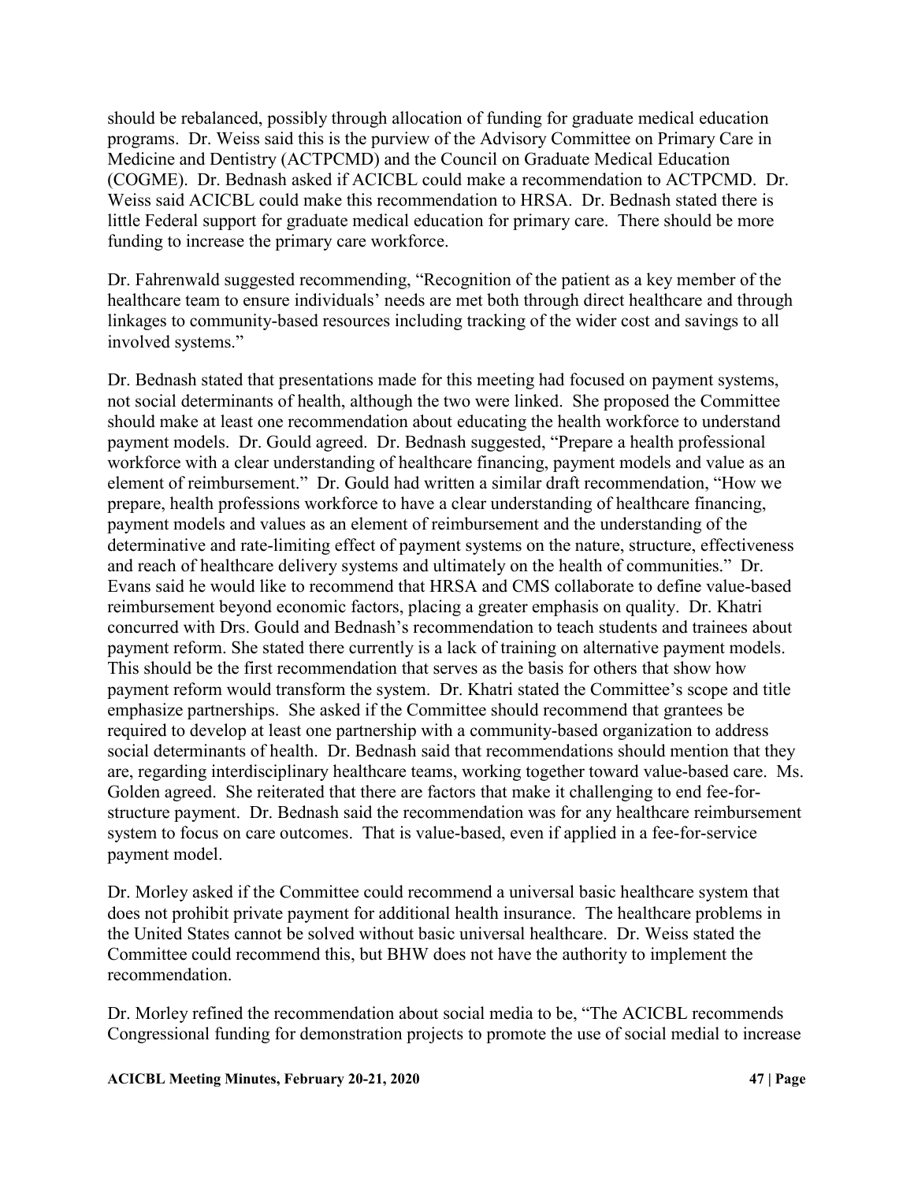should be rebalanced, possibly through allocation of funding for graduate medical education programs. Dr. Weiss said this is the purview of the Advisory Committee on Primary Care in Medicine and Dentistry (ACTPCMD) and the Council on Graduate Medical Education (COGME). Dr. Bednash asked if ACICBL could make a recommendation to ACTPCMD. Dr. Weiss said ACICBL could make this recommendation to HRSA. Dr. Bednash stated there is little Federal support for graduate medical education for primary care. There should be more funding to increase the primary care workforce.

Dr. Fahrenwald suggested recommending, "Recognition of the patient as a key member of the healthcare team to ensure individuals' needs are met both through direct healthcare and through linkages to community-based resources including tracking of the wider cost and savings to all involved systems."

Dr. Bednash stated that presentations made for this meeting had focused on payment systems, not social determinants of health, although the two were linked. She proposed the Committee should make at least one recommendation about educating the health workforce to understand payment models. Dr. Gould agreed. Dr. Bednash suggested, "Prepare a health professional workforce with a clear understanding of healthcare financing, payment models and value as an element of reimbursement." Dr. Gould had written a similar draft recommendation, "How we prepare, health professions workforce to have a clear understanding of healthcare financing, payment models and values as an element of reimbursement and the understanding of the determinative and rate-limiting effect of payment systems on the nature, structure, effectiveness and reach of healthcare delivery systems and ultimately on the health of communities." Dr. Evans said he would like to recommend that HRSA and CMS collaborate to define value-based reimbursement beyond economic factors, placing a greater emphasis on quality. Dr. Khatri concurred with Drs. Gould and Bednash's recommendation to teach students and trainees about payment reform. She stated there currently is a lack of training on alternative payment models. This should be the first recommendation that serves as the basis for others that show how payment reform would transform the system. Dr. Khatri stated the Committee's scope and title emphasize partnerships. She asked if the Committee should recommend that grantees be required to develop at least one partnership with a community-based organization to address social determinants of health. Dr. Bednash said that recommendations should mention that they are, regarding interdisciplinary healthcare teams, working together toward value-based care. Ms. Golden agreed. She reiterated that there are factors that make it challenging to end fee-for-structure payment. Dr. Bednash said the recommendation was for any healthcare reimbursement system to focus on care outcomes. That is value-based, even if applied in a fee-for-service payment model.

Dr. Morley asked if the Committee could recommend a universal basic healthcare system that does not prohibit private payment for additional health insurance. The healthcare problems in the United States cannot be solved without basic universal healthcare. Dr. Weiss stated the Committee could recommend this, but BHW does not have the authority to implement the recommendation.

Dr. Morley refined the recommendation about social media to be, "The ACICBL recommends Congressional funding for demonstration projects to promote the use of social medial to increase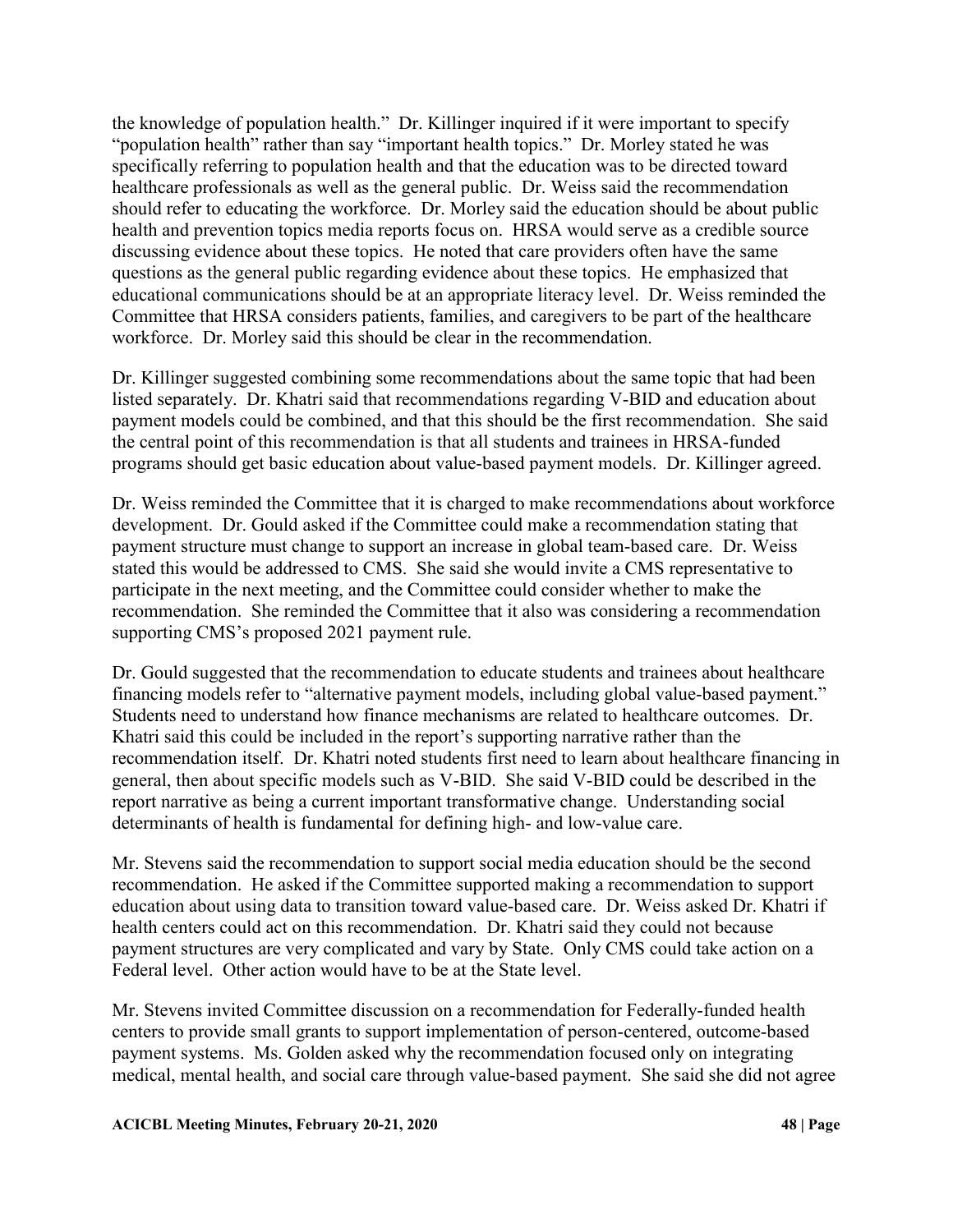the knowledge of population health." Dr. Killinger inquired if it were important to specify "population health" rather than say "important health topics." Dr. Morley stated he was specifically referring to population health and that the education was to be directed toward healthcare professionals as well as the general public. Dr. Weiss said the recommendation should refer to educating the workforce. Dr. Morley said the education should be about public health and prevention topics media reports focus on. HRSA would serve as a credible source discussing evidence about these topics. He noted that care providers often have the same questions as the general public regarding evidence about these topics. He emphasized that educational communications should be at an appropriate literacy level. Dr. Weiss reminded the Committee that HRSA considers patients, families, and caregivers to be part of the healthcare workforce. Dr. Morley said this should be clear in the recommendation.

Dr. Killinger suggested combining some recommendations about the same topic that had been listed separately. Dr. Khatri said that recommendations regarding V-BID and education about payment models could be combined, and that this should be the first recommendation. She said the central point of this recommendation is that all students and trainees in HRSA-funded programs should get basic education about value-based payment models. Dr. Killinger agreed.

Dr. Weiss reminded the Committee that it is charged to make recommendations about workforce development. Dr. Gould asked if the Committee could make a recommendation stating that payment structure must change to support an increase in global team-based care. Dr. Weiss stated this would be addressed to CMS. She said she would invite a CMS representative to participate in the next meeting, and the Committee could consider whether to make the recommendation. She reminded the Committee that it also was considering a recommendation supporting CMS's proposed 2021 payment rule.

Dr. Gould suggested that the recommendation to educate students and trainees about healthcare financing models refer to "alternative payment models, including global value-based payment." Students need to understand how finance mechanisms are related to healthcare outcomes. Dr. Khatri said this could be included in the report's supporting narrative rather than the recommendation itself. Dr. Khatri noted students first need to learn about healthcare financing in general, then about specific models such as V-BID. She said V-BID could be described in the report narrative as being a current important transformative change. Understanding social determinants of health is fundamental for defining high- and low-value care.

Mr. Stevens said the recommendation to support social media education should be the second recommendation. He asked if the Committee supported making a recommendation to support education about using data to transition toward value-based care. Dr. Weiss asked Dr. Khatri if health centers could act on this recommendation. Dr. Khatri said they could not because payment structures are very complicated and vary by State. Only CMS could take action on a Federal level. Other action would have to be at the State level.

Mr. Stevens invited Committee discussion on a recommendation for Federally-funded health centers to provide small grants to support implementation of person-centered, outcome-based payment systems. Ms. Golden asked why the recommendation focused only on integrating medical, mental health, and social care through value-based payment. She said she did not agree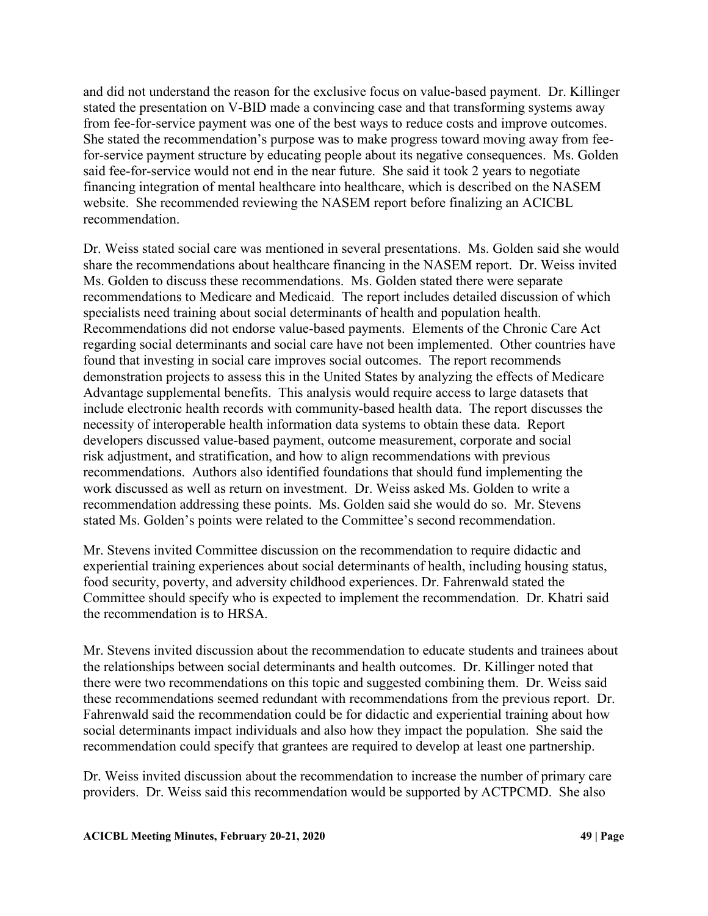and did not understand the reason for the exclusive focus on value-based payment. Dr. Killinger stated the presentation on V-BID made a convincing case and that transforming systems away from fee-for-service payment was one of the best ways to reduce costs and improve outcomes. She stated the recommendation's purpose was to make progress toward moving away from fee-for-service payment structure by educating people about its negative consequences. Ms. Golden said fee-for-service would not end in the near future. She said it took 2 years to negotiate financing integration of mental healthcare into healthcare, which is described on the NASEM website. She recommended reviewing the NASEM report before finalizing an ACICBL recommendation.

Dr. Weiss stated social care was mentioned in several presentations. Ms. Golden said she would share the recommendations about healthcare financing in the NASEM report. Dr. Weiss invited Ms. Golden to discuss these recommendations. Ms. Golden stated there were separate recommendations to Medicare and Medicaid. The report includes detailed discussion of which specialists need training about social determinants of health and population health. Recommendations did not endorse value-based payments. Elements of the Chronic Care Act regarding social determinants and social care have not been implemented. Other countries have found that investing in social care improves social outcomes. The report recommends demonstration projects to assess this in the United States by analyzing the effects of Medicare Advantage supplemental benefits. This analysis would require access to large datasets that include electronic health records with community-based health data. The report discusses the necessity of interoperable health information data systems to obtain these data. Report developers discussed value-based payment, outcome measurement, corporate and social risk adjustment, and stratification, and how to align recommendations with previous recommendations. Authors also identified foundations that should fund implementing the work discussed as well as return on investment. Dr. Weiss asked Ms. Golden to write a recommendation addressing these points. Ms. Golden said she would do so. Mr. Stevens stated Ms. Golden's points were related to the Committee's second recommendation.

Mr. Stevens invited Committee discussion on the recommendation to require didactic and experiential training experiences about social determinants of health, including housing status, food security, poverty, and adversity childhood experiences. Dr. Fahrenwald stated the Committee should specify who is expected to implement the recommendation. Dr. Khatri said the recommendation is to HRSA.

Mr. Stevens invited discussion about the recommendation to educate students and trainees about the relationships between social determinants and health outcomes. Dr. Killinger noted that there were two recommendations on this topic and suggested combining them. Dr. Weiss said these recommendations seemed redundant with recommendations from the previous report. Dr. Fahrenwald said the recommendation could be for didactic and experiential training about how social determinants impact individuals and also how they impact the population. She said the recommendation could specify that grantees are required to develop at least one partnership.

Dr. Weiss invited discussion about the recommendation to increase the number of primary care providers. Dr. Weiss said this recommendation would be supported by ACTPCMD. She also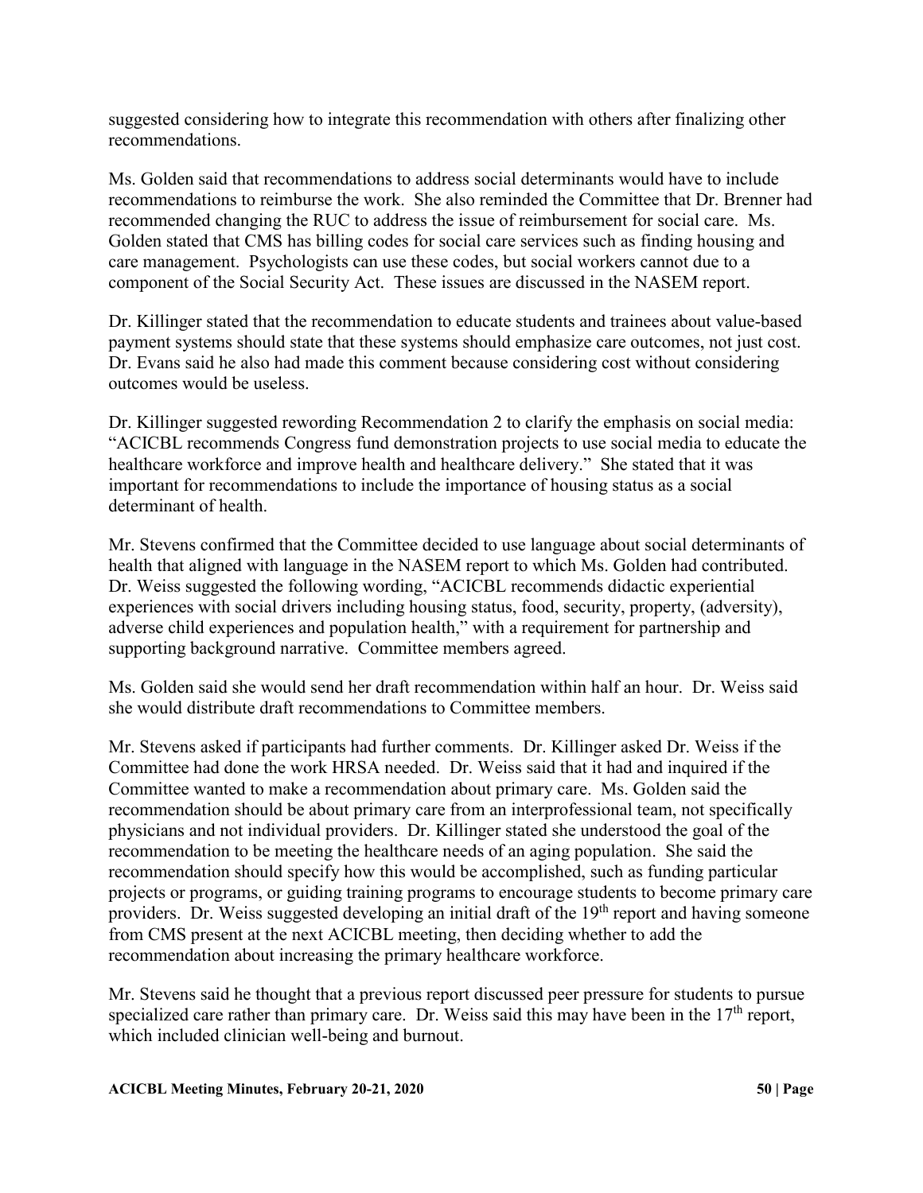suggested considering how to integrate this recommendation with others after finalizing other recommendations.

Ms. Golden said that recommendations to address social determinants would have to include recommendations to reimburse the work. She also reminded the Committee that Dr. Brenner had recommended changing the RUC to address the issue of reimbursement for social care. Ms. Golden stated that CMS has billing codes for social care services such as finding housing and care management. Psychologists can use these codes, but social workers cannot due to a component of the Social Security Act. These issues are discussed in the NASEM report.

Dr. Killinger stated that the recommendation to educate students and trainees about value-based payment systems should state that these systems should emphasize care outcomes, not just cost. Dr. Evans said he also had made this comment because considering cost without considering outcomes would be useless.

Dr. Killinger suggested rewording Recommendation 2 to clarify the emphasis on social media: "ACICBL recommends Congress fund demonstration projects to use social media to educate the healthcare workforce and improve health and healthcare delivery." She stated that it was important for recommendations to include the importance of housing status as a social determinant of health.

Mr. Stevens confirmed that the Committee decided to use language about social determinants of health that aligned with language in the NASEM report to which Ms. Golden had contributed. Dr. Weiss suggested the following wording, "ACICBL recommends didactic experiential experiences with social drivers including housing status, food, security, property, (adversity), adverse child experiences and population health," with a requirement for partnership and supporting background narrative. Committee members agreed.

Ms. Golden said she would send her draft recommendation within half an hour. Dr. Weiss said she would distribute draft recommendations to Committee members.

Mr. Stevens asked if participants had further comments. Dr. Killinger asked Dr. Weiss if the Committee had done the work HRSA needed. Dr. Weiss said that it had and inquired if the Committee wanted to make a recommendation about primary care. Ms. Golden said the recommendation should be about primary care from an interprofessional team, not specifically physicians and not individual providers. Dr. Killinger stated she understood the goal of the recommendation to be meeting the healthcare needs of an aging population. She said the recommendation should specify how this would be accomplished, such as funding particular projects or programs, or guiding training programs to encourage students to become primary care providers. Dr. Weiss suggested developing an initial draft of the 19th report and having someone from CMS present at the next ACICBL meeting, then deciding whether to add the recommendation about increasing the primary healthcare workforce.

Mr. Stevens said he thought that a previous report discussed peer pressure for students to pursue specialized care rather than primary care. Dr. Weiss said this may have been in the 17th report, which included clinician well-being and burnout.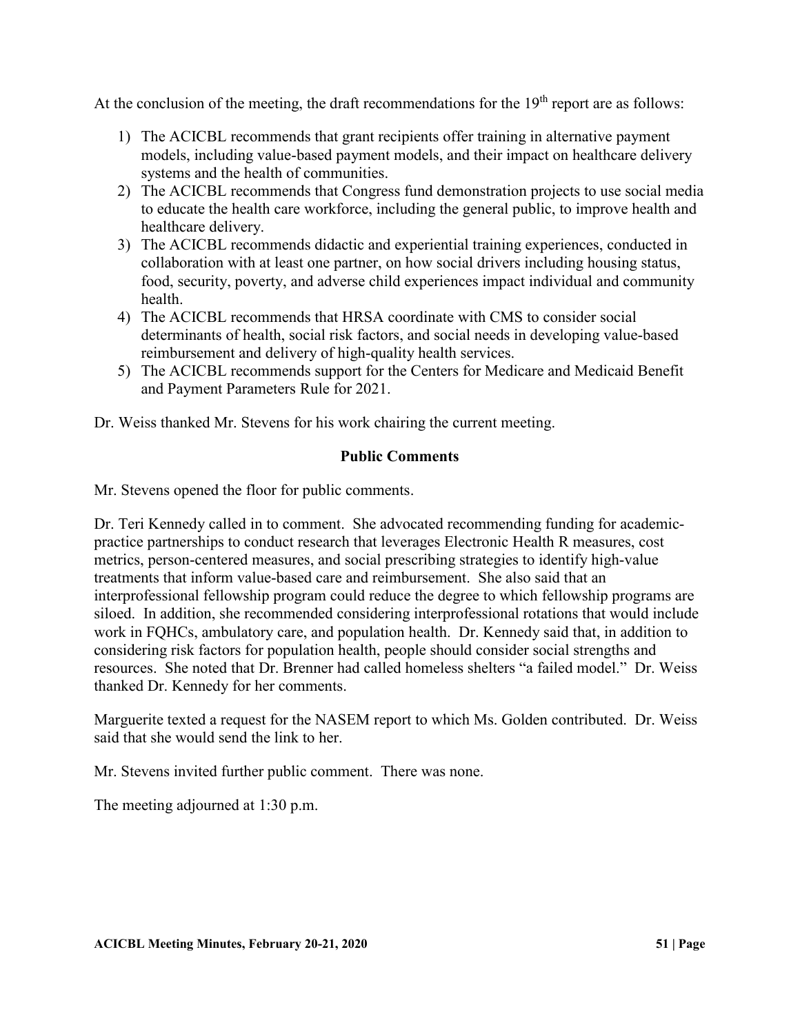At the conclusion of the meeting, the draft recommendations for the 19th report are as follows:

1) The ACICBL recommends that grant recipients offer training in alternative payment models, including value-based payment models, and their impact on healthcare delivery systems and the health of communities.
2) The ACICBL recommends that Congress fund demonstration projects to use social media to educate the health care workforce, including the general public, to improve health and healthcare delivery.
3) The ACICBL recommends didactic and experiential training experiences, conducted in collaboration with at least one partner, on how social drivers including housing status, food, security, poverty, and adverse child experiences impact individual and community health.
4) The ACICBL recommends that HRSA coordinate with CMS to consider social determinants of health, social risk factors, and social needs in developing value-based reimbursement and delivery of high-quality health services.
5) The ACICBL recommends support for the Centers for Medicare and Medicaid Benefit and Payment Parameters Rule for 2021.

Dr. Weiss thanked Mr. Stevens for his work chairing the current meeting.

## Public Comments

Mr. Stevens opened the floor for public comments.

Dr. Teri Kennedy called in to comment. She advocated recommending funding for academic-practice partnerships to conduct research that leverages Electronic Health R measures, cost metrics, person-centered measures, and social prescribing strategies to identify high-value treatments that inform value-based care and reimbursement. She also said that an interprofessional fellowship program could reduce the degree to which fellowship programs are siloed. In addition, she recommended considering interprofessional rotations that would include work in FQHCs, ambulatory care, and population health. Dr. Kennedy said that, in addition to considering risk factors for population health, people should consider social strengths and resources. She noted that Dr. Brenner had called homeless shelters "a failed model." Dr. Weiss thanked Dr. Kennedy for her comments.

Marguerite texted a request for the NASEM report to which Ms. Golden contributed. Dr. Weiss said that she would send the link to her.

Mr. Stevens invited further public comment. There was none.

The meeting adjourned at 1:30 p.m.